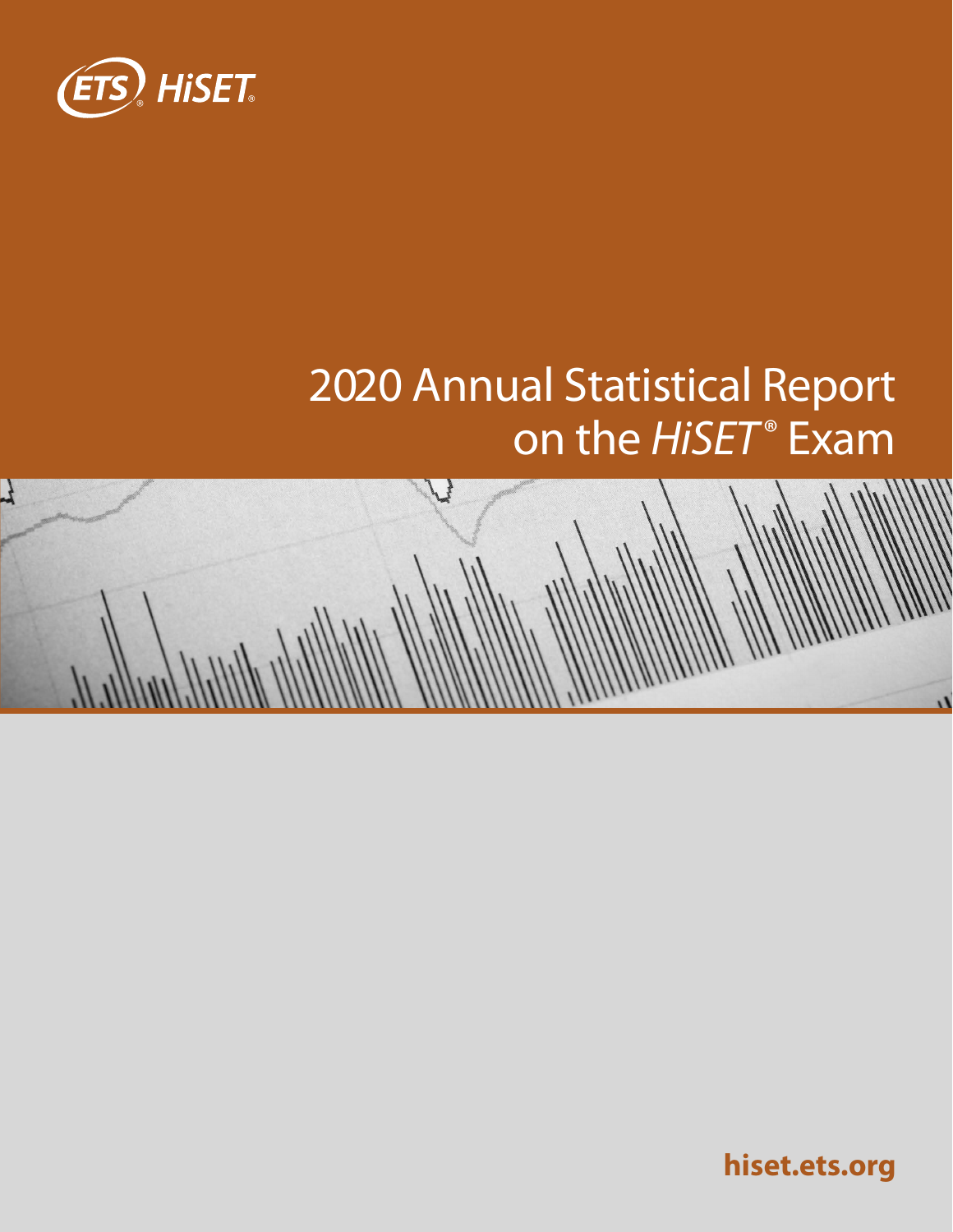ETS® HiSET®

# 2020 Annual Statistical Report on the *HiSET*® Exam

**hiset.ets.org**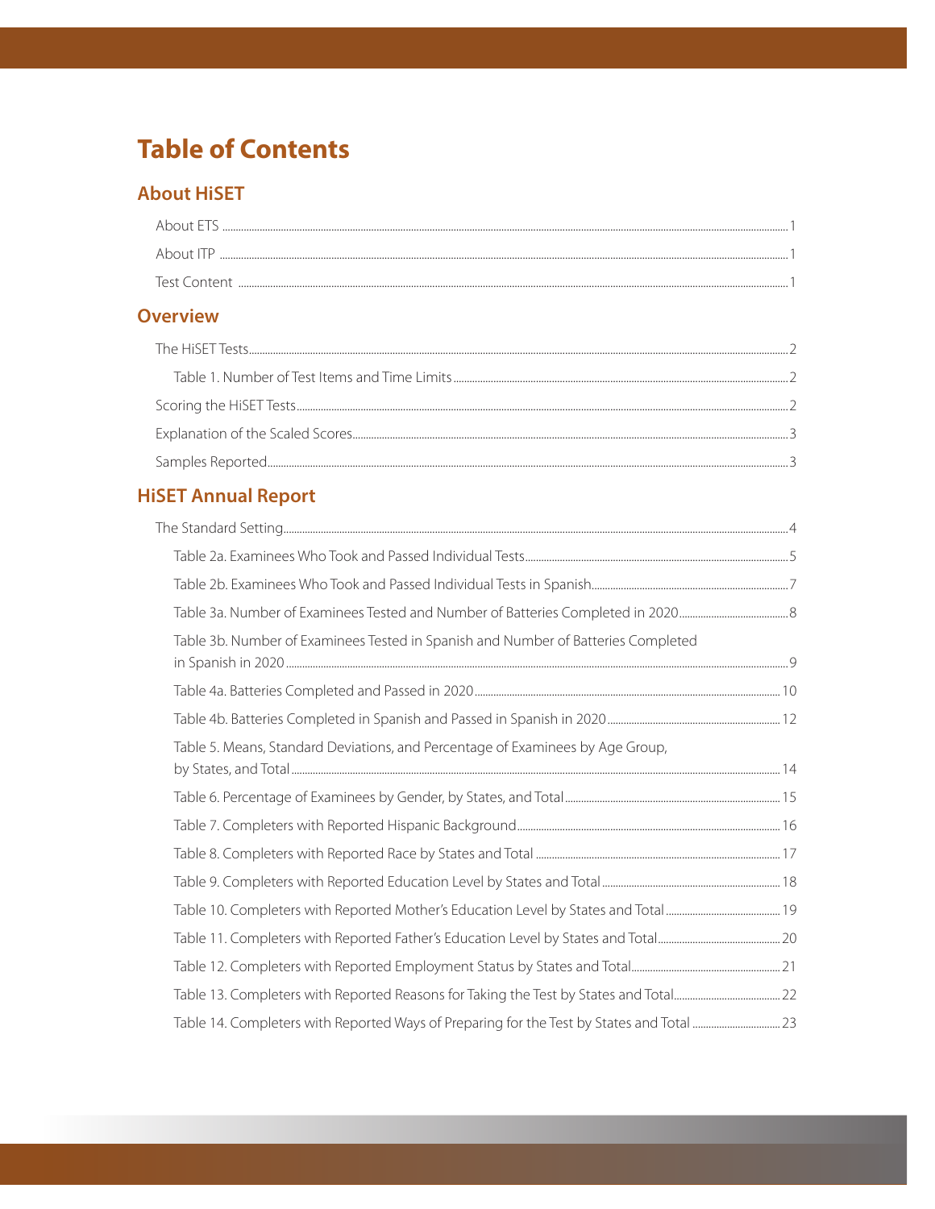# Table of Contents

## About HiSET

About ETS .......... 1

About ITP .......... 1

Test Content .......... 1

## Overview

The HiSET Tests .......... 2

Table 1. Number of Test Items and Time Limits .......... 2

Scoring the HiSET Tests .......... 2

Explanation of the Scaled Scores .......... 3

Samples Reported .......... 3

## HiSET Annual Report

The Standard Setting .......... 4

Table 2a. Examinees Who Took and Passed Individual Tests .......... 5

Table 2b. Examinees Who Took and Passed Individual Tests in Spanish .......... 7

Table 3a. Number of Examinees Tested and Number of Batteries Completed in 2020 .......... 8

Table 3b. Number of Examinees Tested in Spanish and Number of Batteries Completed in Spanish in 2020 .......... 9

Table 4a. Batteries Completed and Passed in 2020 .......... 10

Table 4b. Batteries Completed in Spanish and Passed in Spanish in 2020 .......... 12

Table 5. Means, Standard Deviations, and Percentage of Examinees by Age Group, by States, and Total .......... 14

Table 6. Percentage of Examinees by Gender, by States, and Total .......... 15

Table 7. Completers with Reported Hispanic Background .......... 16

Table 8. Completers with Reported Race by States and Total .......... 17

Table 9. Completers with Reported Education Level by States and Total .......... 18

Table 10. Completers with Reported Mother's Education Level by States and Total .......... 19

Table 11. Completers with Reported Father's Education Level by States and Total .......... 20

Table 12. Completers with Reported Employment Status by States and Total .......... 21

Table 13. Completers with Reported Reasons for Taking the Test by States and Total .......... 22

Table 14. Completers with Reported Ways of Preparing for the Test by States and Total .......... 23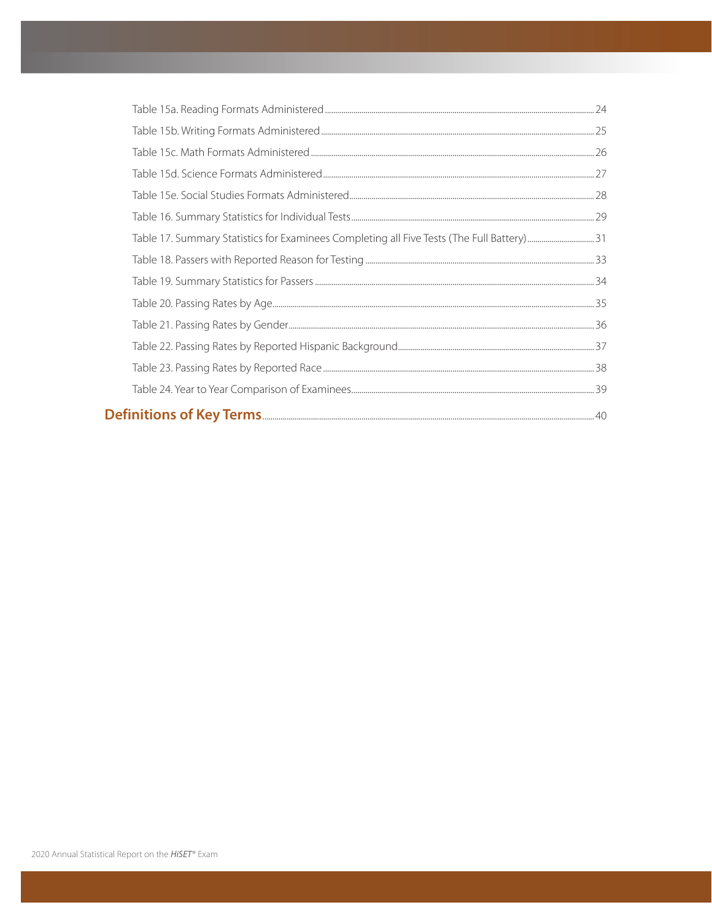Table 15a. Reading Formats Administered ..... 24

Table 15b. Writing Formats Administered ..... 25

Table 15c. Math Formats Administered ..... 26

Table 15d. Science Formats Administered ..... 27

Table 15e. Social Studies Formats Administered ..... 28

Table 16. Summary Statistics for Individual Tests ..... 29

Table 17. Summary Statistics for Examinees Completing all Five Tests (The Full Battery) ..... 31

Table 18. Passers with Reported Reason for Testing ..... 33

Table 19. Summary Statistics for Passers ..... 34

Table 20. Passing Rates by Age ..... 35

Table 21. Passing Rates by Gender ..... 36

Table 22. Passing Rates by Reported Hispanic Background ..... 37

Table 23. Passing Rates by Reported Race ..... 38

Table 24. Year to Year Comparison of Examinees ..... 39

**Definitions of Key Terms** ..... 40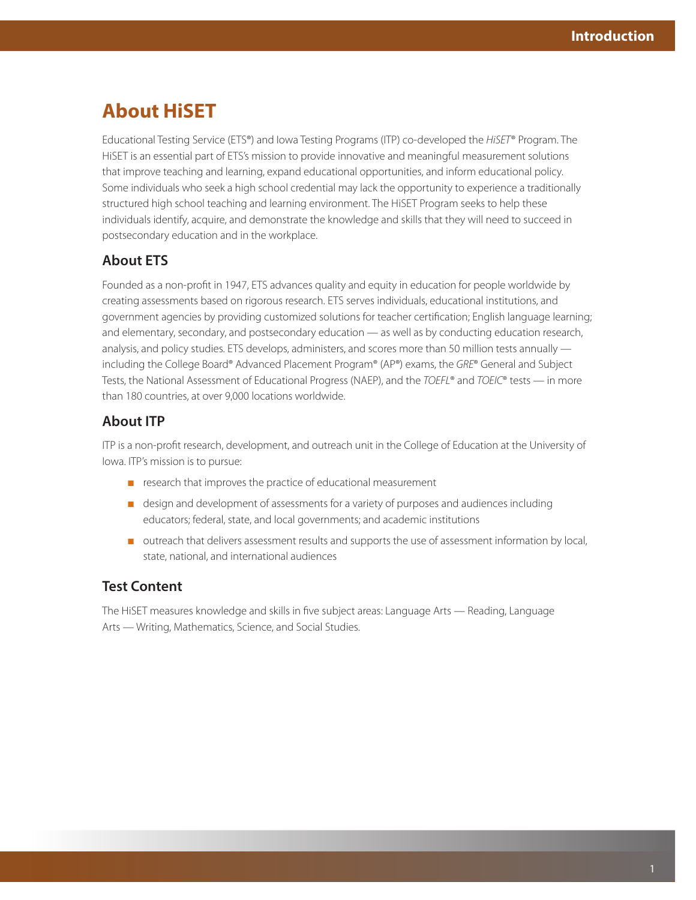# About HiSET

Educational Testing Service (ETS®) and Iowa Testing Programs (ITP) co-developed the *HiSET*® Program. The HiSET is an essential part of ETS's mission to provide innovative and meaningful measurement solutions that improve teaching and learning, expand educational opportunities, and inform educational policy. Some individuals who seek a high school credential may lack the opportunity to experience a traditionally structured high school teaching and learning environment. The HiSET Program seeks to help these individuals identify, acquire, and demonstrate the knowledge and skills that they will need to succeed in postsecondary education and in the workplace.

## About ETS

Founded as a non-profit in 1947, ETS advances quality and equity in education for people worldwide by creating assessments based on rigorous research. ETS serves individuals, educational institutions, and government agencies by providing customized solutions for teacher certification; English language learning; and elementary, secondary, and postsecondary education — as well as by conducting education research, analysis, and policy studies. ETS develops, administers, and scores more than 50 million tests annually — including the College Board® Advanced Placement Program® (AP®) exams, the *GRE*® General and Subject Tests, the National Assessment of Educational Progress (NAEP), and the *TOEFL*® and *TOEIC*® tests — in more than 180 countries, at over 9,000 locations worldwide.

## About ITP

ITP is a non-profit research, development, and outreach unit in the College of Education at the University of Iowa. ITP's mission is to pursue:

- research that improves the practice of educational measurement
- design and development of assessments for a variety of purposes and audiences including educators; federal, state, and local governments; and academic institutions
- outreach that delivers assessment results and supports the use of assessment information by local, state, national, and international audiences

## Test Content

The HiSET measures knowledge and skills in five subject areas: Language Arts — Reading, Language Arts — Writing, Mathematics, Science, and Social Studies.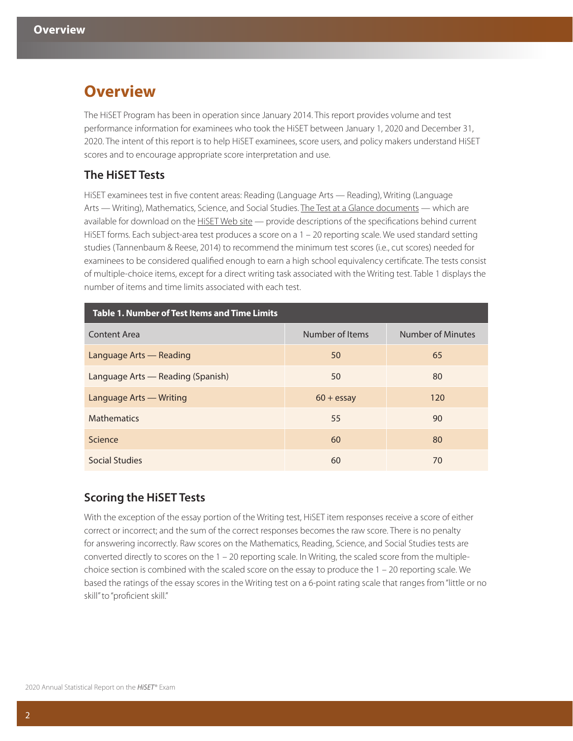# Overview

The HiSET Program has been in operation since January 2014. This report provides volume and test performance information for examinees who took the HiSET between January 1, 2020 and December 31, 2020. The intent of this report is to help HiSET examinees, score users, and policy makers understand HiSET scores and to encourage appropriate score interpretation and use.

## The HiSET Tests

HiSET examinees test in five content areas: Reading (Language Arts — Reading), Writing (Language Arts — Writing), Mathematics, Science, and Social Studies. The Test at a Glance documents — which are available for download on the HiSET Web site — provide descriptions of the specifications behind current HiSET forms. Each subject-area test produces a score on a 1 – 20 reporting scale. We used standard setting studies (Tannenbaum & Reese, 2014) to recommend the minimum test scores (i.e., cut scores) needed for examinees to be considered qualified enough to earn a high school equivalency certificate. The tests consist of multiple-choice items, except for a direct writing task associated with the Writing test. Table 1 displays the number of items and time limits associated with each test.

**Table 1. Number of Test Items and Time Limits**

| Content Area | Number of Items | Number of Minutes |
|---|---|---|
| Language Arts — Reading | 50 | 65 |
| Language Arts — Reading (Spanish) | 50 | 80 |
| Language Arts — Writing | 60 + essay | 120 |
| Mathematics | 55 | 90 |
| Science | 60 | 80 |
| Social Studies | 60 | 70 |

## Scoring the HiSET Tests

With the exception of the essay portion of the Writing test, HiSET item responses receive a score of either correct or incorrect; and the sum of the correct responses becomes the raw score. There is no penalty for answering incorrectly. Raw scores on the Mathematics, Reading, Science, and Social Studies tests are converted directly to scores on the 1 – 20 reporting scale. In Writing, the scaled score from the multiple-choice section is combined with the scaled score on the essay to produce the 1 – 20 reporting scale. We based the ratings of the essay scores in the Writing test on a 6-point rating scale that ranges from "little or no skill" to "proficient skill."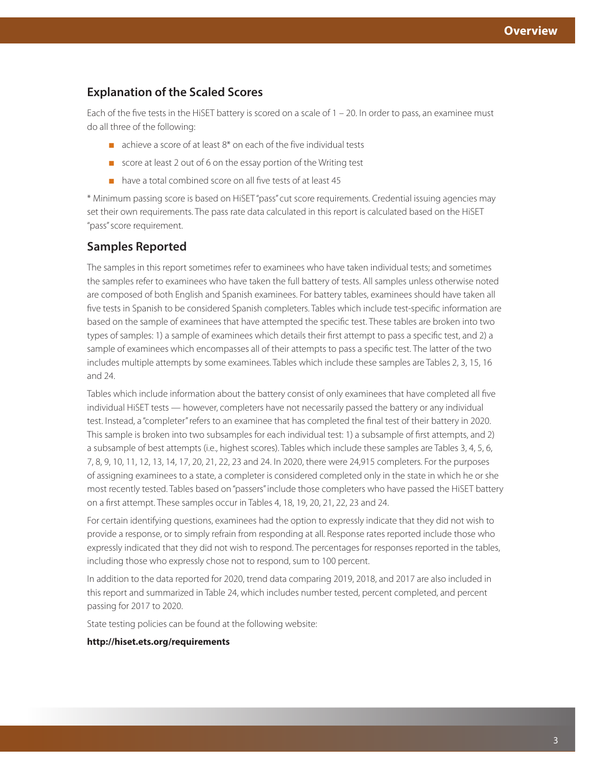## Explanation of the Scaled Scores

Each of the five tests in the HiSET battery is scored on a scale of 1 – 20. In order to pass, an examinee must do all three of the following:

- achieve a score of at least 8* on each of the five individual tests
- score at least 2 out of 6 on the essay portion of the Writing test
- have a total combined score on all five tests of at least 45

* Minimum passing score is based on HiSET "pass" cut score requirements. Credential issuing agencies may set their own requirements. The pass rate data calculated in this report is calculated based on the HiSET "pass" score requirement.

## Samples Reported

The samples in this report sometimes refer to examinees who have taken individual tests; and sometimes the samples refer to examinees who have taken the full battery of tests. All samples unless otherwise noted are composed of both English and Spanish examinees. For battery tables, examinees should have taken all five tests in Spanish to be considered Spanish completers. Tables which include test-specific information are based on the sample of examinees that have attempted the specific test. These tables are broken into two types of samples: 1) a sample of examinees which details their first attempt to pass a specific test, and 2) a sample of examinees which encompasses all of their attempts to pass a specific test. The latter of the two includes multiple attempts by some examinees. Tables which include these samples are Tables 2, 3, 15, 16 and 24.

Tables which include information about the battery consist of only examinees that have completed all five individual HiSET tests — however, completers have not necessarily passed the battery or any individual test. Instead, a "completer" refers to an examinee that has completed the final test of their battery in 2020. This sample is broken into two subsamples for each individual test: 1) a subsample of first attempts, and 2) a subsample of best attempts (i.e., highest scores). Tables which include these samples are Tables 3, 4, 5, 6, 7, 8, 9, 10, 11, 12, 13, 14, 17, 20, 21, 22, 23 and 24. In 2020, there were 24,915 completers. For the purposes of assigning examinees to a state, a completer is considered completed only in the state in which he or she most recently tested. Tables based on "passers" include those completers who have passed the HiSET battery on a first attempt. These samples occur in Tables 4, 18, 19, 20, 21, 22, 23 and 24.

For certain identifying questions, examinees had the option to expressly indicate that they did not wish to provide a response, or to simply refrain from responding at all. Response rates reported include those who expressly indicated that they did not wish to respond. The percentages for responses reported in the tables, including those who expressly chose not to respond, sum to 100 percent.

In addition to the data reported for 2020, trend data comparing 2019, 2018, and 2017 are also included in this report and summarized in Table 24, which includes number tested, percent completed, and percent passing for 2017 to 2020.

State testing policies can be found at the following website:

**http://hiset.ets.org/requirements**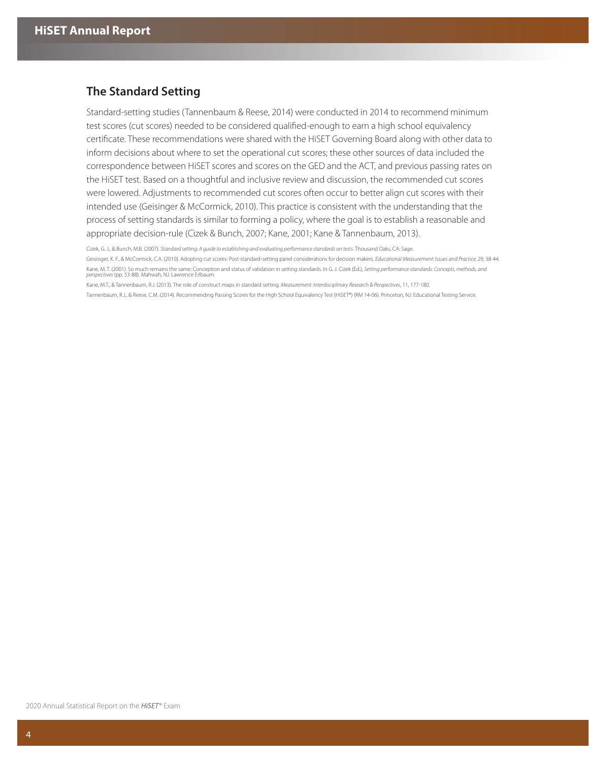## The Standard Setting

Standard-setting studies (Tannenbaum & Reese, 2014) were conducted in 2014 to recommend minimum test scores (cut scores) needed to be considered qualified-enough to earn a high school equivalency certificate. These recommendations were shared with the HiSET Governing Board along with other data to inform decisions about where to set the operational cut scores; these other sources of data included the correspondence between HiSET scores and scores on the GED and the ACT, and previous passing rates on the HiSET test. Based on a thoughtful and inclusive review and discussion, the recommended cut scores were lowered. Adjustments to recommended cut scores often occur to better align cut scores with their intended use (Geisinger & McCormick, 2010). This practice is consistent with the understanding that the process of setting standards is similar to forming a policy, where the goal is to establish a reasonable and appropriate decision-rule (Cizek & Bunch, 2007; Kane, 2001; Kane & Tannenbaum, 2013).

Cizek, G. J., & Bunch, M.B. (2007). *Standard setting: A guide to establishing and evaluating performance standards on tests.* Thousand Oaks, CA: Sage.

Geisinger, K. F., & McCormick, C.A. (2010). Adopting cut scores: Post-standard-setting panel considerations for decision makers. *Educational Measurement: Issues and Practice,* 29, 38-44.

Kane, M. T. (2001). So much remains the same: Conception and status of validation in setting standards. In G. J. Cizek (Ed.), *Setting performance standards: Concepts, methods, and perspectives* (pp. 53-88). Mahwah, NJ: Lawrence Erlbaum.

Kane, M.T., & Tannenbaum, R.J. (2013). The role of construct maps in standard setting. *Measurement: Interdisciplinary Research & Perspectives*, 11, 177-180.

Tannenbaum, R.J., & Reese, C.M. (2014). Recommending Passing Scores for the High School Equivalency Test (HiSET®) (RM 14-06). Princeton, NJ: Educational Testing Service.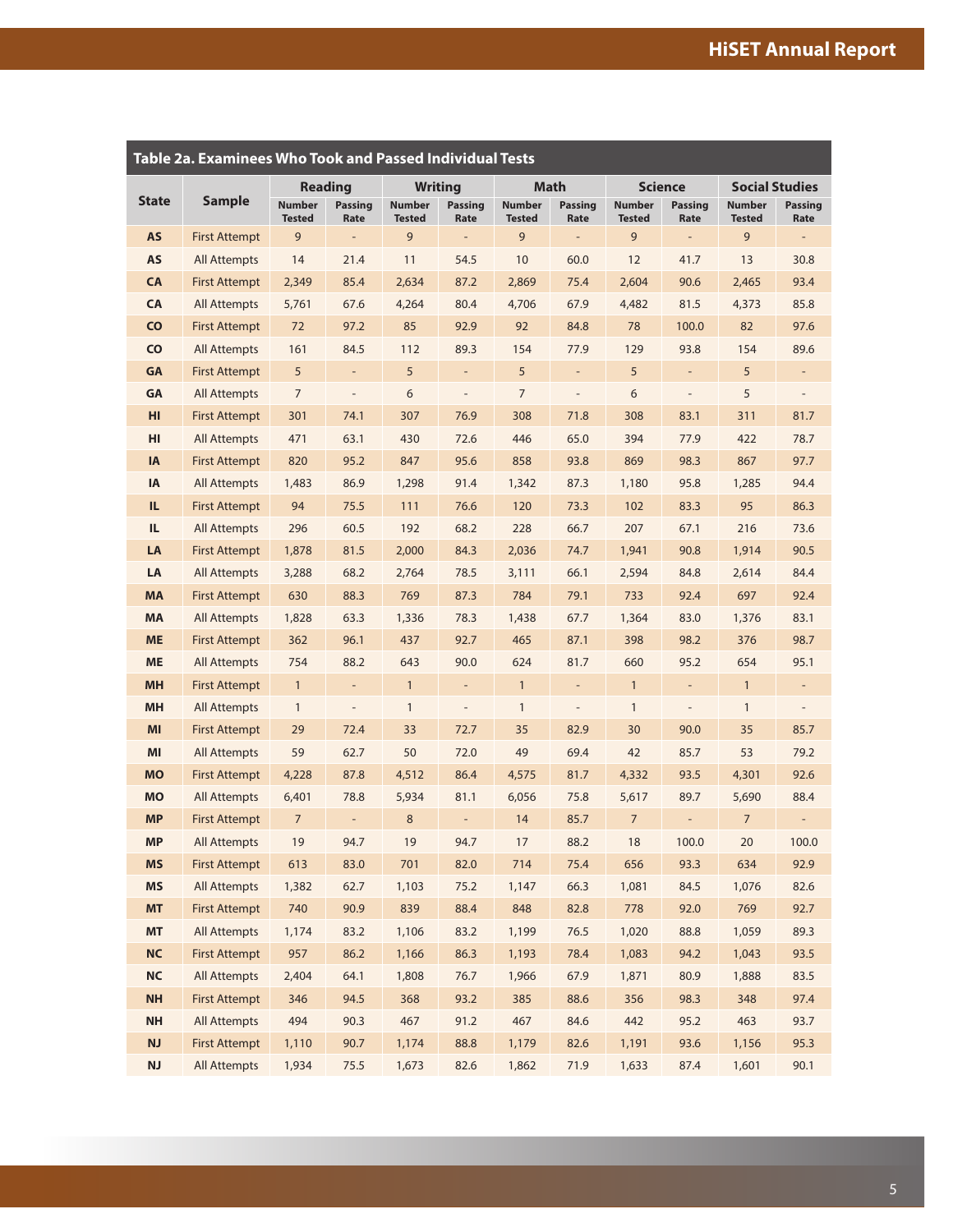**Table 2a. Examinees Who Took and Passed Individual Tests**

| State | Sample | Reading | | Writing | | Math | | Science | | Social Studies | |
|---|---|---|---|---|---|---|---|---|---|---|---|
| | | Number Tested | Passing Rate | Number Tested | Passing Rate | Number Tested | Passing Rate | Number Tested | Passing Rate | Number Tested | Passing Rate |
| AS | First Attempt | 9 | - | 9 | - | 9 | - | 9 | - | 9 | - |
| AS | All Attempts | 14 | 21.4 | 11 | 54.5 | 10 | 60.0 | 12 | 41.7 | 13 | 30.8 |
| CA | First Attempt | 2,349 | 85.4 | 2,634 | 87.2 | 2,869 | 75.4 | 2,604 | 90.6 | 2,465 | 93.4 |
| CA | All Attempts | 5,761 | 67.6 | 4,264 | 80.4 | 4,706 | 67.9 | 4,482 | 81.5 | 4,373 | 85.8 |
| CO | First Attempt | 72 | 97.2 | 85 | 92.9 | 92 | 84.8 | 78 | 100.0 | 82 | 97.6 |
| CO | All Attempts | 161 | 84.5 | 112 | 89.3 | 154 | 77.9 | 129 | 93.8 | 154 | 89.6 |
| GA | First Attempt | 5 | - | 5 | - | 5 | - | 5 | - | 5 | - |
| GA | All Attempts | 7 | - | 6 | - | 7 | - | 6 | - | 5 | - |
| HI | First Attempt | 301 | 74.1 | 307 | 76.9 | 308 | 71.8 | 308 | 83.1 | 311 | 81.7 |
| HI | All Attempts | 471 | 63.1 | 430 | 72.6 | 446 | 65.0 | 394 | 77.9 | 422 | 78.7 |
| IA | First Attempt | 820 | 95.2 | 847 | 95.6 | 858 | 93.8 | 869 | 98.3 | 867 | 97.7 |
| IA | All Attempts | 1,483 | 86.9 | 1,298 | 91.4 | 1,342 | 87.3 | 1,180 | 95.8 | 1,285 | 94.4 |
| IL | First Attempt | 94 | 75.5 | 111 | 76.6 | 120 | 73.3 | 102 | 83.3 | 95 | 86.3 |
| IL | All Attempts | 296 | 60.5 | 192 | 68.2 | 228 | 66.7 | 207 | 67.1 | 216 | 73.6 |
| LA | First Attempt | 1,878 | 81.5 | 2,000 | 84.3 | 2,036 | 74.7 | 1,941 | 90.8 | 1,914 | 90.5 |
| LA | All Attempts | 3,288 | 68.2 | 2,764 | 78.5 | 3,111 | 66.1 | 2,594 | 84.8 | 2,614 | 84.4 |
| MA | First Attempt | 630 | 88.3 | 769 | 87.3 | 784 | 79.1 | 733 | 92.4 | 697 | 92.4 |
| MA | All Attempts | 1,828 | 63.3 | 1,336 | 78.3 | 1,438 | 67.7 | 1,364 | 83.0 | 1,376 | 83.1 |
| ME | First Attempt | 362 | 96.1 | 437 | 92.7 | 465 | 87.1 | 398 | 98.2 | 376 | 98.7 |
| ME | All Attempts | 754 | 88.2 | 643 | 90.0 | 624 | 81.7 | 660 | 95.2 | 654 | 95.1 |
| MH | First Attempt | 1 | - | 1 | - | 1 | - | 1 | - | 1 | - |
| MH | All Attempts | 1 | - | 1 | - | 1 | - | 1 | - | 1 | - |
| MI | First Attempt | 29 | 72.4 | 33 | 72.7 | 35 | 82.9 | 30 | 90.0 | 35 | 85.7 |
| MI | All Attempts | 59 | 62.7 | 50 | 72.0 | 49 | 69.4 | 42 | 85.7 | 53 | 79.2 |
| MO | First Attempt | 4,228 | 87.8 | 4,512 | 86.4 | 4,575 | 81.7 | 4,332 | 93.5 | 4,301 | 92.6 |
| MO | All Attempts | 6,401 | 78.8 | 5,934 | 81.1 | 6,056 | 75.8 | 5,617 | 89.7 | 5,690 | 88.4 |
| MP | First Attempt | 7 | - | 8 | - | 14 | 85.7 | 7 | - | 7 | - |
| MP | All Attempts | 19 | 94.7 | 19 | 94.7 | 17 | 88.2 | 18 | 100.0 | 20 | 100.0 |
| MS | First Attempt | 613 | 83.0 | 701 | 82.0 | 714 | 75.4 | 656 | 93.3 | 634 | 92.9 |
| MS | All Attempts | 1,382 | 62.7 | 1,103 | 75.2 | 1,147 | 66.3 | 1,081 | 84.5 | 1,076 | 82.6 |
| MT | First Attempt | 740 | 90.9 | 839 | 88.4 | 848 | 82.8 | 778 | 92.0 | 769 | 92.7 |
| MT | All Attempts | 1,174 | 83.2 | 1,106 | 83.2 | 1,199 | 76.5 | 1,020 | 88.8 | 1,059 | 89.3 |
| NC | First Attempt | 957 | 86.2 | 1,166 | 86.3 | 1,193 | 78.4 | 1,083 | 94.2 | 1,043 | 93.5 |
| NC | All Attempts | 2,404 | 64.1 | 1,808 | 76.7 | 1,966 | 67.9 | 1,871 | 80.9 | 1,888 | 83.5 |
| NH | First Attempt | 346 | 94.5 | 368 | 93.2 | 385 | 88.6 | 356 | 98.3 | 348 | 97.4 |
| NH | All Attempts | 494 | 90.3 | 467 | 91.2 | 467 | 84.6 | 442 | 95.2 | 463 | 93.7 |
| NJ | First Attempt | 1,110 | 90.7 | 1,174 | 88.8 | 1,179 | 82.6 | 1,191 | 93.6 | 1,156 | 95.3 |
| NJ | All Attempts | 1,934 | 75.5 | 1,673 | 82.6 | 1,862 | 71.9 | 1,633 | 87.4 | 1,601 | 90.1 |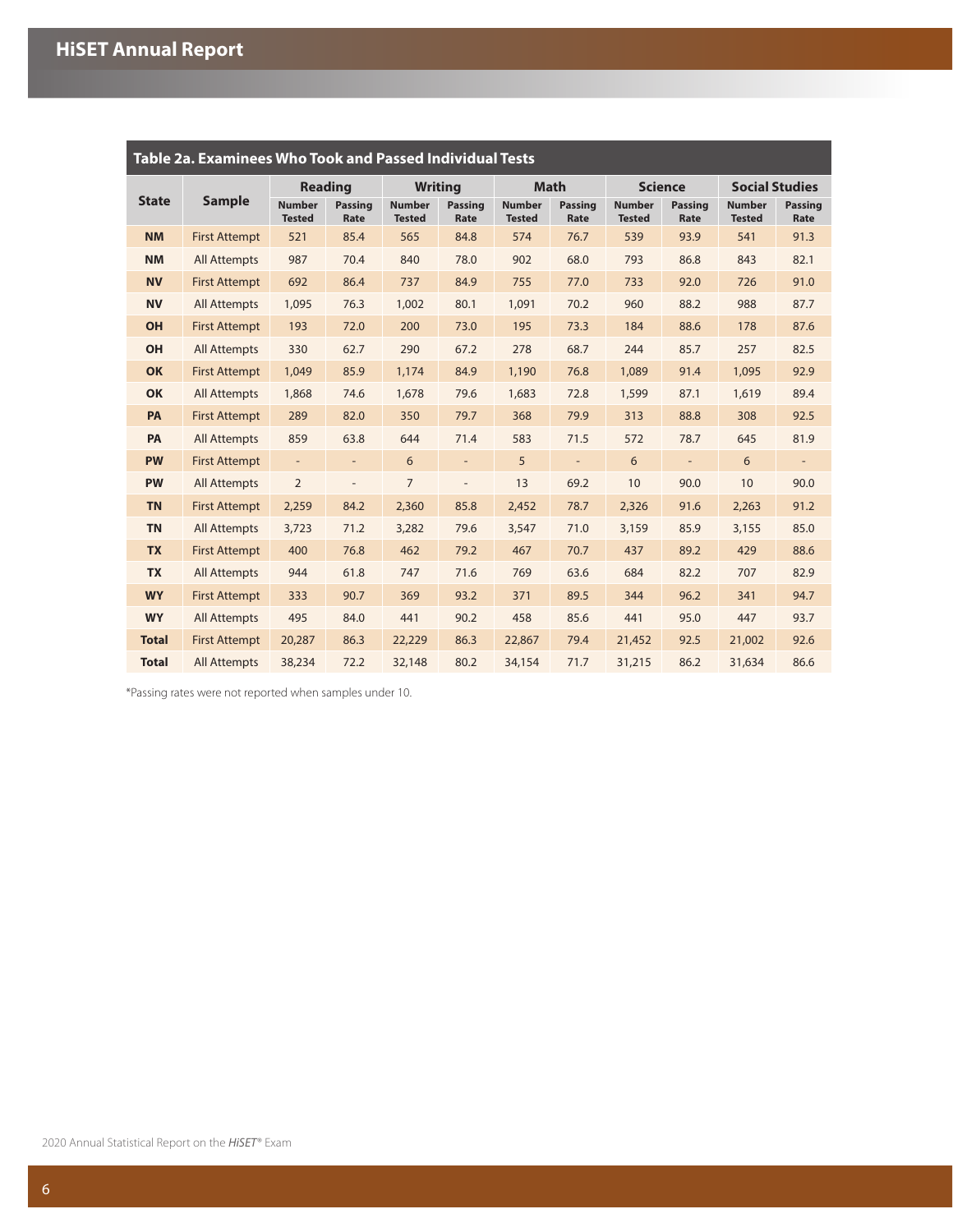**Table 2a. Examinees Who Took and Passed Individual Tests**

| State | Sample | Reading | | Writing | | Math | | Science | | Social Studies | |
|---|---|---|---|---|---|---|---|---|---|---|---|
| | | Number Tested | Passing Rate | Number Tested | Passing Rate | Number Tested | Passing Rate | Number Tested | Passing Rate | Number Tested | Passing Rate |
| **NM** | First Attempt | 521 | 85.4 | 565 | 84.8 | 574 | 76.7 | 539 | 93.9 | 541 | 91.3 |
| **NM** | All Attempts | 987 | 70.4 | 840 | 78.0 | 902 | 68.0 | 793 | 86.8 | 843 | 82.1 |
| **NV** | First Attempt | 692 | 86.4 | 737 | 84.9 | 755 | 77.0 | 733 | 92.0 | 726 | 91.0 |
| **NV** | All Attempts | 1,095 | 76.3 | 1,002 | 80.1 | 1,091 | 70.2 | 960 | 88.2 | 988 | 87.7 |
| **OH** | First Attempt | 193 | 72.0 | 200 | 73.0 | 195 | 73.3 | 184 | 88.6 | 178 | 87.6 |
| **OH** | All Attempts | 330 | 62.7 | 290 | 67.2 | 278 | 68.7 | 244 | 85.7 | 257 | 82.5 |
| **OK** | First Attempt | 1,049 | 85.9 | 1,174 | 84.9 | 1,190 | 76.8 | 1,089 | 91.4 | 1,095 | 92.9 |
| **OK** | All Attempts | 1,868 | 74.6 | 1,678 | 79.6 | 1,683 | 72.8 | 1,599 | 87.1 | 1,619 | 89.4 |
| **PA** | First Attempt | 289 | 82.0 | 350 | 79.7 | 368 | 79.9 | 313 | 88.8 | 308 | 92.5 |
| **PA** | All Attempts | 859 | 63.8 | 644 | 71.4 | 583 | 71.5 | 572 | 78.7 | 645 | 81.9 |
| **PW** | First Attempt | - | - | 6 | - | 5 | - | 6 | - | 6 | - |
| **PW** | All Attempts | 2 | - | 7 | - | 13 | 69.2 | 10 | 90.0 | 10 | 90.0 |
| **TN** | First Attempt | 2,259 | 84.2 | 2,360 | 85.8 | 2,452 | 78.7 | 2,326 | 91.6 | 2,263 | 91.2 |
| **TN** | All Attempts | 3,723 | 71.2 | 3,282 | 79.6 | 3,547 | 71.0 | 3,159 | 85.9 | 3,155 | 85.0 |
| **TX** | First Attempt | 400 | 76.8 | 462 | 79.2 | 467 | 70.7 | 437 | 89.2 | 429 | 88.6 |
| **TX** | All Attempts | 944 | 61.8 | 747 | 71.6 | 769 | 63.6 | 684 | 82.2 | 707 | 82.9 |
| **WY** | First Attempt | 333 | 90.7 | 369 | 93.2 | 371 | 89.5 | 344 | 96.2 | 341 | 94.7 |
| **WY** | All Attempts | 495 | 84.0 | 441 | 90.2 | 458 | 85.6 | 441 | 95.0 | 447 | 93.7 |
| **Total** | First Attempt | 20,287 | 86.3 | 22,229 | 86.3 | 22,867 | 79.4 | 21,452 | 92.5 | 21,002 | 92.6 |
| **Total** | All Attempts | 38,234 | 72.2 | 32,148 | 80.2 | 34,154 | 71.7 | 31,215 | 86.2 | 31,634 | 86.6 |

*Passing rates were not reported when samples under 10.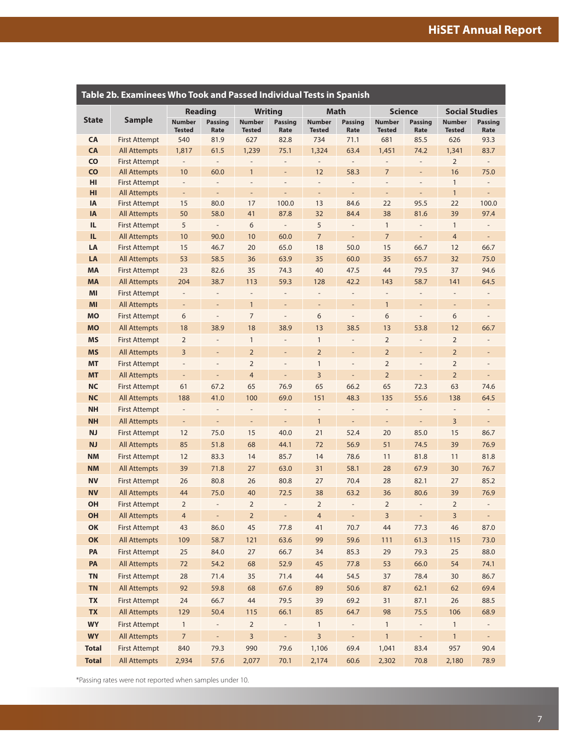**Table 2b. Examinees Who Took and Passed Individual Tests in Spanish**

| State | Sample | Reading | | Writing | | Math | | Science | | Social Studies | |
|---|---|---|---|---|---|---|---|---|---|---|---|
| | | Number Tested | Passing Rate | Number Tested | Passing Rate | Number Tested | Passing Rate | Number Tested | Passing Rate | Number Tested | Passing Rate |
| CA | First Attempt | 540 | 81.9 | 627 | 82.8 | 734 | 71.1 | 681 | 85.5 | 626 | 93.3 |
| CA | All Attempts | 1,817 | 61.5 | 1,239 | 75.1 | 1,324 | 63.4 | 1,451 | 74.2 | 1,341 | 83.7 |
| CO | First Attempt | - | - | - | - | - | - | - | - | 2 | - |
| CO | All Attempts | 10 | 60.0 | 1 | - | 12 | 58.3 | 7 | - | 16 | 75.0 |
| HI | First Attempt | - | - | - | - | - | - | - | - | 1 | - |
| HI | All Attempts | - | - | - | - | - | - | - | - | 1 | - |
| IA | First Attempt | 15 | 80.0 | 17 | 100.0 | 13 | 84.6 | 22 | 95.5 | 22 | 100.0 |
| IA | All Attempts | 50 | 58.0 | 41 | 87.8 | 32 | 84.4 | 38 | 81.6 | 39 | 97.4 |
| IL | First Attempt | 5 | - | 6 | - | 5 | - | 1 | - | 1 | - |
| IL | All Attempts | 10 | 90.0 | 10 | 60.0 | 7 | - | 7 | - | 4 | - |
| LA | First Attempt | 15 | 46.7 | 20 | 65.0 | 18 | 50.0 | 15 | 66.7 | 12 | 66.7 |
| LA | All Attempts | 53 | 58.5 | 36 | 63.9 | 35 | 60.0 | 35 | 65.7 | 32 | 75.0 |
| MA | First Attempt | 23 | 82.6 | 35 | 74.3 | 40 | 47.5 | 44 | 79.5 | 37 | 94.6 |
| MA | All Attempts | 204 | 38.7 | 113 | 59.3 | 128 | 42.2 | 143 | 58.7 | 141 | 64.5 |
| MI | First Attempt | - | - | - | - | - | - | - | - | - | - |
| MI | All Attempts | - | - | 1 | - | - | - | 1 | - | - | - |
| MO | First Attempt | 6 | - | 7 | - | 6 | - | 6 | - | 6 | - |
| MO | All Attempts | 18 | 38.9 | 18 | 38.9 | 13 | 38.5 | 13 | 53.8 | 12 | 66.7 |
| MS | First Attempt | 2 | - | 1 | - | 1 | - | 2 | - | 2 | - |
| MS | All Attempts | 3 | - | 2 | - | 2 | - | 2 | - | 2 | - |
| MT | First Attempt | - | - | 2 | - | 1 | - | 2 | - | 2 | - |
| MT | All Attempts | - | - | 4 | - | 3 | - | 2 | - | 2 | - |
| NC | First Attempt | 61 | 67.2 | 65 | 76.9 | 65 | 66.2 | 65 | 72.3 | 63 | 74.6 |
| NC | All Attempts | 188 | 41.0 | 100 | 69.0 | 151 | 48.3 | 135 | 55.6 | 138 | 64.5 |
| NH | First Attempt | - | - | - | - | - | - | - | - | - | - |
| NH | All Attempts | - | - | - | - | 1 | - | - | - | 3 | - |
| NJ | First Attempt | 12 | 75.0 | 15 | 40.0 | 21 | 52.4 | 20 | 85.0 | 15 | 86.7 |
| NJ | All Attempts | 85 | 51.8 | 68 | 44.1 | 72 | 56.9 | 51 | 74.5 | 39 | 76.9 |
| NM | First Attempt | 12 | 83.3 | 14 | 85.7 | 14 | 78.6 | 11 | 81.8 | 11 | 81.8 |
| NM | All Attempts | 39 | 71.8 | 27 | 63.0 | 31 | 58.1 | 28 | 67.9 | 30 | 76.7 |
| NV | First Attempt | 26 | 80.8 | 26 | 80.8 | 27 | 70.4 | 28 | 82.1 | 27 | 85.2 |
| NV | All Attempts | 44 | 75.0 | 40 | 72.5 | 38 | 63.2 | 36 | 80.6 | 39 | 76.9 |
| OH | First Attempt | 2 | - | 2 | - | 2 | - | 2 | - | 2 | - |
| OH | All Attempts | 4 | - | 2 | - | 4 | - | 3 | - | 3 | - |
| OK | First Attempt | 43 | 86.0 | 45 | 77.8 | 41 | 70.7 | 44 | 77.3 | 46 | 87.0 |
| OK | All Attempts | 109 | 58.7 | 121 | 63.6 | 99 | 59.6 | 111 | 61.3 | 115 | 73.0 |
| PA | First Attempt | 25 | 84.0 | 27 | 66.7 | 34 | 85.3 | 29 | 79.3 | 25 | 88.0 |
| PA | All Attempts | 72 | 54.2 | 68 | 52.9 | 45 | 77.8 | 53 | 66.0 | 54 | 74.1 |
| TN | First Attempt | 28 | 71.4 | 35 | 71.4 | 44 | 54.5 | 37 | 78.4 | 30 | 86.7 |
| TN | All Attempts | 92 | 59.8 | 68 | 67.6 | 89 | 50.6 | 87 | 62.1 | 62 | 69.4 |
| TX | First Attempt | 24 | 66.7 | 44 | 79.5 | 39 | 69.2 | 31 | 87.1 | 26 | 88.5 |
| TX | All Attempts | 129 | 50.4 | 115 | 66.1 | 85 | 64.7 | 98 | 75.5 | 106 | 68.9 |
| WY | First Attempt | 1 | - | 2 | - | 1 | - | 1 | - | 1 | - |
| WY | All Attempts | 7 | - | 3 | - | 3 | - | 1 | - | 1 | - |
| Total | First Attempt | 840 | 79.3 | 990 | 79.6 | 1,106 | 69.4 | 1,041 | 83.4 | 957 | 90.4 |
| Total | All Attempts | 2,934 | 57.6 | 2,077 | 70.1 | 2,174 | 60.6 | 2,302 | 70.8 | 2,180 | 78.9 |

*Passing rates were not reported when samples under 10.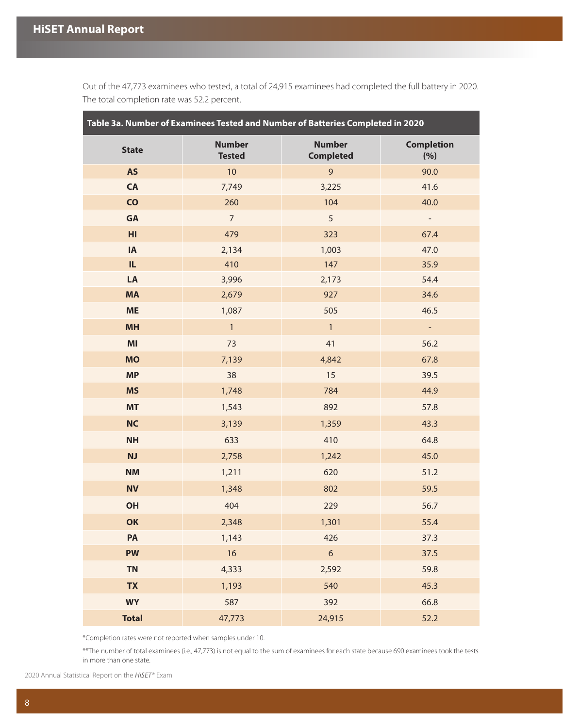Out of the 47,773 examinees who tested, a total of 24,915 examinees had completed the full battery in 2020. The total completion rate was 52.2 percent.

**Table 3a. Number of Examinees Tested and Number of Batteries Completed in 2020**

| State | Number Tested | Number Completed | Completion (%) |
|---|---|---|---|
| AS | 10 | 9 | 90.0 |
| CA | 7,749 | 3,225 | 41.6 |
| CO | 260 | 104 | 40.0 |
| GA | 7 | 5 | - |
| HI | 479 | 323 | 67.4 |
| IA | 2,134 | 1,003 | 47.0 |
| IL | 410 | 147 | 35.9 |
| LA | 3,996 | 2,173 | 54.4 |
| MA | 2,679 | 927 | 34.6 |
| ME | 1,087 | 505 | 46.5 |
| MH | 1 | 1 | - |
| MI | 73 | 41 | 56.2 |
| MO | 7,139 | 4,842 | 67.8 |
| MP | 38 | 15 | 39.5 |
| MS | 1,748 | 784 | 44.9 |
| MT | 1,543 | 892 | 57.8 |
| NC | 3,139 | 1,359 | 43.3 |
| NH | 633 | 410 | 64.8 |
| NJ | 2,758 | 1,242 | 45.0 |
| NM | 1,211 | 620 | 51.2 |
| NV | 1,348 | 802 | 59.5 |
| OH | 404 | 229 | 56.7 |
| OK | 2,348 | 1,301 | 55.4 |
| PA | 1,143 | 426 | 37.3 |
| PW | 16 | 6 | 37.5 |
| TN | 4,333 | 2,592 | 59.8 |
| TX | 1,193 | 540 | 45.3 |
| WY | 587 | 392 | 66.8 |
| **Total** | 47,773 | 24,915 | 52.2 |

*Completion rates were not reported when samples under 10.

**The number of total examinees (i.e., 47,773) is not equal to the sum of examinees for each state because 690 examinees took the tests in more than one state.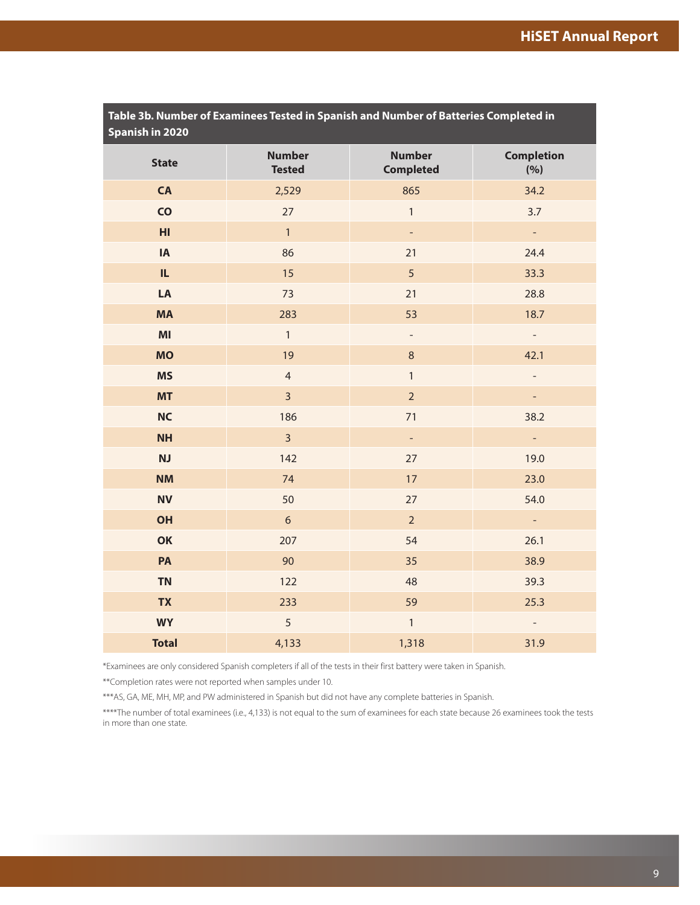**Table 3b. Number of Examinees Tested in Spanish and Number of Batteries Completed in Spanish in 2020**

| State | Number Tested | Number Completed | Completion (%) |
|---|---|---|---|
| CA | 2,529 | 865 | 34.2 |
| CO | 27 | 1 | 3.7 |
| HI | 1 | - | - |
| IA | 86 | 21 | 24.4 |
| IL | 15 | 5 | 33.3 |
| LA | 73 | 21 | 28.8 |
| MA | 283 | 53 | 18.7 |
| MI | 1 | - | - |
| MO | 19 | 8 | 42.1 |
| MS | 4 | 1 | - |
| MT | 3 | 2 | - |
| NC | 186 | 71 | 38.2 |
| NH | 3 | - | - |
| NJ | 142 | 27 | 19.0 |
| NM | 74 | 17 | 23.0 |
| NV | 50 | 27 | 54.0 |
| OH | 6 | 2 | - |
| OK | 207 | 54 | 26.1 |
| PA | 90 | 35 | 38.9 |
| TN | 122 | 48 | 39.3 |
| TX | 233 | 59 | 25.3 |
| WY | 5 | 1 | - |
| **Total** | 4,133 | 1,318 | 31.9 |

*Examinees are only considered Spanish completers if all of the tests in their first battery were taken in Spanish.

**Completion rates were not reported when samples under 10.

***AS, GA, ME, MH, MP, and PW administered in Spanish but did not have any complete batteries in Spanish.

****The number of total examinees (i.e., 4,133) is not equal to the sum of examinees for each state because 26 examinees took the tests in more than one state.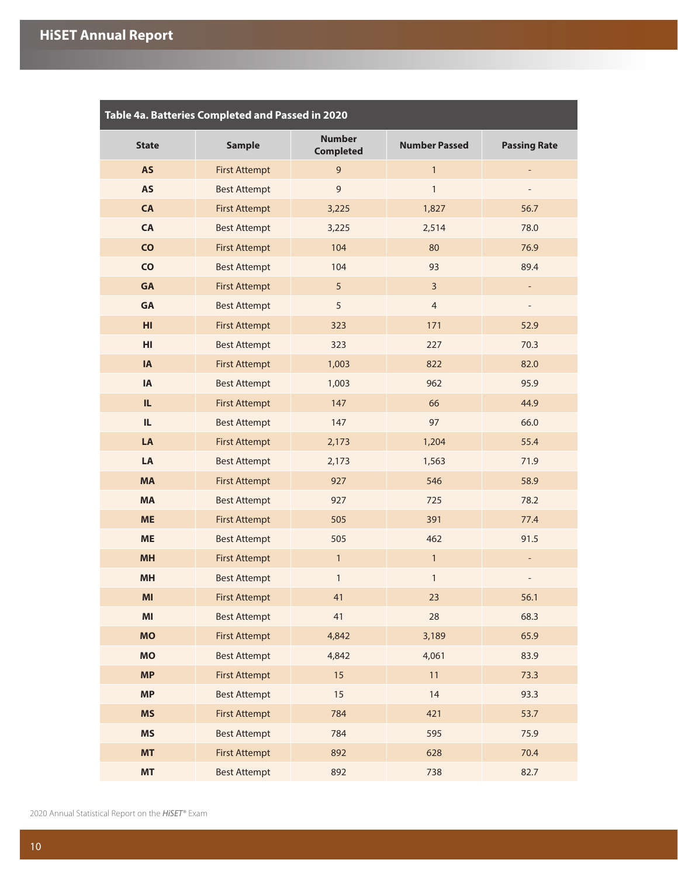**Table 4a. Batteries Completed and Passed in 2020**

| State | Sample | Number Completed | Number Passed | Passing Rate |
|---|---|---|---|---|
| AS | First Attempt | 9 | 1 | - |
| AS | Best Attempt | 9 | 1 | - |
| CA | First Attempt | 3,225 | 1,827 | 56.7 |
| CA | Best Attempt | 3,225 | 2,514 | 78.0 |
| CO | First Attempt | 104 | 80 | 76.9 |
| CO | Best Attempt | 104 | 93 | 89.4 |
| GA | First Attempt | 5 | 3 | - |
| GA | Best Attempt | 5 | 4 | - |
| HI | First Attempt | 323 | 171 | 52.9 |
| HI | Best Attempt | 323 | 227 | 70.3 |
| IA | First Attempt | 1,003 | 822 | 82.0 |
| IA | Best Attempt | 1,003 | 962 | 95.9 |
| IL | First Attempt | 147 | 66 | 44.9 |
| IL | Best Attempt | 147 | 97 | 66.0 |
| LA | First Attempt | 2,173 | 1,204 | 55.4 |
| LA | Best Attempt | 2,173 | 1,563 | 71.9 |
| MA | First Attempt | 927 | 546 | 58.9 |
| MA | Best Attempt | 927 | 725 | 78.2 |
| ME | First Attempt | 505 | 391 | 77.4 |
| ME | Best Attempt | 505 | 462 | 91.5 |
| MH | First Attempt | 1 | 1 | - |
| MH | Best Attempt | 1 | 1 | - |
| MI | First Attempt | 41 | 23 | 56.1 |
| MI | Best Attempt | 41 | 28 | 68.3 |
| MO | First Attempt | 4,842 | 3,189 | 65.9 |
| MO | Best Attempt | 4,842 | 4,061 | 83.9 |
| MP | First Attempt | 15 | 11 | 73.3 |
| MP | Best Attempt | 15 | 14 | 93.3 |
| MS | First Attempt | 784 | 421 | 53.7 |
| MS | Best Attempt | 784 | 595 | 75.9 |
| MT | First Attempt | 892 | 628 | 70.4 |
| MT | Best Attempt | 892 | 738 | 82.7 |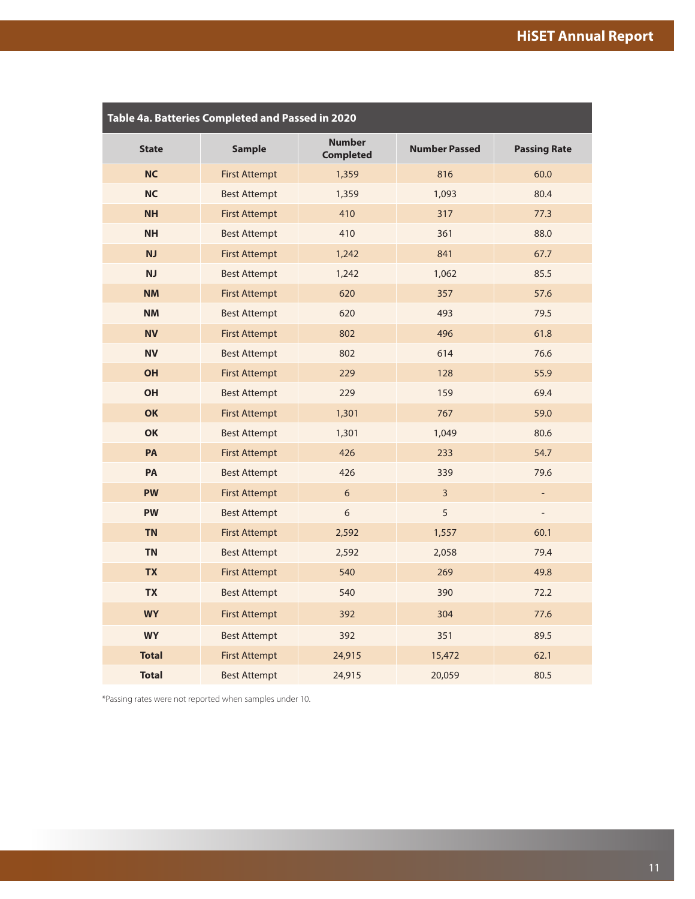| Table 4a. Batteries Completed and Passed in 2020 | | | | |
|---|---|---|---|---|
| **State** | **Sample** | **Number Completed** | **Number Passed** | **Passing Rate** |
| **NC** | First Attempt | 1,359 | 816 | 60.0 |
| **NC** | Best Attempt | 1,359 | 1,093 | 80.4 |
| **NH** | First Attempt | 410 | 317 | 77.3 |
| **NH** | Best Attempt | 410 | 361 | 88.0 |
| **NJ** | First Attempt | 1,242 | 841 | 67.7 |
| **NJ** | Best Attempt | 1,242 | 1,062 | 85.5 |
| **NM** | First Attempt | 620 | 357 | 57.6 |
| **NM** | Best Attempt | 620 | 493 | 79.5 |
| **NV** | First Attempt | 802 | 496 | 61.8 |
| **NV** | Best Attempt | 802 | 614 | 76.6 |
| **OH** | First Attempt | 229 | 128 | 55.9 |
| **OH** | Best Attempt | 229 | 159 | 69.4 |
| **OK** | First Attempt | 1,301 | 767 | 59.0 |
| **OK** | Best Attempt | 1,301 | 1,049 | 80.6 |
| **PA** | First Attempt | 426 | 233 | 54.7 |
| **PA** | Best Attempt | 426 | 339 | 79.6 |
| **PW** | First Attempt | 6 | 3 | - |
| **PW** | Best Attempt | 6 | 5 | - |
| **TN** | First Attempt | 2,592 | 1,557 | 60.1 |
| **TN** | Best Attempt | 2,592 | 2,058 | 79.4 |
| **TX** | First Attempt | 540 | 269 | 49.8 |
| **TX** | Best Attempt | 540 | 390 | 72.2 |
| **WY** | First Attempt | 392 | 304 | 77.6 |
| **WY** | Best Attempt | 392 | 351 | 89.5 |
| **Total** | First Attempt | 24,915 | 15,472 | 62.1 |
| **Total** | Best Attempt | 24,915 | 20,059 | 80.5 |

*Passing rates were not reported when samples under 10.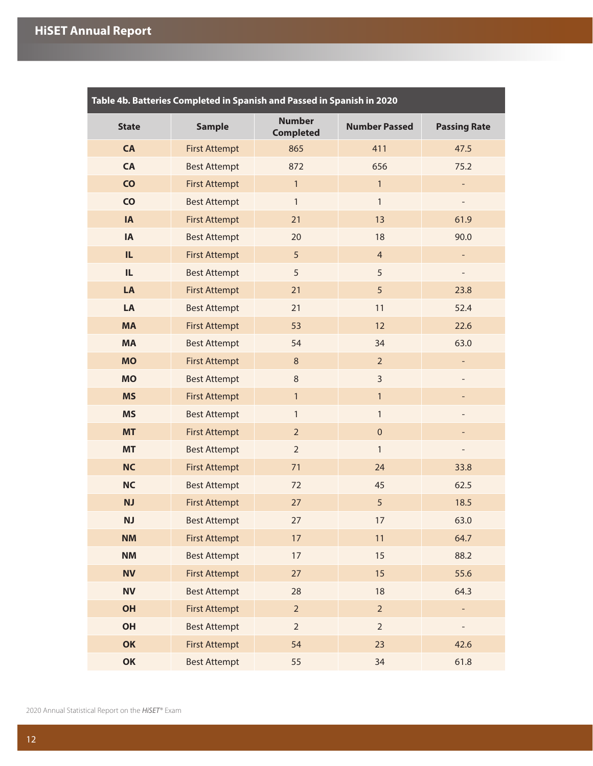**Table 4b. Batteries Completed in Spanish and Passed in Spanish in 2020**

| State | Sample | Number Completed | Number Passed | Passing Rate |
|---|---|---|---|---|
| CA | First Attempt | 865 | 411 | 47.5 |
| CA | Best Attempt | 872 | 656 | 75.2 |
| CO | First Attempt | 1 | 1 | - |
| CO | Best Attempt | 1 | 1 | - |
| IA | First Attempt | 21 | 13 | 61.9 |
| IA | Best Attempt | 20 | 18 | 90.0 |
| IL | First Attempt | 5 | 4 | - |
| IL | Best Attempt | 5 | 5 | - |
| LA | First Attempt | 21 | 5 | 23.8 |
| LA | Best Attempt | 21 | 11 | 52.4 |
| MA | First Attempt | 53 | 12 | 22.6 |
| MA | Best Attempt | 54 | 34 | 63.0 |
| MO | First Attempt | 8 | 2 | - |
| MO | Best Attempt | 8 | 3 | - |
| MS | First Attempt | 1 | 1 | - |
| MS | Best Attempt | 1 | 1 | - |
| MT | First Attempt | 2 | 0 | - |
| MT | Best Attempt | 2 | 1 | - |
| NC | First Attempt | 71 | 24 | 33.8 |
| NC | Best Attempt | 72 | 45 | 62.5 |
| NJ | First Attempt | 27 | 5 | 18.5 |
| NJ | Best Attempt | 27 | 17 | 63.0 |
| NM | First Attempt | 17 | 11 | 64.7 |
| NM | Best Attempt | 17 | 15 | 88.2 |
| NV | First Attempt | 27 | 15 | 55.6 |
| NV | Best Attempt | 28 | 18 | 64.3 |
| OH | First Attempt | 2 | 2 | - |
| OH | Best Attempt | 2 | 2 | - |
| OK | First Attempt | 54 | 23 | 42.6 |
| OK | Best Attempt | 55 | 34 | 61.8 |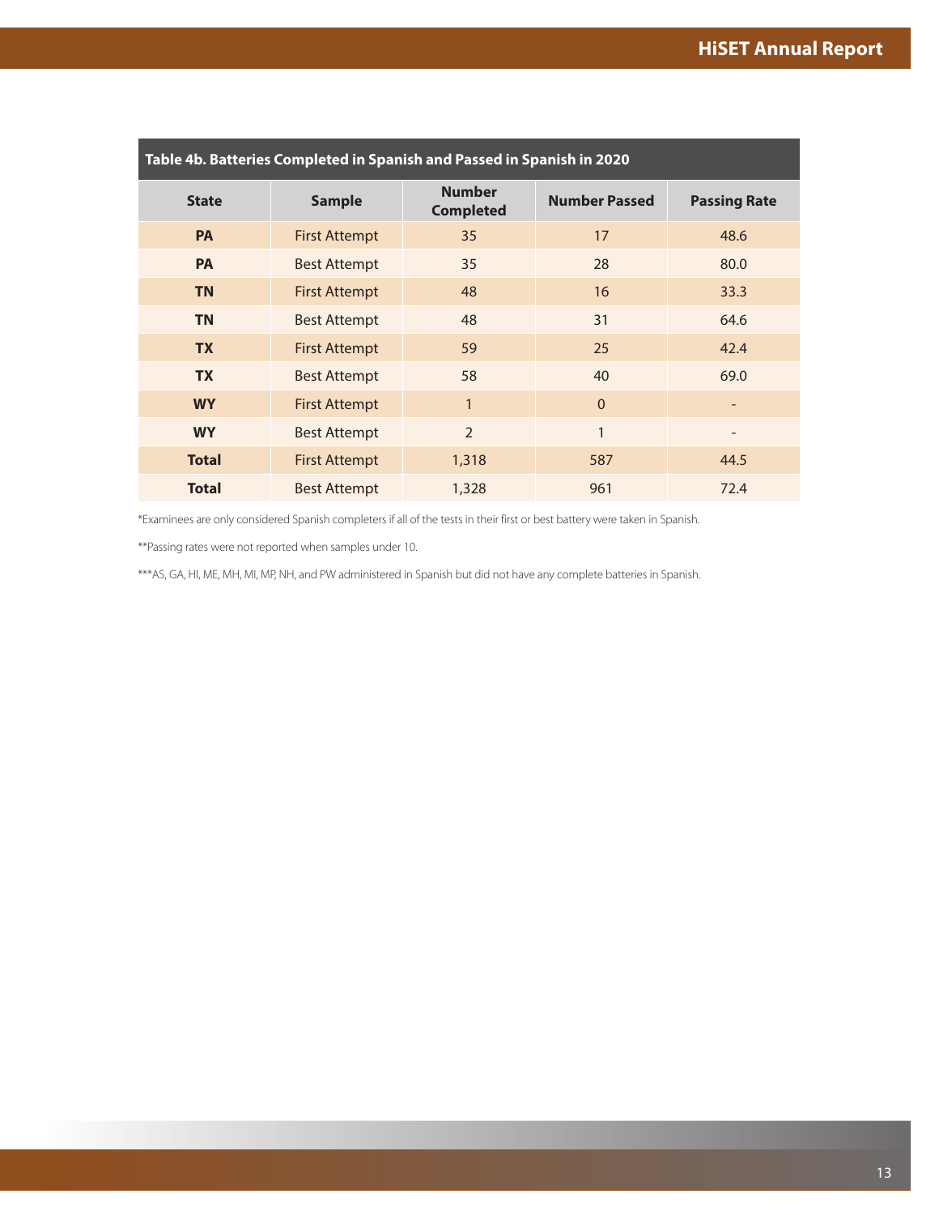| Table 4b. Batteries Completed in Spanish and Passed in Spanish in 2020 | | | | |
|---|---|---|---|---|
| **State** | **Sample** | **Number Completed** | **Number Passed** | **Passing Rate** |
| **PA** | First Attempt | 35 | 17 | 48.6 |
| **PA** | Best Attempt | 35 | 28 | 80.0 |
| **TN** | First Attempt | 48 | 16 | 33.3 |
| **TN** | Best Attempt | 48 | 31 | 64.6 |
| **TX** | First Attempt | 59 | 25 | 42.4 |
| **TX** | Best Attempt | 58 | 40 | 69.0 |
| **WY** | First Attempt | 1 | 0 | - |
| **WY** | Best Attempt | 2 | 1 | - |
| **Total** | First Attempt | 1,318 | 587 | 44.5 |
| **Total** | Best Attempt | 1,328 | 961 | 72.4 |

*Examinees are only considered Spanish completers if all of the tests in their first or best battery were taken in Spanish.

**Passing rates were not reported when samples under 10.

***AS, GA, HI, ME, MH, MI, MP, NH, and PW administered in Spanish but did not have any complete batteries in Spanish.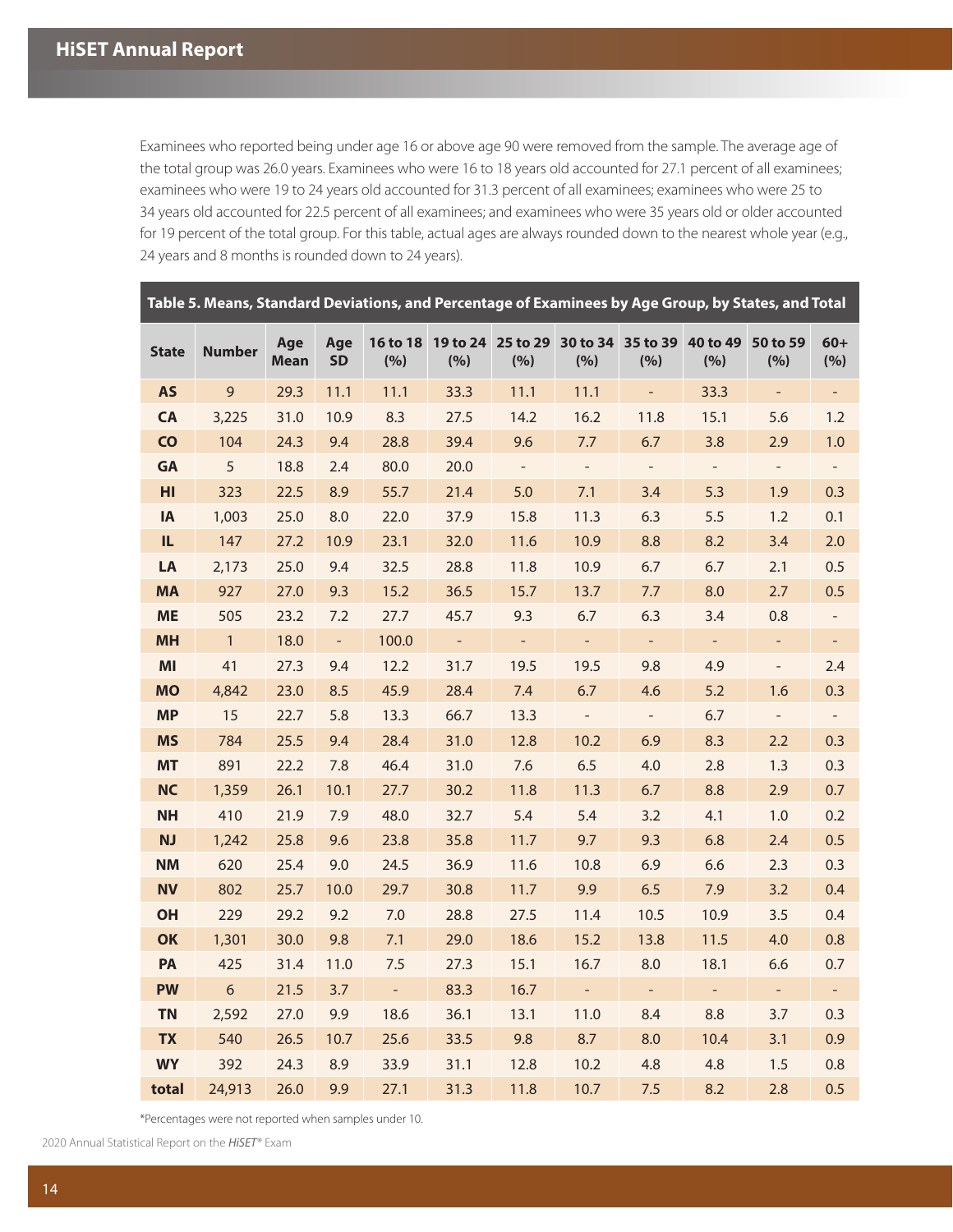Examinees who reported being under age 16 or above age 90 were removed from the sample. The average age of the total group was 26.0 years. Examinees who were 16 to 18 years old accounted for 27.1 percent of all examinees; examinees who were 19 to 24 years old accounted for 31.3 percent of all examinees; examinees who were 25 to 34 years old accounted for 22.5 percent of all examinees; and examinees who were 35 years old or older accounted for 19 percent of the total group. For this table, actual ages are always rounded down to the nearest whole year (e.g., 24 years and 8 months is rounded down to 24 years).

**Table 5. Means, Standard Deviations, and Percentage of Examinees by Age Group, by States, and Total**

| State | Number | Age Mean | Age SD | 16 to 18 (%) | 19 to 24 (%) | 25 to 29 (%) | 30 to 34 (%) | 35 to 39 (%) | 40 to 49 (%) | 50 to 59 (%) | 60+ (%) |
|---|---|---|---|---|---|---|---|---|---|---|---|
| AS | 9 | 29.3 | 11.1 | 11.1 | 33.3 | 11.1 | 11.1 | - | 33.3 | - | - |
| CA | 3,225 | 31.0 | 10.9 | 8.3 | 27.5 | 14.2 | 16.2 | 11.8 | 15.1 | 5.6 | 1.2 |
| CO | 104 | 24.3 | 9.4 | 28.8 | 39.4 | 9.6 | 7.7 | 6.7 | 3.8 | 2.9 | 1.0 |
| GA | 5 | 18.8 | 2.4 | 80.0 | 20.0 | - | - | - | - | - | - |
| HI | 323 | 22.5 | 8.9 | 55.7 | 21.4 | 5.0 | 7.1 | 3.4 | 5.3 | 1.9 | 0.3 |
| IA | 1,003 | 25.0 | 8.0 | 22.0 | 37.9 | 15.8 | 11.3 | 6.3 | 5.5 | 1.2 | 0.1 |
| IL | 147 | 27.2 | 10.9 | 23.1 | 32.0 | 11.6 | 10.9 | 8.8 | 8.2 | 3.4 | 2.0 |
| LA | 2,173 | 25.0 | 9.4 | 32.5 | 28.8 | 11.8 | 10.9 | 6.7 | 6.7 | 2.1 | 0.5 |
| MA | 927 | 27.0 | 9.3 | 15.2 | 36.5 | 15.7 | 13.7 | 7.7 | 8.0 | 2.7 | 0.5 |
| ME | 505 | 23.2 | 7.2 | 27.7 | 45.7 | 9.3 | 6.7 | 6.3 | 3.4 | 0.8 | - |
| MH | 1 | 18.0 | - | 100.0 | - | - | - | - | - | - | - |
| MI | 41 | 27.3 | 9.4 | 12.2 | 31.7 | 19.5 | 19.5 | 9.8 | 4.9 | - | 2.4 |
| MO | 4,842 | 23.0 | 8.5 | 45.9 | 28.4 | 7.4 | 6.7 | 4.6 | 5.2 | 1.6 | 0.3 |
| MP | 15 | 22.7 | 5.8 | 13.3 | 66.7 | 13.3 | - | - | 6.7 | - | - |
| MS | 784 | 25.5 | 9.4 | 28.4 | 31.0 | 12.8 | 10.2 | 6.9 | 8.3 | 2.2 | 0.3 |
| MT | 891 | 22.2 | 7.8 | 46.4 | 31.0 | 7.6 | 6.5 | 4.0 | 2.8 | 1.3 | 0.3 |
| NC | 1,359 | 26.1 | 10.1 | 27.7 | 30.2 | 11.8 | 11.3 | 6.7 | 8.8 | 2.9 | 0.7 |
| NH | 410 | 21.9 | 7.9 | 48.0 | 32.7 | 5.4 | 5.4 | 3.2 | 4.1 | 1.0 | 0.2 |
| NJ | 1,242 | 25.8 | 9.6 | 23.8 | 35.8 | 11.7 | 9.7 | 9.3 | 6.8 | 2.4 | 0.5 |
| NM | 620 | 25.4 | 9.0 | 24.5 | 36.9 | 11.6 | 10.8 | 6.9 | 6.6 | 2.3 | 0.3 |
| NV | 802 | 25.7 | 10.0 | 29.7 | 30.8 | 11.7 | 9.9 | 6.5 | 7.9 | 3.2 | 0.4 |
| OH | 229 | 29.2 | 9.2 | 7.0 | 28.8 | 27.5 | 11.4 | 10.5 | 10.9 | 3.5 | 0.4 |
| OK | 1,301 | 30.0 | 9.8 | 7.1 | 29.0 | 18.6 | 15.2 | 13.8 | 11.5 | 4.0 | 0.8 |
| PA | 425 | 31.4 | 11.0 | 7.5 | 27.3 | 15.1 | 16.7 | 8.0 | 18.1 | 6.6 | 0.7 |
| PW | 6 | 21.5 | 3.7 | - | 83.3 | 16.7 | - | - | - | - | - |
| TN | 2,592 | 27.0 | 9.9 | 18.6 | 36.1 | 13.1 | 11.0 | 8.4 | 8.8 | 3.7 | 0.3 |
| TX | 540 | 26.5 | 10.7 | 25.6 | 33.5 | 9.8 | 8.7 | 8.0 | 10.4 | 3.1 | 0.9 |
| WY | 392 | 24.3 | 8.9 | 33.9 | 31.1 | 12.8 | 10.2 | 4.8 | 4.8 | 1.5 | 0.8 |
| total | 24,913 | 26.0 | 9.9 | 27.1 | 31.3 | 11.8 | 10.7 | 7.5 | 8.2 | 2.8 | 0.5 |

*Percentages were not reported when samples under 10.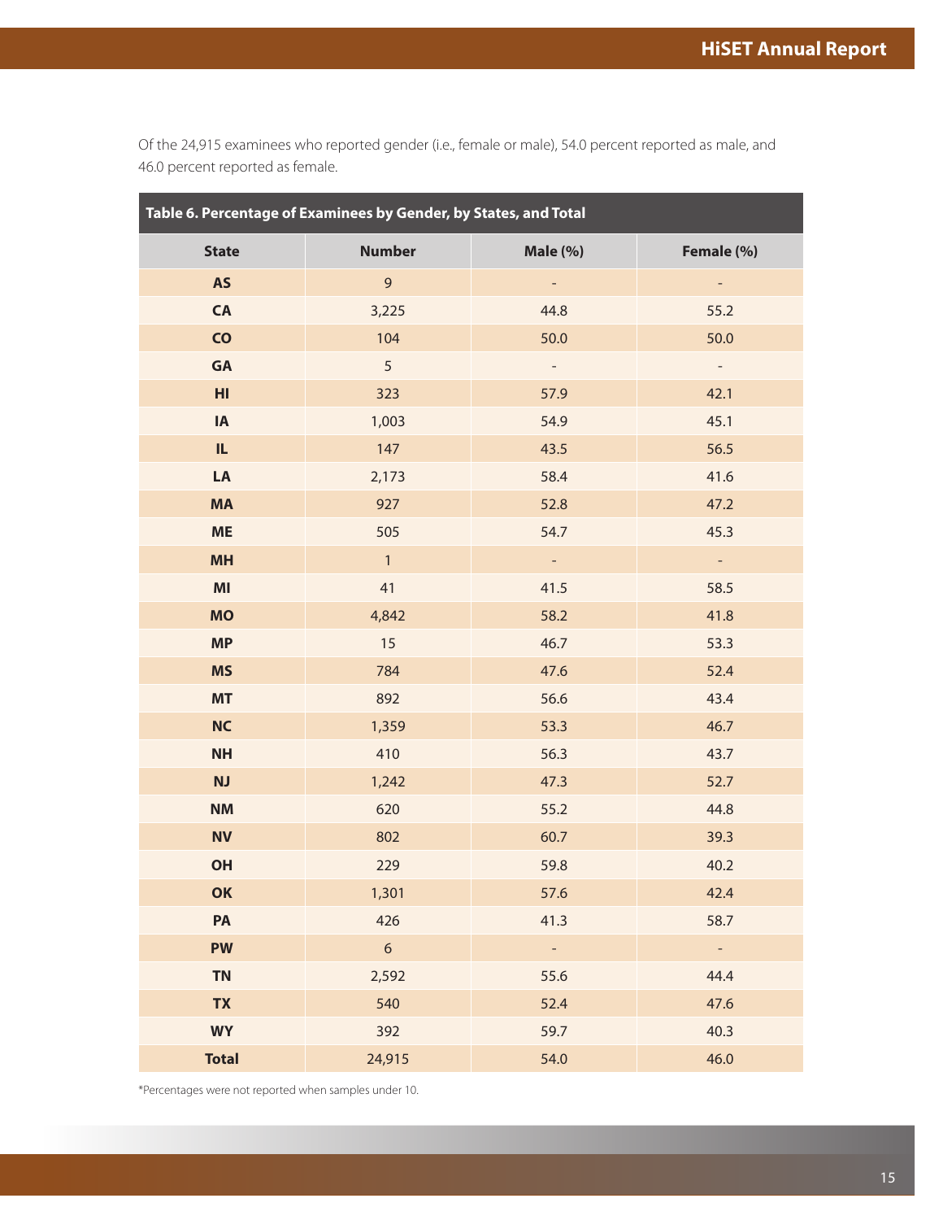Of the 24,915 examinees who reported gender (i.e., female or male), 54.0 percent reported as male, and 46.0 percent reported as female.

**Table 6. Percentage of Examinees by Gender, by States, and Total**

| State | Number | Male (%) | Female (%) |
|---|---|---|---|
| **AS** | 9 | - | - |
| **CA** | 3,225 | 44.8 | 55.2 |
| **CO** | 104 | 50.0 | 50.0 |
| **GA** | 5 | - | - |
| **HI** | 323 | 57.9 | 42.1 |
| **IA** | 1,003 | 54.9 | 45.1 |
| **IL** | 147 | 43.5 | 56.5 |
| **LA** | 2,173 | 58.4 | 41.6 |
| **MA** | 927 | 52.8 | 47.2 |
| **ME** | 505 | 54.7 | 45.3 |
| **MH** | 1 | - | - |
| **MI** | 41 | 41.5 | 58.5 |
| **MO** | 4,842 | 58.2 | 41.8 |
| **MP** | 15 | 46.7 | 53.3 |
| **MS** | 784 | 47.6 | 52.4 |
| **MT** | 892 | 56.6 | 43.4 |
| **NC** | 1,359 | 53.3 | 46.7 |
| **NH** | 410 | 56.3 | 43.7 |
| **NJ** | 1,242 | 47.3 | 52.7 |
| **NM** | 620 | 55.2 | 44.8 |
| **NV** | 802 | 60.7 | 39.3 |
| **OH** | 229 | 59.8 | 40.2 |
| **OK** | 1,301 | 57.6 | 42.4 |
| **PA** | 426 | 41.3 | 58.7 |
| **PW** | 6 | - | - |
| **TN** | 2,592 | 55.6 | 44.4 |
| **TX** | 540 | 52.4 | 47.6 |
| **WY** | 392 | 59.7 | 40.3 |
| **Total** | 24,915 | 54.0 | 46.0 |

*Percentages were not reported when samples under 10.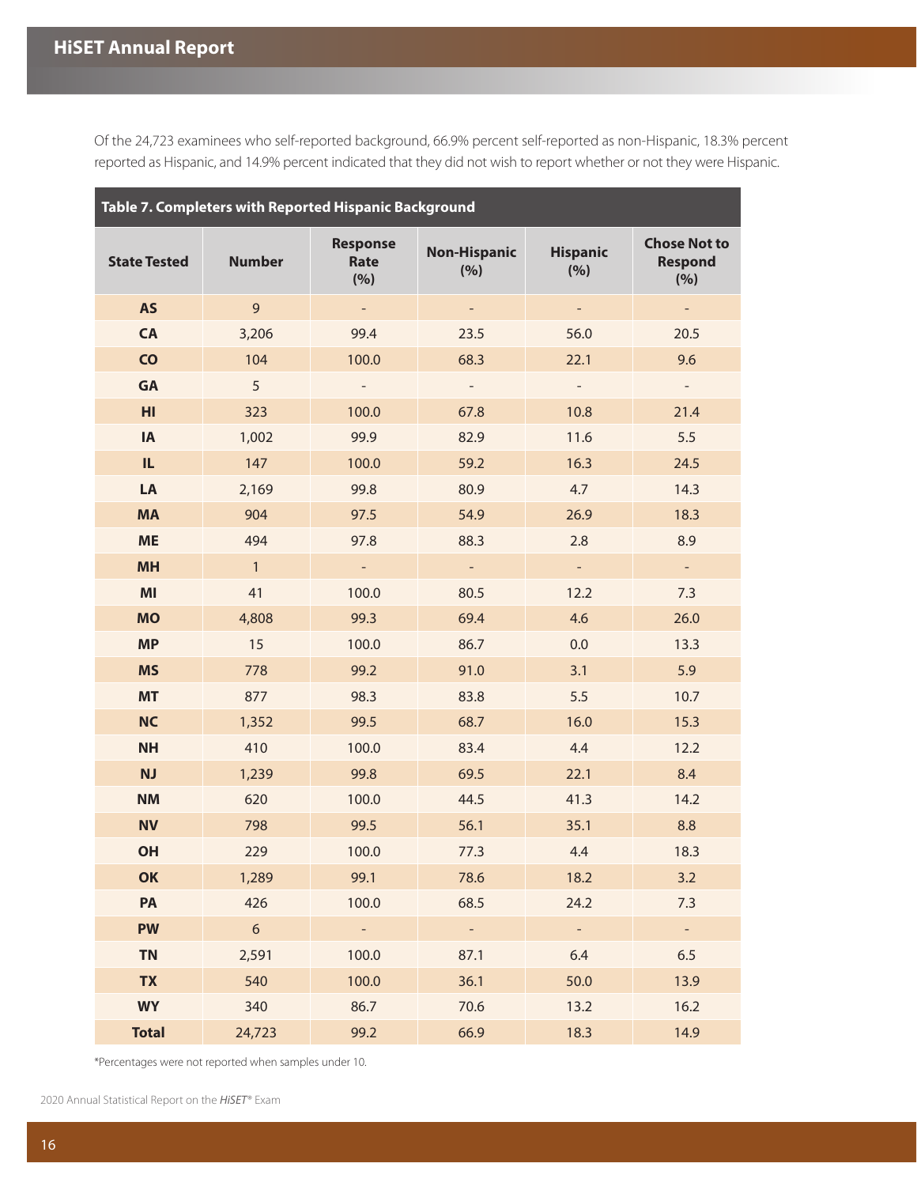Of the 24,723 examinees who self-reported background, 66.9% percent self-reported as non-Hispanic, 18.3% percent reported as Hispanic, and 14.9% percent indicated that they did not wish to report whether or not they were Hispanic.

**Table 7. Completers with Reported Hispanic Background**

| State Tested | Number | Response Rate (%) | Non-Hispanic (%) | Hispanic (%) | Chose Not to Respond (%) |
|---|---|---|---|---|---|
| AS | 9 | - | - | - | - |
| CA | 3,206 | 99.4 | 23.5 | 56.0 | 20.5 |
| CO | 104 | 100.0 | 68.3 | 22.1 | 9.6 |
| GA | 5 | - | - | - | - |
| HI | 323 | 100.0 | 67.8 | 10.8 | 21.4 |
| IA | 1,002 | 99.9 | 82.9 | 11.6 | 5.5 |
| IL | 147 | 100.0 | 59.2 | 16.3 | 24.5 |
| LA | 2,169 | 99.8 | 80.9 | 4.7 | 14.3 |
| MA | 904 | 97.5 | 54.9 | 26.9 | 18.3 |
| ME | 494 | 97.8 | 88.3 | 2.8 | 8.9 |
| MH | 1 | - | - | - | - |
| MI | 41 | 100.0 | 80.5 | 12.2 | 7.3 |
| MO | 4,808 | 99.3 | 69.4 | 4.6 | 26.0 |
| MP | 15 | 100.0 | 86.7 | 0.0 | 13.3 |
| MS | 778 | 99.2 | 91.0 | 3.1 | 5.9 |
| MT | 877 | 98.3 | 83.8 | 5.5 | 10.7 |
| NC | 1,352 | 99.5 | 68.7 | 16.0 | 15.3 |
| NH | 410 | 100.0 | 83.4 | 4.4 | 12.2 |
| NJ | 1,239 | 99.8 | 69.5 | 22.1 | 8.4 |
| NM | 620 | 100.0 | 44.5 | 41.3 | 14.2 |
| NV | 798 | 99.5 | 56.1 | 35.1 | 8.8 |
| OH | 229 | 100.0 | 77.3 | 4.4 | 18.3 |
| OK | 1,289 | 99.1 | 78.6 | 18.2 | 3.2 |
| PA | 426 | 100.0 | 68.5 | 24.2 | 7.3 |
| PW | 6 | - | - | - | - |
| TN | 2,591 | 100.0 | 87.1 | 6.4 | 6.5 |
| TX | 540 | 100.0 | 36.1 | 50.0 | 13.9 |
| WY | 340 | 86.7 | 70.6 | 13.2 | 16.2 |
| **Total** | 24,723 | 99.2 | 66.9 | 18.3 | 14.9 |

*Percentages were not reported when samples under 10.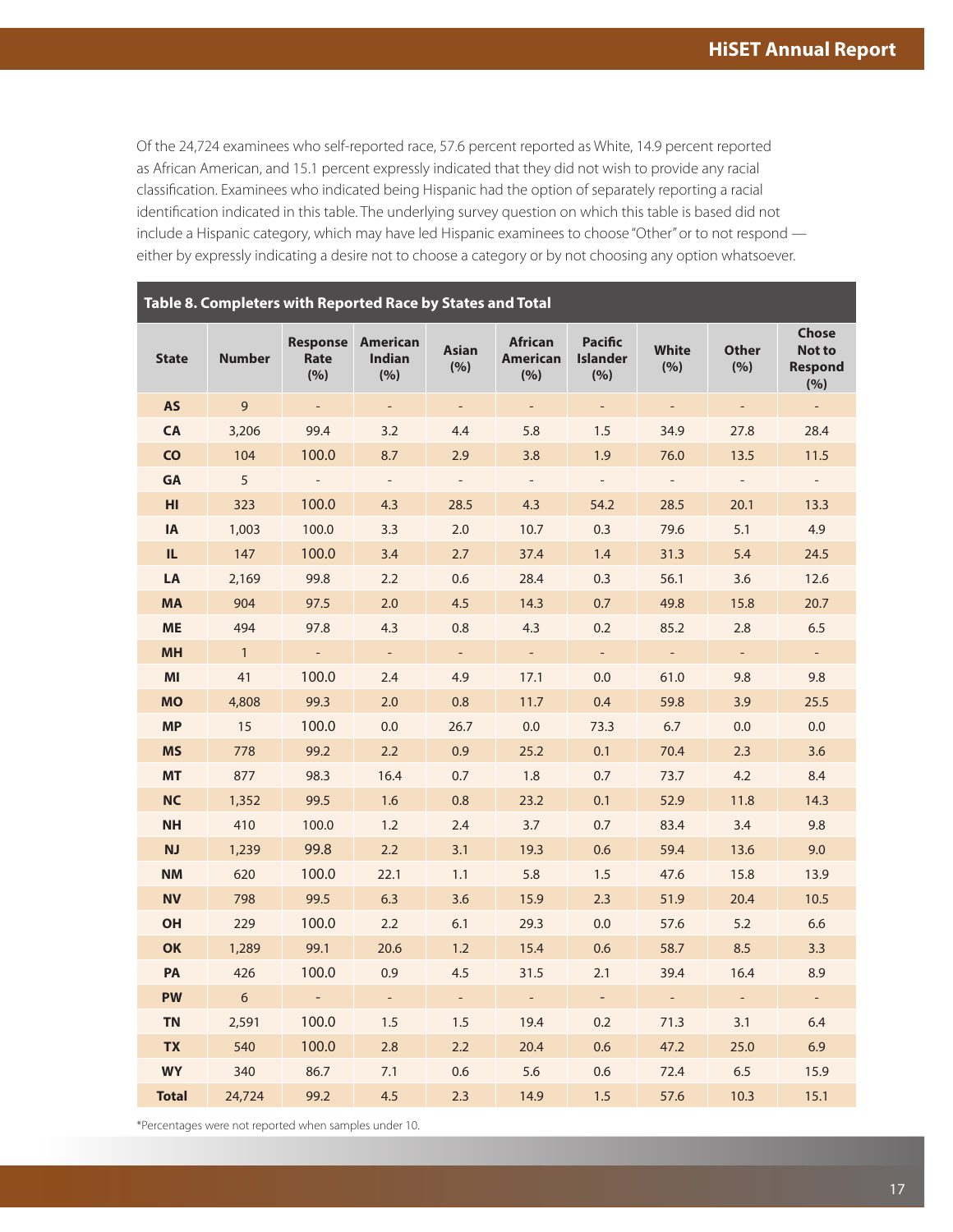Of the 24,724 examinees who self-reported race, 57.6 percent reported as White, 14.9 percent reported as African American, and 15.1 percent expressly indicated that they did not wish to provide any racial classification. Examinees who indicated being Hispanic had the option of separately reporting a racial identification indicated in this table. The underlying survey question on which this table is based did not include a Hispanic category, which may have led Hispanic examinees to choose "Other" or to not respond — either by expressly indicating a desire not to choose a category or by not choosing any option whatsoever.

**Table 8. Completers with Reported Race by States and Total**

| State | Number | Response Rate (%) | American Indian (%) | Asian (%) | African American (%) | Pacific Islander (%) | White (%) | Other (%) | Chose Not to Respond (%) |
|---|---|---|---|---|---|---|---|---|---|
| AS | 9 | - | - | - | - | - | - | - | - |
| CA | 3,206 | 99.4 | 3.2 | 4.4 | 5.8 | 1.5 | 34.9 | 27.8 | 28.4 |
| CO | 104 | 100.0 | 8.7 | 2.9 | 3.8 | 1.9 | 76.0 | 13.5 | 11.5 |
| GA | 5 | - | - | - | - | - | - | - | - |
| HI | 323 | 100.0 | 4.3 | 28.5 | 4.3 | 54.2 | 28.5 | 20.1 | 13.3 |
| IA | 1,003 | 100.0 | 3.3 | 2.0 | 10.7 | 0.3 | 79.6 | 5.1 | 4.9 |
| IL | 147 | 100.0 | 3.4 | 2.7 | 37.4 | 1.4 | 31.3 | 5.4 | 24.5 |
| LA | 2,169 | 99.8 | 2.2 | 0.6 | 28.4 | 0.3 | 56.1 | 3.6 | 12.6 |
| MA | 904 | 97.5 | 2.0 | 4.5 | 14.3 | 0.7 | 49.8 | 15.8 | 20.7 |
| ME | 494 | 97.8 | 4.3 | 0.8 | 4.3 | 0.2 | 85.2 | 2.8 | 6.5 |
| MH | 1 | - | - | - | - | - | - | - | - |
| MI | 41 | 100.0 | 2.4 | 4.9 | 17.1 | 0.0 | 61.0 | 9.8 | 9.8 |
| MO | 4,808 | 99.3 | 2.0 | 0.8 | 11.7 | 0.4 | 59.8 | 3.9 | 25.5 |
| MP | 15 | 100.0 | 0.0 | 26.7 | 0.0 | 73.3 | 6.7 | 0.0 | 0.0 |
| MS | 778 | 99.2 | 2.2 | 0.9 | 25.2 | 0.1 | 70.4 | 2.3 | 3.6 |
| MT | 877 | 98.3 | 16.4 | 0.7 | 1.8 | 0.7 | 73.7 | 4.2 | 8.4 |
| NC | 1,352 | 99.5 | 1.6 | 0.8 | 23.2 | 0.1 | 52.9 | 11.8 | 14.3 |
| NH | 410 | 100.0 | 1.2 | 2.4 | 3.7 | 0.7 | 83.4 | 3.4 | 9.8 |
| NJ | 1,239 | 99.8 | 2.2 | 3.1 | 19.3 | 0.6 | 59.4 | 13.6 | 9.0 |
| NM | 620 | 100.0 | 22.1 | 1.1 | 5.8 | 1.5 | 47.6 | 15.8 | 13.9 |
| NV | 798 | 99.5 | 6.3 | 3.6 | 15.9 | 2.3 | 51.9 | 20.4 | 10.5 |
| OH | 229 | 100.0 | 2.2 | 6.1 | 29.3 | 0.0 | 57.6 | 5.2 | 6.6 |
| OK | 1,289 | 99.1 | 20.6 | 1.2 | 15.4 | 0.6 | 58.7 | 8.5 | 3.3 |
| PA | 426 | 100.0 | 0.9 | 4.5 | 31.5 | 2.1 | 39.4 | 16.4 | 8.9 |
| PW | 6 | - | - | - | - | - | - | - | - |
| TN | 2,591 | 100.0 | 1.5 | 1.5 | 19.4 | 0.2 | 71.3 | 3.1 | 6.4 |
| TX | 540 | 100.0 | 2.8 | 2.2 | 20.4 | 0.6 | 47.2 | 25.0 | 6.9 |
| WY | 340 | 86.7 | 7.1 | 0.6 | 5.6 | 0.6 | 72.4 | 6.5 | 15.9 |
| **Total** | 24,724 | 99.2 | 4.5 | 2.3 | 14.9 | 1.5 | 57.6 | 10.3 | 15.1 |

*Percentages were not reported when samples under 10.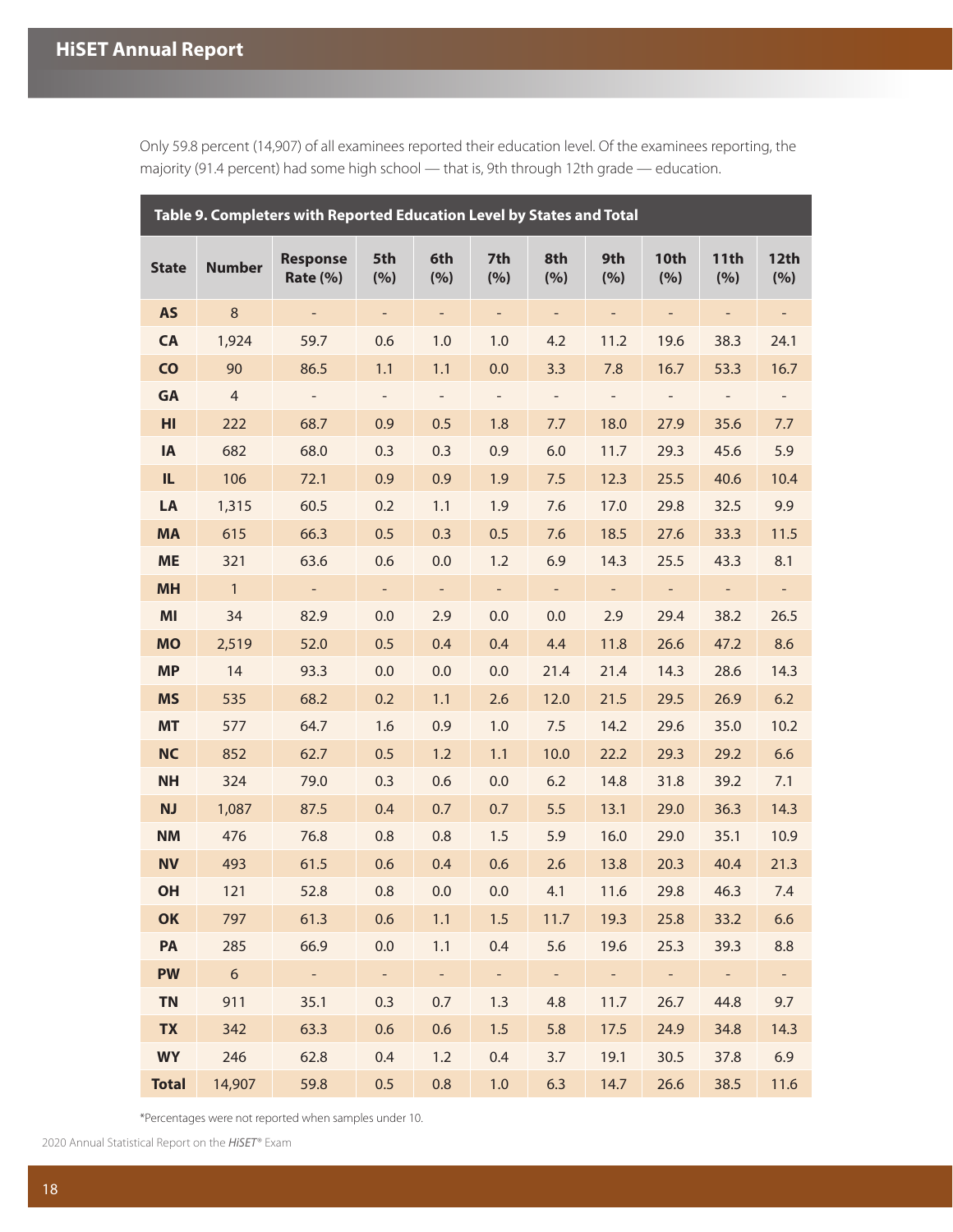Only 59.8 percent (14,907) of all examinees reported their education level. Of the examinees reporting, the majority (91.4 percent) had some high school — that is, 9th through 12th grade — education.

**Table 9. Completers with Reported Education Level by States and Total**

| State | Number | Response Rate (%) | 5th (%) | 6th (%) | 7th (%) | 8th (%) | 9th (%) | 10th (%) | 11th (%) | 12th (%) |
|---|---|---|---|---|---|---|---|---|---|---|
| AS | 8 | - | - | - | - | - | - | - | - | - |
| CA | 1,924 | 59.7 | 0.6 | 1.0 | 1.0 | 4.2 | 11.2 | 19.6 | 38.3 | 24.1 |
| CO | 90 | 86.5 | 1.1 | 1.1 | 0.0 | 3.3 | 7.8 | 16.7 | 53.3 | 16.7 |
| GA | 4 | - | - | - | - | - | - | - | - | - |
| HI | 222 | 68.7 | 0.9 | 0.5 | 1.8 | 7.7 | 18.0 | 27.9 | 35.6 | 7.7 |
| IA | 682 | 68.0 | 0.3 | 0.3 | 0.9 | 6.0 | 11.7 | 29.3 | 45.6 | 5.9 |
| IL | 106 | 72.1 | 0.9 | 0.9 | 1.9 | 7.5 | 12.3 | 25.5 | 40.6 | 10.4 |
| LA | 1,315 | 60.5 | 0.2 | 1.1 | 1.9 | 7.6 | 17.0 | 29.8 | 32.5 | 9.9 |
| MA | 615 | 66.3 | 0.5 | 0.3 | 0.5 | 7.6 | 18.5 | 27.6 | 33.3 | 11.5 |
| ME | 321 | 63.6 | 0.6 | 0.0 | 1.2 | 6.9 | 14.3 | 25.5 | 43.3 | 8.1 |
| MH | 1 | - | - | - | - | - | - | - | - | - |
| MI | 34 | 82.9 | 0.0 | 2.9 | 0.0 | 0.0 | 2.9 | 29.4 | 38.2 | 26.5 |
| MO | 2,519 | 52.0 | 0.5 | 0.4 | 0.4 | 4.4 | 11.8 | 26.6 | 47.2 | 8.6 |
| MP | 14 | 93.3 | 0.0 | 0.0 | 0.0 | 21.4 | 21.4 | 14.3 | 28.6 | 14.3 |
| MS | 535 | 68.2 | 0.2 | 1.1 | 2.6 | 12.0 | 21.5 | 29.5 | 26.9 | 6.2 |
| MT | 577 | 64.7 | 1.6 | 0.9 | 1.0 | 7.5 | 14.2 | 29.6 | 35.0 | 10.2 |
| NC | 852 | 62.7 | 0.5 | 1.2 | 1.1 | 10.0 | 22.2 | 29.3 | 29.2 | 6.6 |
| NH | 324 | 79.0 | 0.3 | 0.6 | 0.0 | 6.2 | 14.8 | 31.8 | 39.2 | 7.1 |
| NJ | 1,087 | 87.5 | 0.4 | 0.7 | 0.7 | 5.5 | 13.1 | 29.0 | 36.3 | 14.3 |
| NM | 476 | 76.8 | 0.8 | 0.8 | 1.5 | 5.9 | 16.0 | 29.0 | 35.1 | 10.9 |
| NV | 493 | 61.5 | 0.6 | 0.4 | 0.6 | 2.6 | 13.8 | 20.3 | 40.4 | 21.3 |
| OH | 121 | 52.8 | 0.8 | 0.0 | 0.0 | 4.1 | 11.6 | 29.8 | 46.3 | 7.4 |
| OK | 797 | 61.3 | 0.6 | 1.1 | 1.5 | 11.7 | 19.3 | 25.8 | 33.2 | 6.6 |
| PA | 285 | 66.9 | 0.0 | 1.1 | 0.4 | 5.6 | 19.6 | 25.3 | 39.3 | 8.8 |
| PW | 6 | - | - | - | - | - | - | - | - | - |
| TN | 911 | 35.1 | 0.3 | 0.7 | 1.3 | 4.8 | 11.7 | 26.7 | 44.8 | 9.7 |
| TX | 342 | 63.3 | 0.6 | 0.6 | 1.5 | 5.8 | 17.5 | 24.9 | 34.8 | 14.3 |
| WY | 246 | 62.8 | 0.4 | 1.2 | 0.4 | 3.7 | 19.1 | 30.5 | 37.8 | 6.9 |
| Total | 14,907 | 59.8 | 0.5 | 0.8 | 1.0 | 6.3 | 14.7 | 26.6 | 38.5 | 11.6 |

*Percentages were not reported when samples under 10.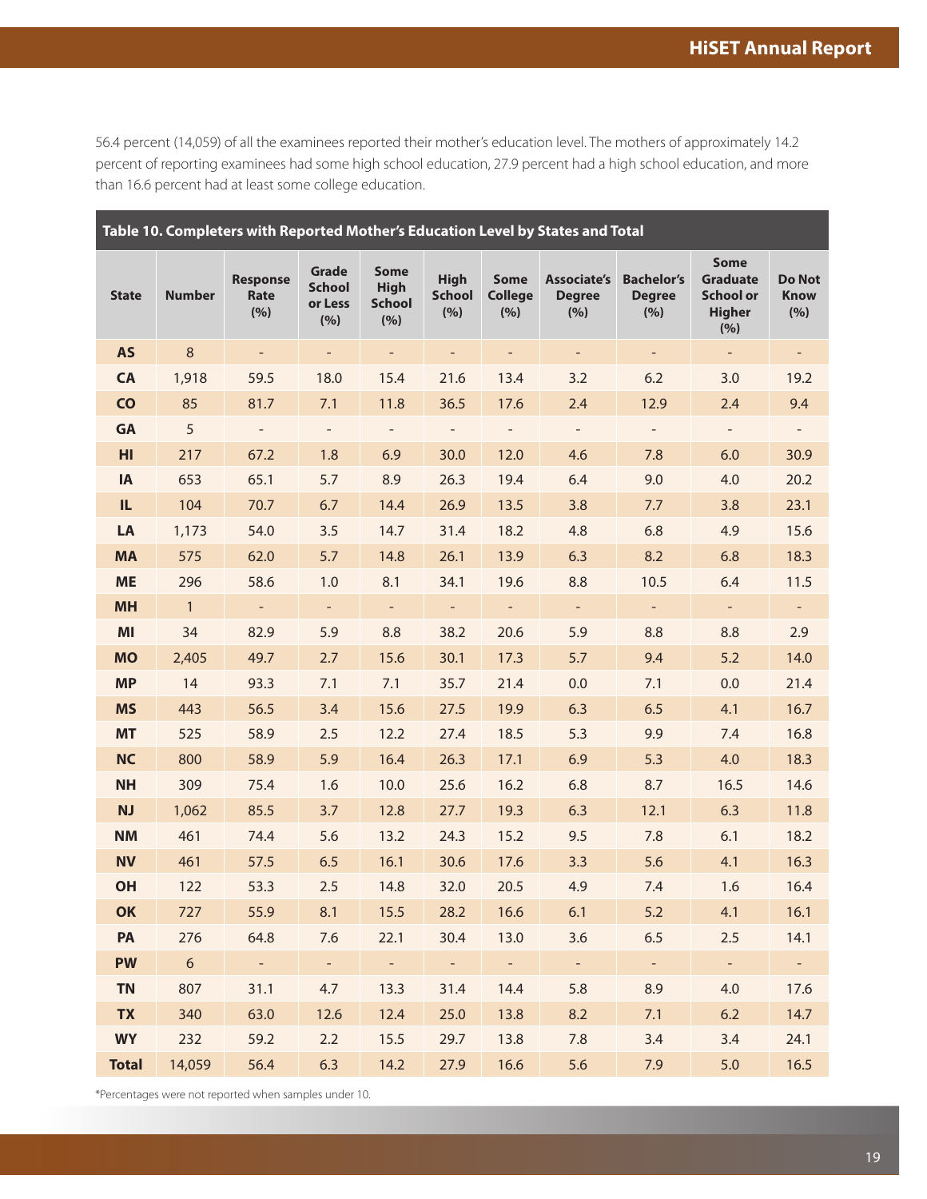56.4 percent (14,059) of all the examinees reported their mother's education level. The mothers of approximately 14.2 percent of reporting examinees had some high school education, 27.9 percent had a high school education, and more than 16.6 percent had at least some college education.

**Table 10. Completers with Reported Mother's Education Level by States and Total**

| State | Number | Response Rate (%) | Grade School or Less (%) | Some High School (%) | High School (%) | Some College (%) | Associate's Degree (%) | Bachelor's Degree (%) | Some Graduate School or Higher (%) | Do Not Know (%) |
|---|---|---|---|---|---|---|---|---|---|---|
| AS | 8 | - | - | - | - | - | - | - | - | - |
| CA | 1,918 | 59.5 | 18.0 | 15.4 | 21.6 | 13.4 | 3.2 | 6.2 | 3.0 | 19.2 |
| CO | 85 | 81.7 | 7.1 | 11.8 | 36.5 | 17.6 | 2.4 | 12.9 | 2.4 | 9.4 |
| GA | 5 | - | - | - | - | - | - | - | - | - |
| HI | 217 | 67.2 | 1.8 | 6.9 | 30.0 | 12.0 | 4.6 | 7.8 | 6.0 | 30.9 |
| IA | 653 | 65.1 | 5.7 | 8.9 | 26.3 | 19.4 | 6.4 | 9.0 | 4.0 | 20.2 |
| IL | 104 | 70.7 | 6.7 | 14.4 | 26.9 | 13.5 | 3.8 | 7.7 | 3.8 | 23.1 |
| LA | 1,173 | 54.0 | 3.5 | 14.7 | 31.4 | 18.2 | 4.8 | 6.8 | 4.9 | 15.6 |
| MA | 575 | 62.0 | 5.7 | 14.8 | 26.1 | 13.9 | 6.3 | 8.2 | 6.8 | 18.3 |
| ME | 296 | 58.6 | 1.0 | 8.1 | 34.1 | 19.6 | 8.8 | 10.5 | 6.4 | 11.5 |
| MH | 1 | - | - | - | - | - | - | - | - | - |
| MI | 34 | 82.9 | 5.9 | 8.8 | 38.2 | 20.6 | 5.9 | 8.8 | 8.8 | 2.9 |
| MO | 2,405 | 49.7 | 2.7 | 15.6 | 30.1 | 17.3 | 5.7 | 9.4 | 5.2 | 14.0 |
| MP | 14 | 93.3 | 7.1 | 7.1 | 35.7 | 21.4 | 0.0 | 7.1 | 0.0 | 21.4 |
| MS | 443 | 56.5 | 3.4 | 15.6 | 27.5 | 19.9 | 6.3 | 6.5 | 4.1 | 16.7 |
| MT | 525 | 58.9 | 2.5 | 12.2 | 27.4 | 18.5 | 5.3 | 9.9 | 7.4 | 16.8 |
| NC | 800 | 58.9 | 5.9 | 16.4 | 26.3 | 17.1 | 6.9 | 5.3 | 4.0 | 18.3 |
| NH | 309 | 75.4 | 1.6 | 10.0 | 25.6 | 16.2 | 6.8 | 8.7 | 16.5 | 14.6 |
| NJ | 1,062 | 85.5 | 3.7 | 12.8 | 27.7 | 19.3 | 6.3 | 12.1 | 6.3 | 11.8 |
| NM | 461 | 74.4 | 5.6 | 13.2 | 24.3 | 15.2 | 9.5 | 7.8 | 6.1 | 18.2 |
| NV | 461 | 57.5 | 6.5 | 16.1 | 30.6 | 17.6 | 3.3 | 5.6 | 4.1 | 16.3 |
| OH | 122 | 53.3 | 2.5 | 14.8 | 32.0 | 20.5 | 4.9 | 7.4 | 1.6 | 16.4 |
| OK | 727 | 55.9 | 8.1 | 15.5 | 28.2 | 16.6 | 6.1 | 5.2 | 4.1 | 16.1 |
| PA | 276 | 64.8 | 7.6 | 22.1 | 30.4 | 13.0 | 3.6 | 6.5 | 2.5 | 14.1 |
| PW | 6 | - | - | - | - | - | - | - | - | - |
| TN | 807 | 31.1 | 4.7 | 13.3 | 31.4 | 14.4 | 5.8 | 8.9 | 4.0 | 17.6 |
| TX | 340 | 63.0 | 12.6 | 12.4 | 25.0 | 13.8 | 8.2 | 7.1 | 6.2 | 14.7 |
| WY | 232 | 59.2 | 2.2 | 15.5 | 29.7 | 13.8 | 7.8 | 3.4 | 3.4 | 24.1 |
| Total | 14,059 | 56.4 | 6.3 | 14.2 | 27.9 | 16.6 | 5.6 | 7.9 | 5.0 | 16.5 |

*Percentages were not reported when samples under 10.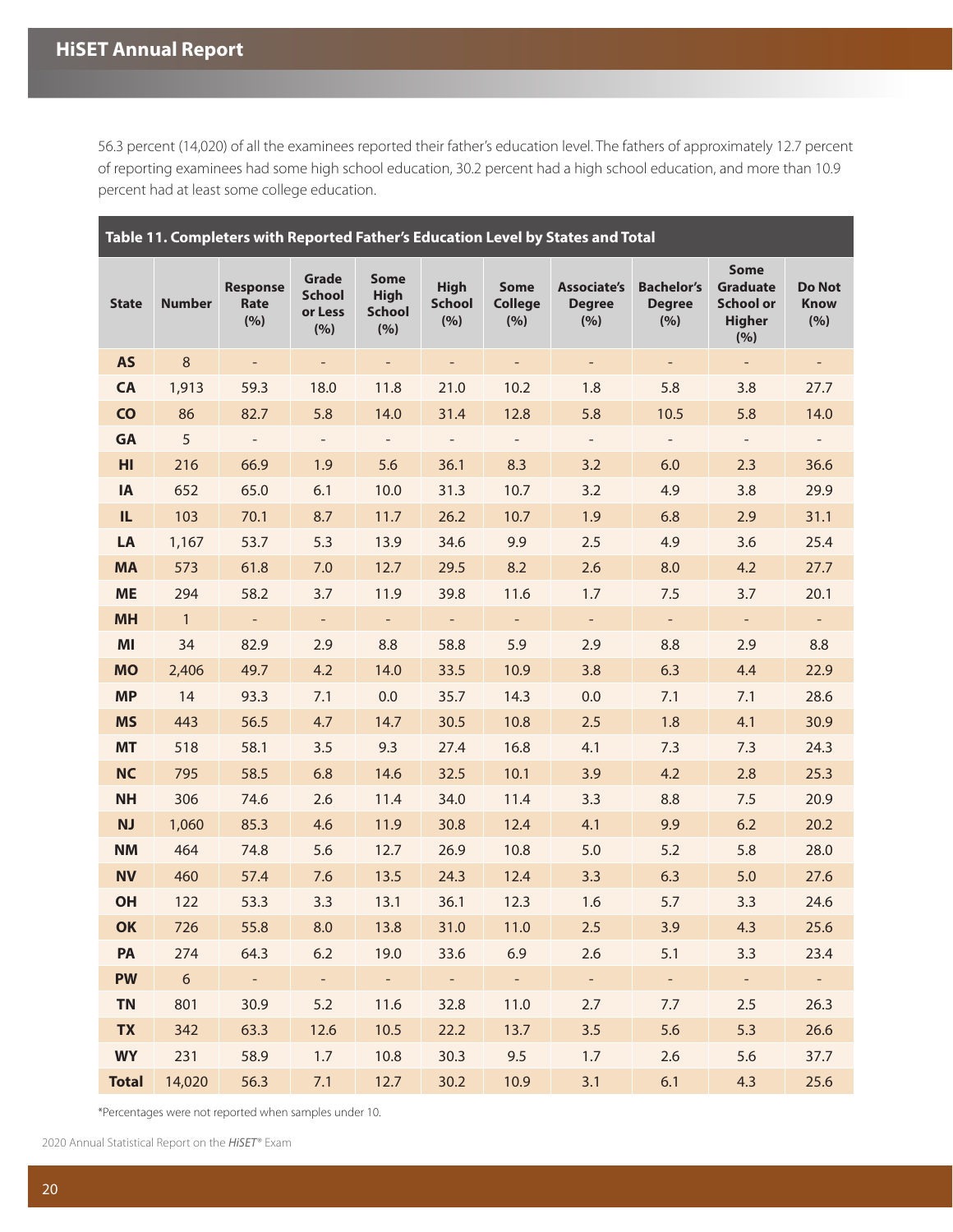56.3 percent (14,020) of all the examinees reported their father's education level. The fathers of approximately 12.7 percent of reporting examinees had some high school education, 30.2 percent had a high school education, and more than 10.9 percent had at least some college education.

**Table 11. Completers with Reported Father's Education Level by States and Total**

| State | Number | Response Rate (%) | Grade School or Less (%) | Some High School (%) | High School (%) | Some College (%) | Associate's Degree (%) | Bachelor's Degree (%) | Some Graduate School or Higher (%) | Do Not Know (%) |
|---|---|---|---|---|---|---|---|---|---|---|
| AS | 8 | - | - | - | - | - | - | - | - | - |
| CA | 1,913 | 59.3 | 18.0 | 11.8 | 21.0 | 10.2 | 1.8 | 5.8 | 3.8 | 27.7 |
| CO | 86 | 82.7 | 5.8 | 14.0 | 31.4 | 12.8 | 5.8 | 10.5 | 5.8 | 14.0 |
| GA | 5 | - | - | - | - | - | - | - | - | - |
| HI | 216 | 66.9 | 1.9 | 5.6 | 36.1 | 8.3 | 3.2 | 6.0 | 2.3 | 36.6 |
| IA | 652 | 65.0 | 6.1 | 10.0 | 31.3 | 10.7 | 3.2 | 4.9 | 3.8 | 29.9 |
| IL | 103 | 70.1 | 8.7 | 11.7 | 26.2 | 10.7 | 1.9 | 6.8 | 2.9 | 31.1 |
| LA | 1,167 | 53.7 | 5.3 | 13.9 | 34.6 | 9.9 | 2.5 | 4.9 | 3.6 | 25.4 |
| MA | 573 | 61.8 | 7.0 | 12.7 | 29.5 | 8.2 | 2.6 | 8.0 | 4.2 | 27.7 |
| ME | 294 | 58.2 | 3.7 | 11.9 | 39.8 | 11.6 | 1.7 | 7.5 | 3.7 | 20.1 |
| MH | 1 | - | - | - | - | - | - | - | - | - |
| MI | 34 | 82.9 | 2.9 | 8.8 | 58.8 | 5.9 | 2.9 | 8.8 | 2.9 | 8.8 |
| MO | 2,406 | 49.7 | 4.2 | 14.0 | 33.5 | 10.9 | 3.8 | 6.3 | 4.4 | 22.9 |
| MP | 14 | 93.3 | 7.1 | 0.0 | 35.7 | 14.3 | 0.0 | 7.1 | 7.1 | 28.6 |
| MS | 443 | 56.5 | 4.7 | 14.7 | 30.5 | 10.8 | 2.5 | 1.8 | 4.1 | 30.9 |
| MT | 518 | 58.1 | 3.5 | 9.3 | 27.4 | 16.8 | 4.1 | 7.3 | 7.3 | 24.3 |
| NC | 795 | 58.5 | 6.8 | 14.6 | 32.5 | 10.1 | 3.9 | 4.2 | 2.8 | 25.3 |
| NH | 306 | 74.6 | 2.6 | 11.4 | 34.0 | 11.4 | 3.3 | 8.8 | 7.5 | 20.9 |
| NJ | 1,060 | 85.3 | 4.6 | 11.9 | 30.8 | 12.4 | 4.1 | 9.9 | 6.2 | 20.2 |
| NM | 464 | 74.8 | 5.6 | 12.7 | 26.9 | 10.8 | 5.0 | 5.2 | 5.8 | 28.0 |
| NV | 460 | 57.4 | 7.6 | 13.5 | 24.3 | 12.4 | 3.3 | 6.3 | 5.0 | 27.6 |
| OH | 122 | 53.3 | 3.3 | 13.1 | 36.1 | 12.3 | 1.6 | 5.7 | 3.3 | 24.6 |
| OK | 726 | 55.8 | 8.0 | 13.8 | 31.0 | 11.0 | 2.5 | 3.9 | 4.3 | 25.6 |
| PA | 274 | 64.3 | 6.2 | 19.0 | 33.6 | 6.9 | 2.6 | 5.1 | 3.3 | 23.4 |
| PW | 6 | - | - | - | - | - | - | - | - | - |
| TN | 801 | 30.9 | 5.2 | 11.6 | 32.8 | 11.0 | 2.7 | 7.7 | 2.5 | 26.3 |
| TX | 342 | 63.3 | 12.6 | 10.5 | 22.2 | 13.7 | 3.5 | 5.6 | 5.3 | 26.6 |
| WY | 231 | 58.9 | 1.7 | 10.8 | 30.3 | 9.5 | 1.7 | 2.6 | 5.6 | 37.7 |
| Total | 14,020 | 56.3 | 7.1 | 12.7 | 30.2 | 10.9 | 3.1 | 6.1 | 4.3 | 25.6 |

*Percentages were not reported when samples under 10.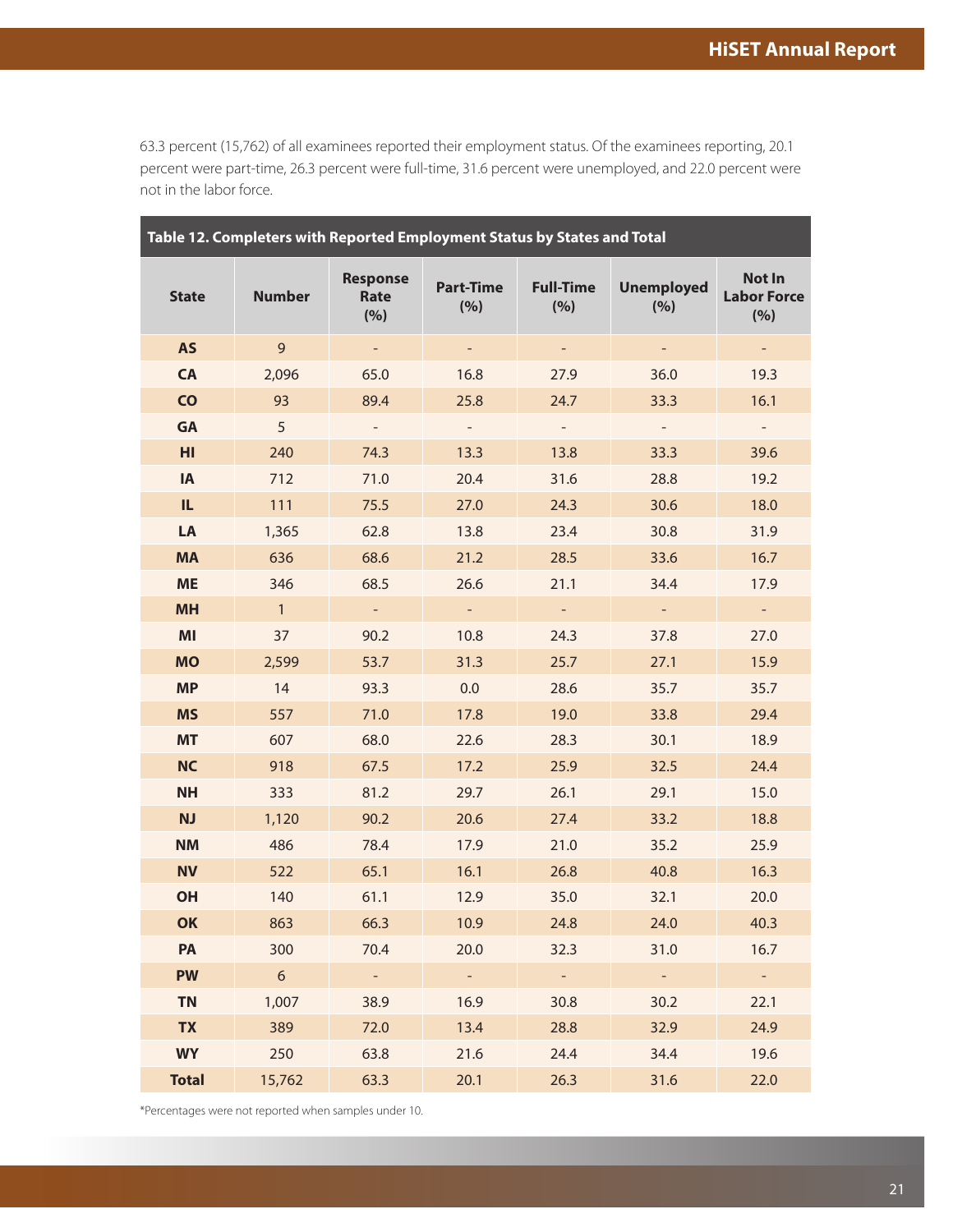63.3 percent (15,762) of all examinees reported their employment status. Of the examinees reporting, 20.1 percent were part-time, 26.3 percent were full-time, 31.6 percent were unemployed, and 22.0 percent were not in the labor force.

**Table 12. Completers with Reported Employment Status by States and Total**

| State | Number | Response Rate (%) | Part-Time (%) | Full-Time (%) | Unemployed (%) | Not In Labor Force (%) |
|---|---|---|---|---|---|---|
| AS | 9 | - | - | - | - | - |
| CA | 2,096 | 65.0 | 16.8 | 27.9 | 36.0 | 19.3 |
| CO | 93 | 89.4 | 25.8 | 24.7 | 33.3 | 16.1 |
| GA | 5 | - | - | - | - | - |
| HI | 240 | 74.3 | 13.3 | 13.8 | 33.3 | 39.6 |
| IA | 712 | 71.0 | 20.4 | 31.6 | 28.8 | 19.2 |
| IL | 111 | 75.5 | 27.0 | 24.3 | 30.6 | 18.0 |
| LA | 1,365 | 62.8 | 13.8 | 23.4 | 30.8 | 31.9 |
| MA | 636 | 68.6 | 21.2 | 28.5 | 33.6 | 16.7 |
| ME | 346 | 68.5 | 26.6 | 21.1 | 34.4 | 17.9 |
| MH | 1 | - | - | - | - | - |
| MI | 37 | 90.2 | 10.8 | 24.3 | 37.8 | 27.0 |
| MO | 2,599 | 53.7 | 31.3 | 25.7 | 27.1 | 15.9 |
| MP | 14 | 93.3 | 0.0 | 28.6 | 35.7 | 35.7 |
| MS | 557 | 71.0 | 17.8 | 19.0 | 33.8 | 29.4 |
| MT | 607 | 68.0 | 22.6 | 28.3 | 30.1 | 18.9 |
| NC | 918 | 67.5 | 17.2 | 25.9 | 32.5 | 24.4 |
| NH | 333 | 81.2 | 29.7 | 26.1 | 29.1 | 15.0 |
| NJ | 1,120 | 90.2 | 20.6 | 27.4 | 33.2 | 18.8 |
| NM | 486 | 78.4 | 17.9 | 21.0 | 35.2 | 25.9 |
| NV | 522 | 65.1 | 16.1 | 26.8 | 40.8 | 16.3 |
| OH | 140 | 61.1 | 12.9 | 35.0 | 32.1 | 20.0 |
| OK | 863 | 66.3 | 10.9 | 24.8 | 24.0 | 40.3 |
| PA | 300 | 70.4 | 20.0 | 32.3 | 31.0 | 16.7 |
| PW | 6 | - | - | - | - | - |
| TN | 1,007 | 38.9 | 16.9 | 30.8 | 30.2 | 22.1 |
| TX | 389 | 72.0 | 13.4 | 28.8 | 32.9 | 24.9 |
| WY | 250 | 63.8 | 21.6 | 24.4 | 34.4 | 19.6 |
| Total | 15,762 | 63.3 | 20.1 | 26.3 | 31.6 | 22.0 |

*Percentages were not reported when samples under 10.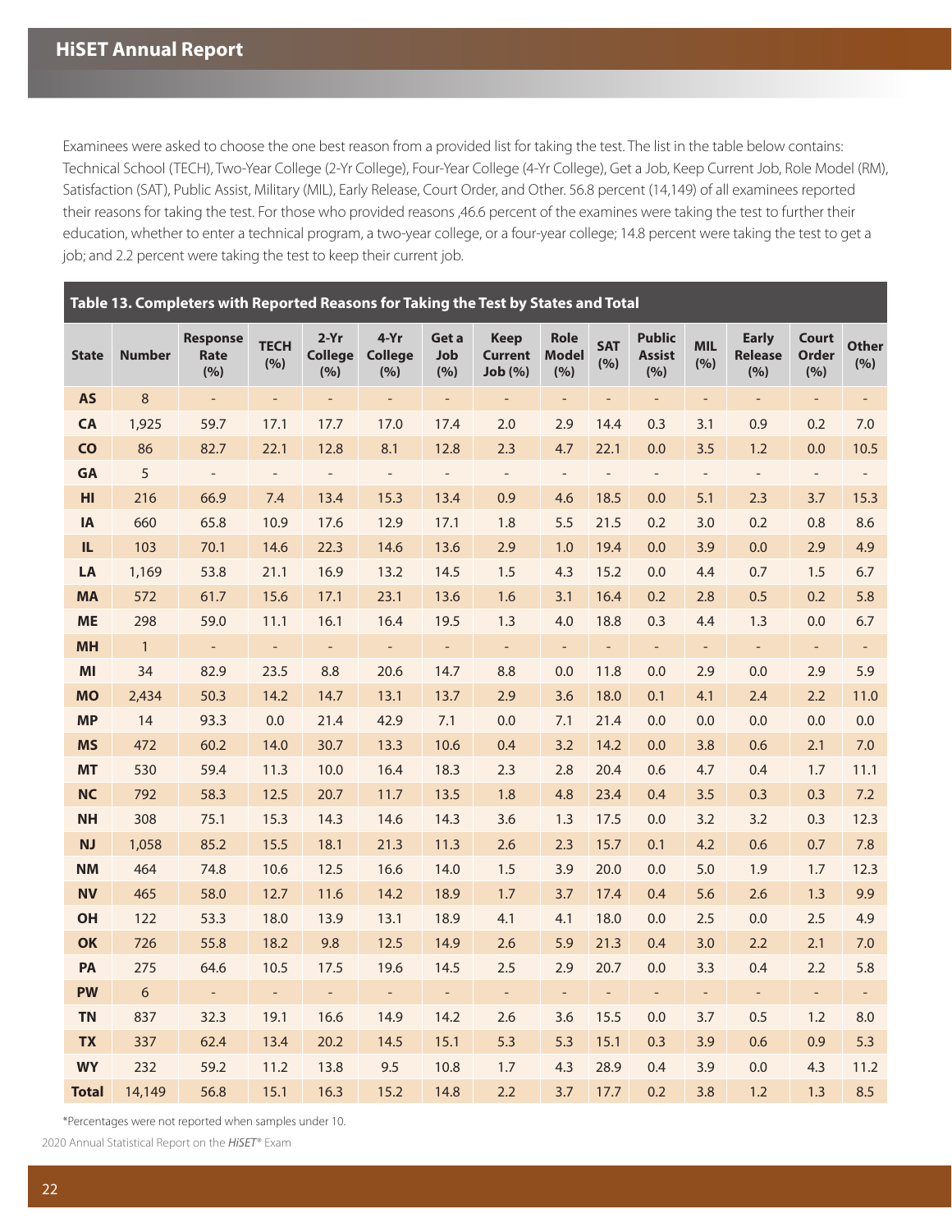Examinees were asked to choose the one best reason from a provided list for taking the test. The list in the table below contains: Technical School (TECH), Two-Year College (2-Yr College), Four-Year College (4-Yr College), Get a Job, Keep Current Job, Role Model (RM), Satisfaction (SAT), Public Assist, Military (MIL), Early Release, Court Order, and Other. 56.8 percent (14,149) of all examinees reported their reasons for taking the test. For those who provided reasons ,46.6 percent of the examines were taking the test to further their education, whether to enter a technical program, a two-year college, or a four-year college; 14.8 percent were taking the test to get a job; and 2.2 percent were taking the test to keep their current job.

**Table 13. Completers with Reported Reasons for Taking the Test by States and Total**

| State | Number | Response Rate (%) | TECH (%) | 2-Yr College (%) | 4-Yr College (%) | Get a Job (%) | Keep Current Job (%) | Role Model (%) | SAT (%) | Public Assist (%) | MIL (%) | Early Release (%) | Court Order (%) | Other (%) |
|---|---|---|---|---|---|---|---|---|---|---|---|---|---|---|
| AS | 8 | - | - | - | - | - | - | - | - | - | - | - | - | - |
| CA | 1,925 | 59.7 | 17.1 | 17.7 | 17.0 | 17.4 | 2.0 | 2.9 | 14.4 | 0.3 | 3.1 | 0.9 | 0.2 | 7.0 |
| CO | 86 | 82.7 | 22.1 | 12.8 | 8.1 | 12.8 | 2.3 | 4.7 | 22.1 | 0.0 | 3.5 | 1.2 | 0.0 | 10.5 |
| GA | 5 | - | - | - | - | - | - | - | - | - | - | - | - | - |
| HI | 216 | 66.9 | 7.4 | 13.4 | 15.3 | 13.4 | 0.9 | 4.6 | 18.5 | 0.0 | 5.1 | 2.3 | 3.7 | 15.3 |
| IA | 660 | 65.8 | 10.9 | 17.6 | 12.9 | 17.1 | 1.8 | 5.5 | 21.5 | 0.2 | 3.0 | 0.2 | 0.8 | 8.6 |
| IL | 103 | 70.1 | 14.6 | 22.3 | 14.6 | 13.6 | 2.9 | 1.0 | 19.4 | 0.0 | 3.9 | 0.0 | 2.9 | 4.9 |
| LA | 1,169 | 53.8 | 21.1 | 16.9 | 13.2 | 14.5 | 1.5 | 4.3 | 15.2 | 0.0 | 4.4 | 0.7 | 1.5 | 6.7 |
| MA | 572 | 61.7 | 15.6 | 17.1 | 23.1 | 13.6 | 1.6 | 3.1 | 16.4 | 0.2 | 2.8 | 0.5 | 0.2 | 5.8 |
| ME | 298 | 59.0 | 11.1 | 16.1 | 16.4 | 19.5 | 1.3 | 4.0 | 18.8 | 0.3 | 4.4 | 1.3 | 0.0 | 6.7 |
| MH | 1 | - | - | - | - | - | - | - | - | - | - | - | - | - |
| MI | 34 | 82.9 | 23.5 | 8.8 | 20.6 | 14.7 | 8.8 | 0.0 | 11.8 | 0.0 | 2.9 | 0.0 | 2.9 | 5.9 |
| MO | 2,434 | 50.3 | 14.2 | 14.7 | 13.1 | 13.7 | 2.9 | 3.6 | 18.0 | 0.1 | 4.1 | 2.4 | 2.2 | 11.0 |
| MP | 14 | 93.3 | 0.0 | 21.4 | 42.9 | 7.1 | 0.0 | 7.1 | 21.4 | 0.0 | 0.0 | 0.0 | 0.0 | 0.0 |
| MS | 472 | 60.2 | 14.0 | 30.7 | 13.3 | 10.6 | 0.4 | 3.2 | 14.2 | 0.0 | 3.8 | 0.6 | 2.1 | 7.0 |
| MT | 530 | 59.4 | 11.3 | 10.0 | 16.4 | 18.3 | 2.3 | 2.8 | 20.4 | 0.6 | 4.7 | 0.4 | 1.7 | 11.1 |
| NC | 792 | 58.3 | 12.5 | 20.7 | 11.7 | 13.5 | 1.8 | 4.8 | 23.4 | 0.4 | 3.5 | 0.3 | 0.3 | 7.2 |
| NH | 308 | 75.1 | 15.3 | 14.3 | 14.6 | 14.3 | 3.6 | 1.3 | 17.5 | 0.0 | 3.2 | 3.2 | 0.3 | 12.3 |
| NJ | 1,058 | 85.2 | 15.5 | 18.1 | 21.3 | 11.3 | 2.6 | 2.3 | 15.7 | 0.1 | 4.2 | 0.6 | 0.7 | 7.8 |
| NM | 464 | 74.8 | 10.6 | 12.5 | 16.6 | 14.0 | 1.5 | 3.9 | 20.0 | 0.0 | 5.0 | 1.9 | 1.7 | 12.3 |
| NV | 465 | 58.0 | 12.7 | 11.6 | 14.2 | 18.9 | 1.7 | 3.7 | 17.4 | 0.4 | 5.6 | 2.6 | 1.3 | 9.9 |
| OH | 122 | 53.3 | 18.0 | 13.9 | 13.1 | 18.9 | 4.1 | 4.1 | 18.0 | 0.0 | 2.5 | 0.0 | 2.5 | 4.9 |
| OK | 726 | 55.8 | 18.2 | 9.8 | 12.5 | 14.9 | 2.6 | 5.9 | 21.3 | 0.4 | 3.0 | 2.2 | 2.1 | 7.0 |
| PA | 275 | 64.6 | 10.5 | 17.5 | 19.6 | 14.5 | 2.5 | 2.9 | 20.7 | 0.0 | 3.3 | 0.4 | 2.2 | 5.8 |
| PW | 6 | - | - | - | - | - | - | - | - | - | - | - | - | - |
| TN | 837 | 32.3 | 19.1 | 16.6 | 14.9 | 14.2 | 2.6 | 3.6 | 15.5 | 0.0 | 3.7 | 0.5 | 1.2 | 8.0 |
| TX | 337 | 62.4 | 13.4 | 20.2 | 14.5 | 15.1 | 5.3 | 5.3 | 15.1 | 0.3 | 3.9 | 0.6 | 0.9 | 5.3 |
| WY | 232 | 59.2 | 11.2 | 13.8 | 9.5 | 10.8 | 1.7 | 4.3 | 28.9 | 0.4 | 3.9 | 0.0 | 4.3 | 11.2 |
| Total | 14,149 | 56.8 | 15.1 | 16.3 | 15.2 | 14.8 | 2.2 | 3.7 | 17.7 | 0.2 | 3.8 | 1.2 | 1.3 | 8.5 |

*Percentages were not reported when samples under 10.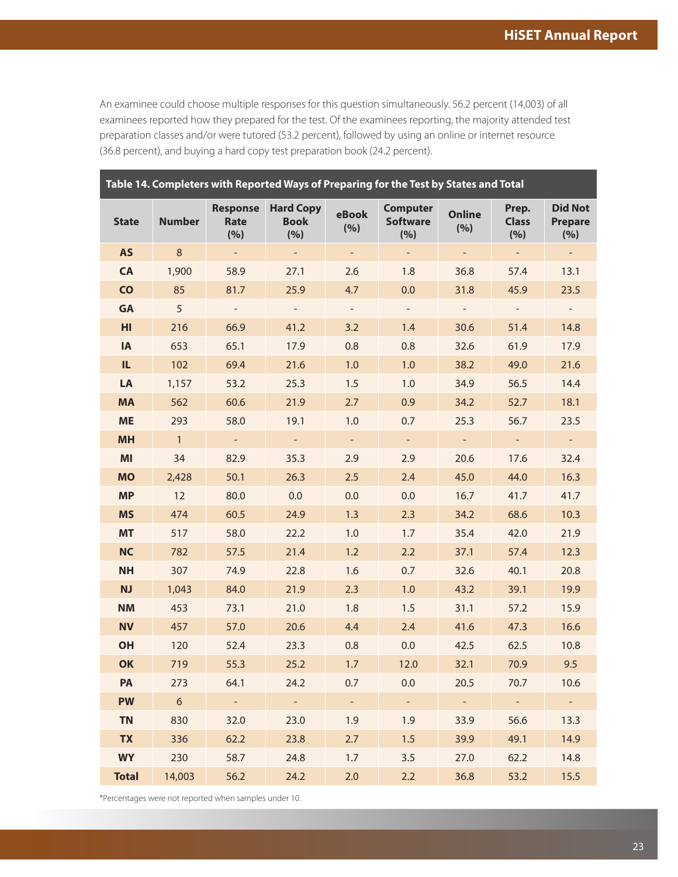An examinee could choose multiple responses for this question simultaneously. 56.2 percent (14,003) of all examinees reported how they prepared for the test. Of the examinees reporting, the majority attended test preparation classes and/or were tutored (53.2 percent), followed by using an online or internet resource (36.8 percent), and buying a hard copy test preparation book (24.2 percent).

**Table 14. Completers with Reported Ways of Preparing for the Test by States and Total**

| State | Number | Response Rate (%) | Hard Copy Book (%) | eBook (%) | Computer Software (%) | Online (%) | Prep. Class (%) | Did Not Prepare (%) |
|---|---|---|---|---|---|---|---|---|
| AS | 8 | - | - | - | - | - | - | - |
| CA | 1,900 | 58.9 | 27.1 | 2.6 | 1.8 | 36.8 | 57.4 | 13.1 |
| CO | 85 | 81.7 | 25.9 | 4.7 | 0.0 | 31.8 | 45.9 | 23.5 |
| GA | 5 | - | - | - | - | - | - | - |
| HI | 216 | 66.9 | 41.2 | 3.2 | 1.4 | 30.6 | 51.4 | 14.8 |
| IA | 653 | 65.1 | 17.9 | 0.8 | 0.8 | 32.6 | 61.9 | 17.9 |
| IL | 102 | 69.4 | 21.6 | 1.0 | 1.0 | 38.2 | 49.0 | 21.6 |
| LA | 1,157 | 53.2 | 25.3 | 1.5 | 1.0 | 34.9 | 56.5 | 14.4 |
| MA | 562 | 60.6 | 21.9 | 2.7 | 0.9 | 34.2 | 52.7 | 18.1 |
| ME | 293 | 58.0 | 19.1 | 1.0 | 0.7 | 25.3 | 56.7 | 23.5 |
| MH | 1 | - | - | - | - | - | - | - |
| MI | 34 | 82.9 | 35.3 | 2.9 | 2.9 | 20.6 | 17.6 | 32.4 |
| MO | 2,428 | 50.1 | 26.3 | 2.5 | 2.4 | 45.0 | 44.0 | 16.3 |
| MP | 12 | 80.0 | 0.0 | 0.0 | 0.0 | 16.7 | 41.7 | 41.7 |
| MS | 474 | 60.5 | 24.9 | 1.3 | 2.3 | 34.2 | 68.6 | 10.3 |
| MT | 517 | 58.0 | 22.2 | 1.0 | 1.7 | 35.4 | 42.0 | 21.9 |
| NC | 782 | 57.5 | 21.4 | 1.2 | 2.2 | 37.1 | 57.4 | 12.3 |
| NH | 307 | 74.9 | 22.8 | 1.6 | 0.7 | 32.6 | 40.1 | 20.8 |
| NJ | 1,043 | 84.0 | 21.9 | 2.3 | 1.0 | 43.2 | 39.1 | 19.9 |
| NM | 453 | 73.1 | 21.0 | 1.8 | 1.5 | 31.1 | 57.2 | 15.9 |
| NV | 457 | 57.0 | 20.6 | 4.4 | 2.4 | 41.6 | 47.3 | 16.6 |
| OH | 120 | 52.4 | 23.3 | 0.8 | 0.0 | 42.5 | 62.5 | 10.8 |
| OK | 719 | 55.3 | 25.2 | 1.7 | 12.0 | 32.1 | 70.9 | 9.5 |
| PA | 273 | 64.1 | 24.2 | 0.7 | 0.0 | 20.5 | 70.7 | 10.6 |
| PW | 6 | - | - | - | - | - | - | - |
| TN | 830 | 32.0 | 23.0 | 1.9 | 1.9 | 33.9 | 56.6 | 13.3 |
| TX | 336 | 62.2 | 23.8 | 2.7 | 1.5 | 39.9 | 49.1 | 14.9 |
| WY | 230 | 58.7 | 24.8 | 1.7 | 3.5 | 27.0 | 62.2 | 14.8 |
| Total | 14,003 | 56.2 | 24.2 | 2.0 | 2.2 | 36.8 | 53.2 | 15.5 |

*Percentages were not reported when samples under 10.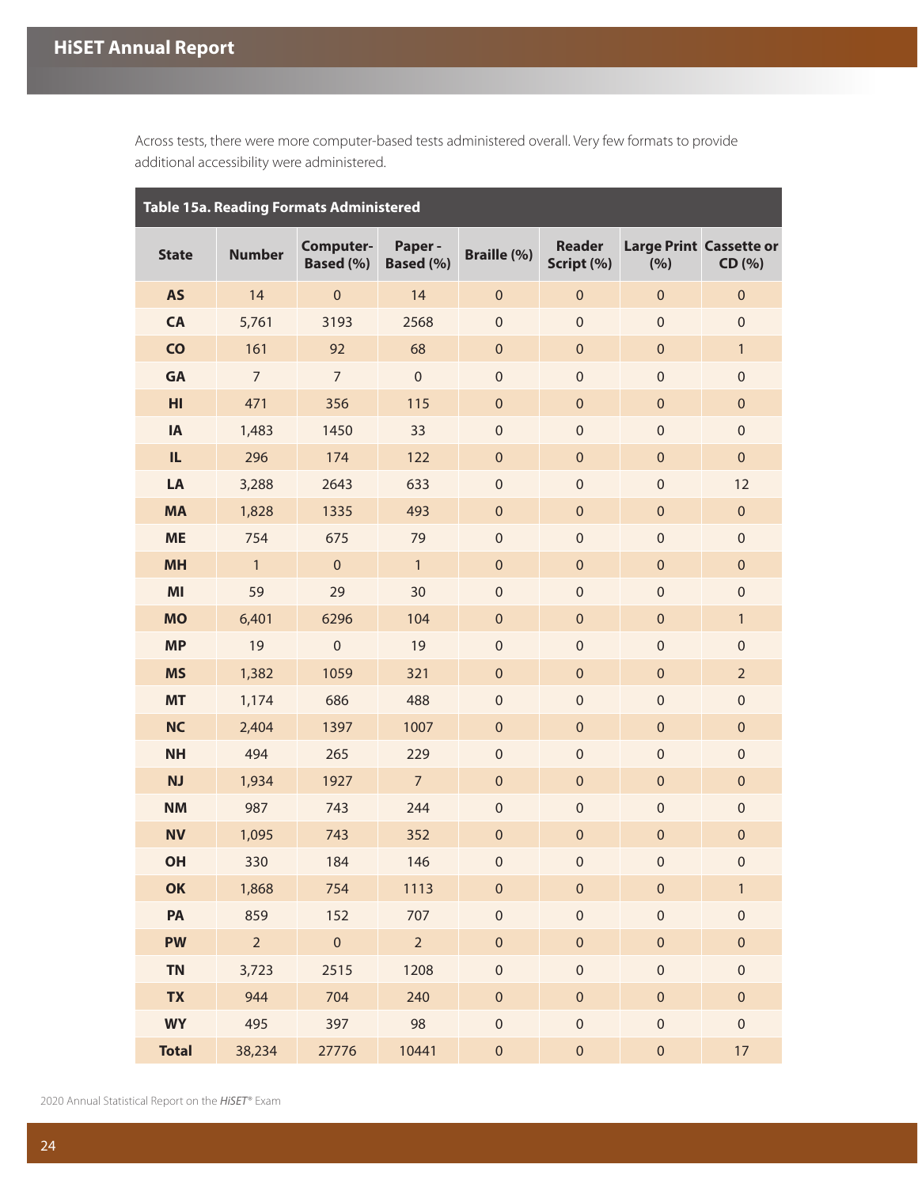Across tests, there were more computer-based tests administered overall. Very few formats to provide additional accessibility were administered.

**Table 15a. Reading Formats Administered**

| State | Number | Computer-Based (%) | Paper - Based (%) | Braille (%) | Reader Script (%) | Large Print (%) | Cassette or CD (%) |
|---|---|---|---|---|---|---|---|
| AS | 14 | 0 | 14 | 0 | 0 | 0 | 0 |
| CA | 5,761 | 3193 | 2568 | 0 | 0 | 0 | 0 |
| CO | 161 | 92 | 68 | 0 | 0 | 0 | 1 |
| GA | 7 | 7 | 0 | 0 | 0 | 0 | 0 |
| HI | 471 | 356 | 115 | 0 | 0 | 0 | 0 |
| IA | 1,483 | 1450 | 33 | 0 | 0 | 0 | 0 |
| IL | 296 | 174 | 122 | 0 | 0 | 0 | 0 |
| LA | 3,288 | 2643 | 633 | 0 | 0 | 0 | 12 |
| MA | 1,828 | 1335 | 493 | 0 | 0 | 0 | 0 |
| ME | 754 | 675 | 79 | 0 | 0 | 0 | 0 |
| MH | 1 | 0 | 1 | 0 | 0 | 0 | 0 |
| MI | 59 | 29 | 30 | 0 | 0 | 0 | 0 |
| MO | 6,401 | 6296 | 104 | 0 | 0 | 0 | 1 |
| MP | 19 | 0 | 19 | 0 | 0 | 0 | 0 |
| MS | 1,382 | 1059 | 321 | 0 | 0 | 0 | 2 |
| MT | 1,174 | 686 | 488 | 0 | 0 | 0 | 0 |
| NC | 2,404 | 1397 | 1007 | 0 | 0 | 0 | 0 |
| NH | 494 | 265 | 229 | 0 | 0 | 0 | 0 |
| NJ | 1,934 | 1927 | 7 | 0 | 0 | 0 | 0 |
| NM | 987 | 743 | 244 | 0 | 0 | 0 | 0 |
| NV | 1,095 | 743 | 352 | 0 | 0 | 0 | 0 |
| OH | 330 | 184 | 146 | 0 | 0 | 0 | 0 |
| OK | 1,868 | 754 | 1113 | 0 | 0 | 0 | 1 |
| PA | 859 | 152 | 707 | 0 | 0 | 0 | 0 |
| PW | 2 | 0 | 2 | 0 | 0 | 0 | 0 |
| TN | 3,723 | 2515 | 1208 | 0 | 0 | 0 | 0 |
| TX | 944 | 704 | 240 | 0 | 0 | 0 | 0 |
| WY | 495 | 397 | 98 | 0 | 0 | 0 | 0 |
| **Total** | 38,234 | 27776 | 10441 | 0 | 0 | 0 | 17 |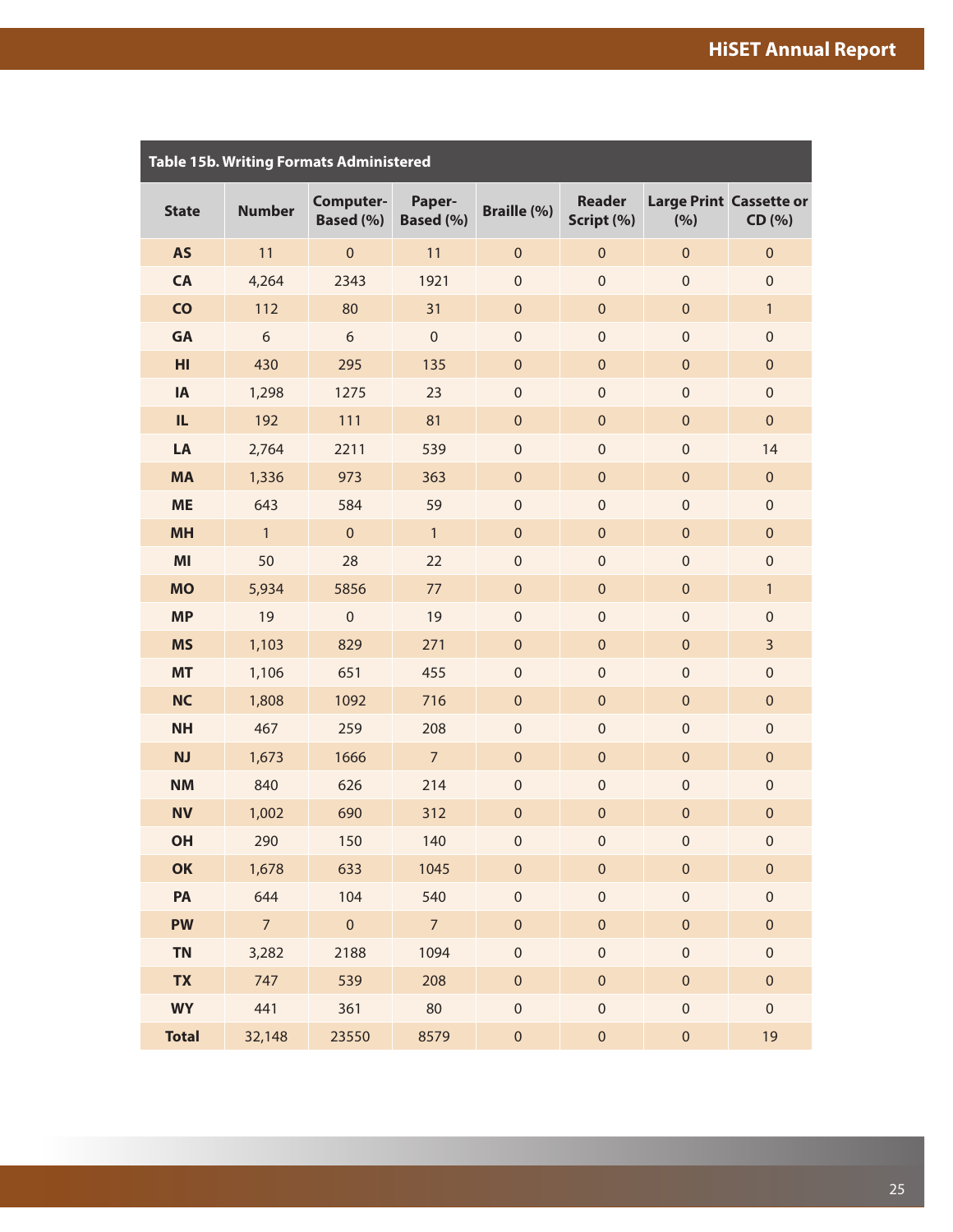**Table 15b. Writing Formats Administered**

| State | Number | Computer-Based (%) | Paper-Based (%) | Braille (%) | Reader Script (%) | Large Print (%) | Cassette or CD (%) |
|---|---|---|---|---|---|---|---|
| AS | 11 | 0 | 11 | 0 | 0 | 0 | 0 |
| CA | 4,264 | 2343 | 1921 | 0 | 0 | 0 | 0 |
| CO | 112 | 80 | 31 | 0 | 0 | 0 | 1 |
| GA | 6 | 6 | 0 | 0 | 0 | 0 | 0 |
| HI | 430 | 295 | 135 | 0 | 0 | 0 | 0 |
| IA | 1,298 | 1275 | 23 | 0 | 0 | 0 | 0 |
| IL | 192 | 111 | 81 | 0 | 0 | 0 | 0 |
| LA | 2,764 | 2211 | 539 | 0 | 0 | 0 | 14 |
| MA | 1,336 | 973 | 363 | 0 | 0 | 0 | 0 |
| ME | 643 | 584 | 59 | 0 | 0 | 0 | 0 |
| MH | 1 | 0 | 1 | 0 | 0 | 0 | 0 |
| MI | 50 | 28 | 22 | 0 | 0 | 0 | 0 |
| MO | 5,934 | 5856 | 77 | 0 | 0 | 0 | 1 |
| MP | 19 | 0 | 19 | 0 | 0 | 0 | 0 |
| MS | 1,103 | 829 | 271 | 0 | 0 | 0 | 3 |
| MT | 1,106 | 651 | 455 | 0 | 0 | 0 | 0 |
| NC | 1,808 | 1092 | 716 | 0 | 0 | 0 | 0 |
| NH | 467 | 259 | 208 | 0 | 0 | 0 | 0 |
| NJ | 1,673 | 1666 | 7 | 0 | 0 | 0 | 0 |
| NM | 840 | 626 | 214 | 0 | 0 | 0 | 0 |
| NV | 1,002 | 690 | 312 | 0 | 0 | 0 | 0 |
| OH | 290 | 150 | 140 | 0 | 0 | 0 | 0 |
| OK | 1,678 | 633 | 1045 | 0 | 0 | 0 | 0 |
| PA | 644 | 104 | 540 | 0 | 0 | 0 | 0 |
| PW | 7 | 0 | 7 | 0 | 0 | 0 | 0 |
| TN | 3,282 | 2188 | 1094 | 0 | 0 | 0 | 0 |
| TX | 747 | 539 | 208 | 0 | 0 | 0 | 0 |
| WY | 441 | 361 | 80 | 0 | 0 | 0 | 0 |
| **Total** | 32,148 | 23550 | 8579 | 0 | 0 | 0 | 19 |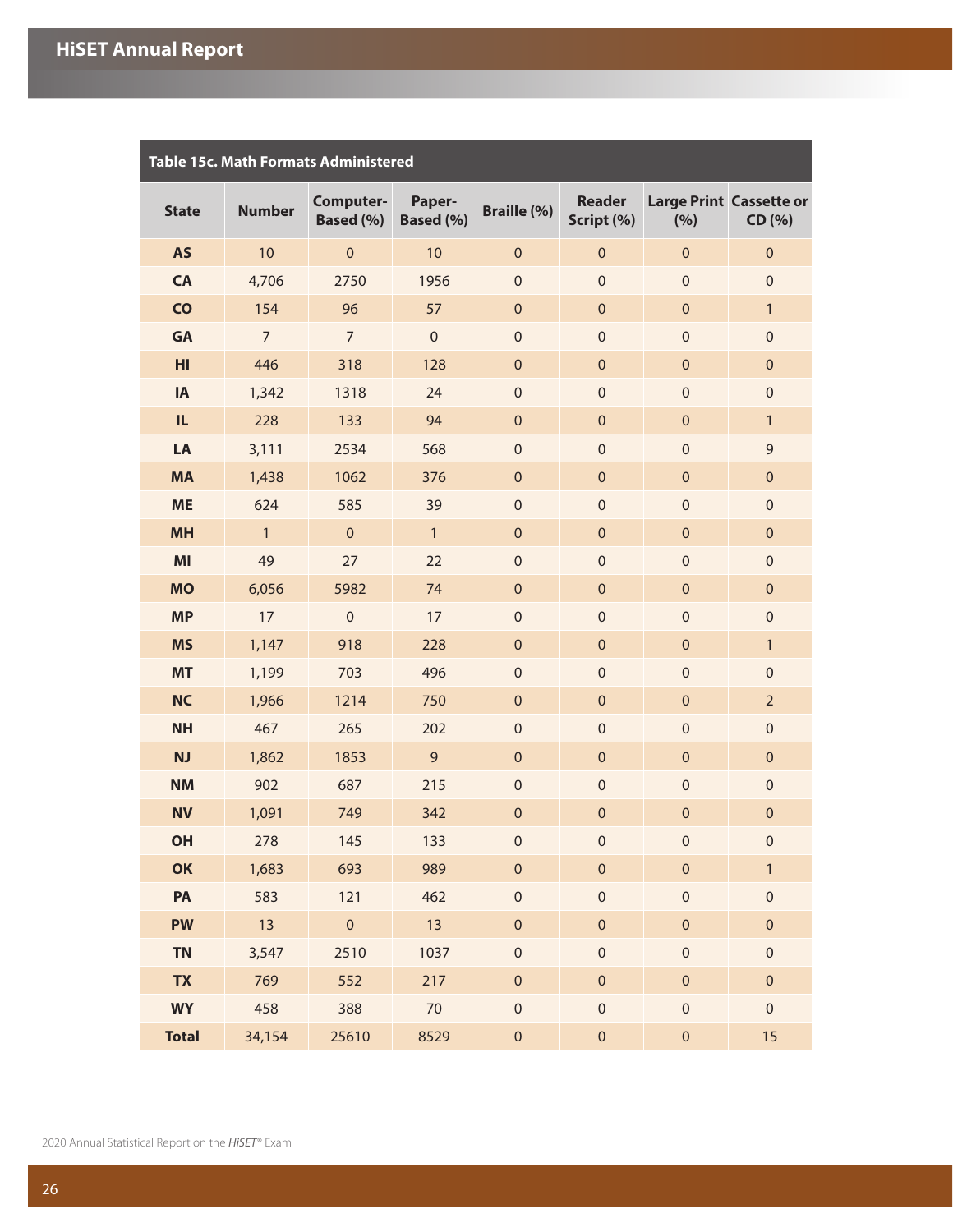**Table 15c. Math Formats Administered**

| State | Number | Computer-Based (%) | Paper-Based (%) | Braille (%) | Reader Script (%) | Large Print (%) | Cassette or CD (%) |
|---|---|---|---|---|---|---|---|
| AS | 10 | 0 | 10 | 0 | 0 | 0 | 0 |
| CA | 4,706 | 2750 | 1956 | 0 | 0 | 0 | 0 |
| CO | 154 | 96 | 57 | 0 | 0 | 0 | 1 |
| GA | 7 | 7 | 0 | 0 | 0 | 0 | 0 |
| HI | 446 | 318 | 128 | 0 | 0 | 0 | 0 |
| IA | 1,342 | 1318 | 24 | 0 | 0 | 0 | 0 |
| IL | 228 | 133 | 94 | 0 | 0 | 0 | 1 |
| LA | 3,111 | 2534 | 568 | 0 | 0 | 0 | 9 |
| MA | 1,438 | 1062 | 376 | 0 | 0 | 0 | 0 |
| ME | 624 | 585 | 39 | 0 | 0 | 0 | 0 |
| MH | 1 | 0 | 1 | 0 | 0 | 0 | 0 |
| MI | 49 | 27 | 22 | 0 | 0 | 0 | 0 |
| MO | 6,056 | 5982 | 74 | 0 | 0 | 0 | 0 |
| MP | 17 | 0 | 17 | 0 | 0 | 0 | 0 |
| MS | 1,147 | 918 | 228 | 0 | 0 | 0 | 1 |
| MT | 1,199 | 703 | 496 | 0 | 0 | 0 | 0 |
| NC | 1,966 | 1214 | 750 | 0 | 0 | 0 | 2 |
| NH | 467 | 265 | 202 | 0 | 0 | 0 | 0 |
| NJ | 1,862 | 1853 | 9 | 0 | 0 | 0 | 0 |
| NM | 902 | 687 | 215 | 0 | 0 | 0 | 0 |
| NV | 1,091 | 749 | 342 | 0 | 0 | 0 | 0 |
| OH | 278 | 145 | 133 | 0 | 0 | 0 | 0 |
| OK | 1,683 | 693 | 989 | 0 | 0 | 0 | 1 |
| PA | 583 | 121 | 462 | 0 | 0 | 0 | 0 |
| PW | 13 | 0 | 13 | 0 | 0 | 0 | 0 |
| TN | 3,547 | 2510 | 1037 | 0 | 0 | 0 | 0 |
| TX | 769 | 552 | 217 | 0 | 0 | 0 | 0 |
| WY | 458 | 388 | 70 | 0 | 0 | 0 | 0 |
| Total | 34,154 | 25610 | 8529 | 0 | 0 | 0 | 15 |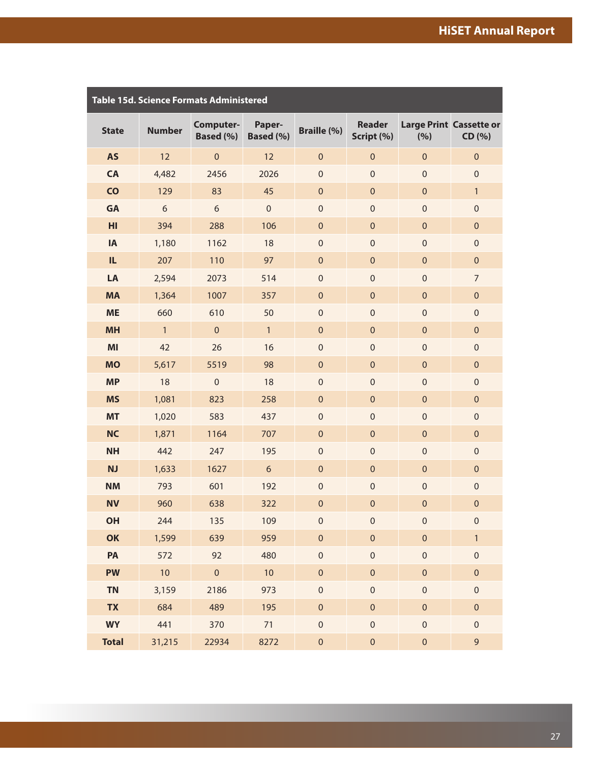**Table 15d. Science Formats Administered**

| State | Number | Computer-Based (%) | Paper-Based (%) | Braille (%) | Reader Script (%) | Large Print (%) | Cassette or CD (%) |
|---|---|---|---|---|---|---|---|
| AS | 12 | 0 | 12 | 0 | 0 | 0 | 0 |
| CA | 4,482 | 2456 | 2026 | 0 | 0 | 0 | 0 |
| CO | 129 | 83 | 45 | 0 | 0 | 0 | 1 |
| GA | 6 | 6 | 0 | 0 | 0 | 0 | 0 |
| HI | 394 | 288 | 106 | 0 | 0 | 0 | 0 |
| IA | 1,180 | 1162 | 18 | 0 | 0 | 0 | 0 |
| IL | 207 | 110 | 97 | 0 | 0 | 0 | 0 |
| LA | 2,594 | 2073 | 514 | 0 | 0 | 0 | 7 |
| MA | 1,364 | 1007 | 357 | 0 | 0 | 0 | 0 |
| ME | 660 | 610 | 50 | 0 | 0 | 0 | 0 |
| MH | 1 | 0 | 1 | 0 | 0 | 0 | 0 |
| MI | 42 | 26 | 16 | 0 | 0 | 0 | 0 |
| MO | 5,617 | 5519 | 98 | 0 | 0 | 0 | 0 |
| MP | 18 | 0 | 18 | 0 | 0 | 0 | 0 |
| MS | 1,081 | 823 | 258 | 0 | 0 | 0 | 0 |
| MT | 1,020 | 583 | 437 | 0 | 0 | 0 | 0 |
| NC | 1,871 | 1164 | 707 | 0 | 0 | 0 | 0 |
| NH | 442 | 247 | 195 | 0 | 0 | 0 | 0 |
| NJ | 1,633 | 1627 | 6 | 0 | 0 | 0 | 0 |
| NM | 793 | 601 | 192 | 0 | 0 | 0 | 0 |
| NV | 960 | 638 | 322 | 0 | 0 | 0 | 0 |
| OH | 244 | 135 | 109 | 0 | 0 | 0 | 0 |
| OK | 1,599 | 639 | 959 | 0 | 0 | 0 | 1 |
| PA | 572 | 92 | 480 | 0 | 0 | 0 | 0 |
| PW | 10 | 0 | 10 | 0 | 0 | 0 | 0 |
| TN | 3,159 | 2186 | 973 | 0 | 0 | 0 | 0 |
| TX | 684 | 489 | 195 | 0 | 0 | 0 | 0 |
| WY | 441 | 370 | 71 | 0 | 0 | 0 | 0 |
| Total | 31,215 | 22934 | 8272 | 0 | 0 | 0 | 9 |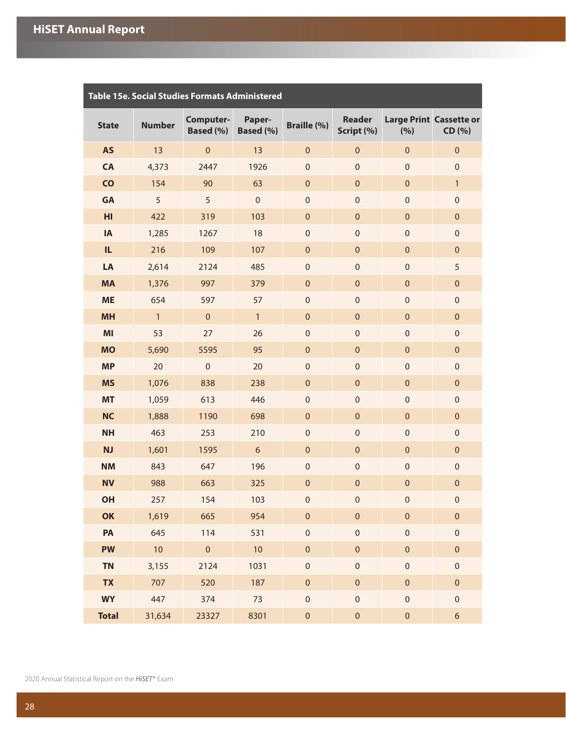**Table 15e. Social Studies Formats Administered**

| State | Number | Computer-Based (%) | Paper-Based (%) | Braille (%) | Reader Script (%) | Large Print (%) | Cassette or CD (%) |
|---|---|---|---|---|---|---|---|
| AS | 13 | 0 | 13 | 0 | 0 | 0 | 0 |
| CA | 4,373 | 2447 | 1926 | 0 | 0 | 0 | 0 |
| CO | 154 | 90 | 63 | 0 | 0 | 0 | 1 |
| GA | 5 | 5 | 0 | 0 | 0 | 0 | 0 |
| HI | 422 | 319 | 103 | 0 | 0 | 0 | 0 |
| IA | 1,285 | 1267 | 18 | 0 | 0 | 0 | 0 |
| IL | 216 | 109 | 107 | 0 | 0 | 0 | 0 |
| LA | 2,614 | 2124 | 485 | 0 | 0 | 0 | 5 |
| MA | 1,376 | 997 | 379 | 0 | 0 | 0 | 0 |
| ME | 654 | 597 | 57 | 0 | 0 | 0 | 0 |
| MH | 1 | 0 | 1 | 0 | 0 | 0 | 0 |
| MI | 53 | 27 | 26 | 0 | 0 | 0 | 0 |
| MO | 5,690 | 5595 | 95 | 0 | 0 | 0 | 0 |
| MP | 20 | 0 | 20 | 0 | 0 | 0 | 0 |
| MS | 1,076 | 838 | 238 | 0 | 0 | 0 | 0 |
| MT | 1,059 | 613 | 446 | 0 | 0 | 0 | 0 |
| NC | 1,888 | 1190 | 698 | 0 | 0 | 0 | 0 |
| NH | 463 | 253 | 210 | 0 | 0 | 0 | 0 |
| NJ | 1,601 | 1595 | 6 | 0 | 0 | 0 | 0 |
| NM | 843 | 647 | 196 | 0 | 0 | 0 | 0 |
| NV | 988 | 663 | 325 | 0 | 0 | 0 | 0 |
| OH | 257 | 154 | 103 | 0 | 0 | 0 | 0 |
| OK | 1,619 | 665 | 954 | 0 | 0 | 0 | 0 |
| PA | 645 | 114 | 531 | 0 | 0 | 0 | 0 |
| PW | 10 | 0 | 10 | 0 | 0 | 0 | 0 |
| TN | 3,155 | 2124 | 1031 | 0 | 0 | 0 | 0 |
| TX | 707 | 520 | 187 | 0 | 0 | 0 | 0 |
| WY | 447 | 374 | 73 | 0 | 0 | 0 | 0 |
| **Total** | 31,634 | 23327 | 8301 | 0 | 0 | 0 | 6 |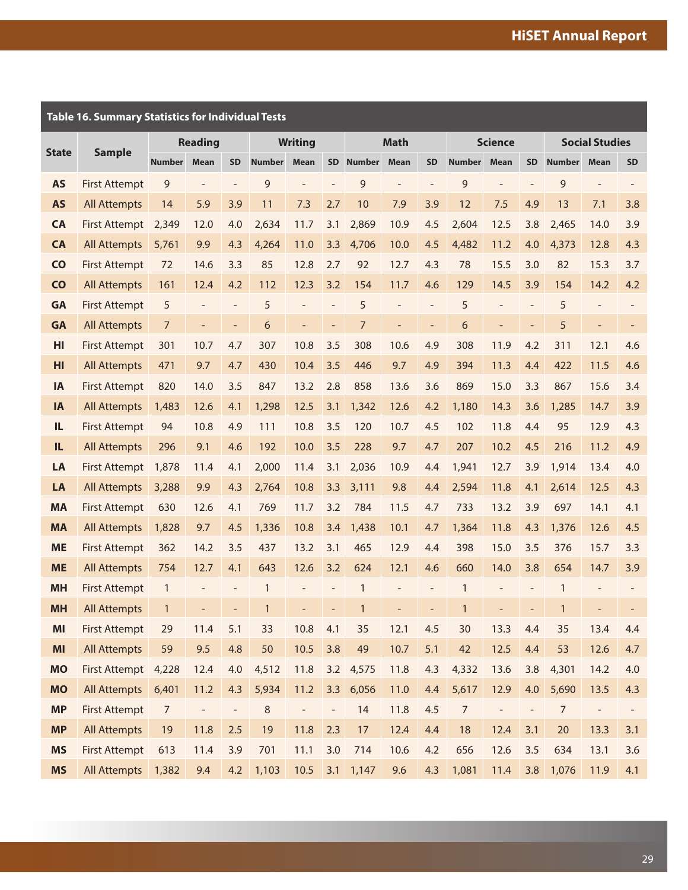**Table 16. Summary Statistics for Individual Tests**

| State | Sample | Reading | | | Writing | | | Math | | | Science | | | Social Studies | | |
|---|---|---|---|---|---|---|---|---|---|---|---|---|---|---|---|---|
| | | Number | Mean | SD | Number | Mean | SD | Number | Mean | SD | Number | Mean | SD | Number | Mean | SD |
| AS | First Attempt | 9 | - | - | 9 | - | - | 9 | - | - | 9 | - | - | 9 | - | - |
| AS | All Attempts | 14 | 5.9 | 3.9 | 11 | 7.3 | 2.7 | 10 | 7.9 | 3.9 | 12 | 7.5 | 4.9 | 13 | 7.1 | 3.8 |
| CA | First Attempt | 2,349 | 12.0 | 4.0 | 2,634 | 11.7 | 3.1 | 2,869 | 10.9 | 4.5 | 2,604 | 12.5 | 3.8 | 2,465 | 14.0 | 3.9 |
| CA | All Attempts | 5,761 | 9.9 | 4.3 | 4,264 | 11.0 | 3.3 | 4,706 | 10.0 | 4.5 | 4,482 | 11.2 | 4.0 | 4,373 | 12.8 | 4.3 |
| CO | First Attempt | 72 | 14.6 | 3.3 | 85 | 12.8 | 2.7 | 92 | 12.7 | 4.3 | 78 | 15.5 | 3.0 | 82 | 15.3 | 3.7 |
| CO | All Attempts | 161 | 12.4 | 4.2 | 112 | 12.3 | 3.2 | 154 | 11.7 | 4.6 | 129 | 14.5 | 3.9 | 154 | 14.2 | 4.2 |
| GA | First Attempt | 5 | - | - | 5 | - | - | 5 | - | - | 5 | - | - | 5 | - | - |
| GA | All Attempts | 7 | - | - | 6 | - | - | 7 | - | - | 6 | - | - | 5 | - | - |
| HI | First Attempt | 301 | 10.7 | 4.7 | 307 | 10.8 | 3.5 | 308 | 10.6 | 4.9 | 308 | 11.9 | 4.2 | 311 | 12.1 | 4.6 |
| HI | All Attempts | 471 | 9.7 | 4.7 | 430 | 10.4 | 3.5 | 446 | 9.7 | 4.9 | 394 | 11.3 | 4.4 | 422 | 11.5 | 4.6 |
| IA | First Attempt | 820 | 14.0 | 3.5 | 847 | 13.2 | 2.8 | 858 | 13.6 | 3.6 | 869 | 15.0 | 3.3 | 867 | 15.6 | 3.4 |
| IA | All Attempts | 1,483 | 12.6 | 4.1 | 1,298 | 12.5 | 3.1 | 1,342 | 12.6 | 4.2 | 1,180 | 14.3 | 3.6 | 1,285 | 14.7 | 3.9 |
| IL | First Attempt | 94 | 10.8 | 4.9 | 111 | 10.8 | 3.5 | 120 | 10.7 | 4.5 | 102 | 11.8 | 4.4 | 95 | 12.9 | 4.3 |
| IL | All Attempts | 296 | 9.1 | 4.6 | 192 | 10.0 | 3.5 | 228 | 9.7 | 4.7 | 207 | 10.2 | 4.5 | 216 | 11.2 | 4.9 |
| LA | First Attempt | 1,878 | 11.4 | 4.1 | 2,000 | 11.4 | 3.1 | 2,036 | 10.9 | 4.4 | 1,941 | 12.7 | 3.9 | 1,914 | 13.4 | 4.0 |
| LA | All Attempts | 3,288 | 9.9 | 4.3 | 2,764 | 10.8 | 3.3 | 3,111 | 9.8 | 4.4 | 2,594 | 11.8 | 4.1 | 2,614 | 12.5 | 4.3 |
| MA | First Attempt | 630 | 12.6 | 4.1 | 769 | 11.7 | 3.2 | 784 | 11.5 | 4.7 | 733 | 13.2 | 3.9 | 697 | 14.1 | 4.1 |
| MA | All Attempts | 1,828 | 9.7 | 4.5 | 1,336 | 10.8 | 3.4 | 1,438 | 10.1 | 4.7 | 1,364 | 11.8 | 4.3 | 1,376 | 12.6 | 4.5 |
| ME | First Attempt | 362 | 14.2 | 3.5 | 437 | 13.2 | 3.1 | 465 | 12.9 | 4.4 | 398 | 15.0 | 3.5 | 376 | 15.7 | 3.3 |
| ME | All Attempts | 754 | 12.7 | 4.1 | 643 | 12.6 | 3.2 | 624 | 12.1 | 4.6 | 660 | 14.0 | 3.8 | 654 | 14.7 | 3.9 |
| MH | First Attempt | 1 | - | - | 1 | - | - | 1 | - | - | 1 | - | - | 1 | - | - |
| MH | All Attempts | 1 | - | - | 1 | - | - | 1 | - | - | 1 | - | - | 1 | - | - |
| MI | First Attempt | 29 | 11.4 | 5.1 | 33 | 10.8 | 4.1 | 35 | 12.1 | 4.5 | 30 | 13.3 | 4.4 | 35 | 13.4 | 4.4 |
| MI | All Attempts | 59 | 9.5 | 4.8 | 50 | 10.5 | 3.8 | 49 | 10.7 | 5.1 | 42 | 12.5 | 4.4 | 53 | 12.6 | 4.7 |
| MO | First Attempt | 4,228 | 12.4 | 4.0 | 4,512 | 11.8 | 3.2 | 4,575 | 11.8 | 4.3 | 4,332 | 13.6 | 3.8 | 4,301 | 14.2 | 4.0 |
| MO | All Attempts | 6,401 | 11.2 | 4.3 | 5,934 | 11.2 | 3.3 | 6,056 | 11.0 | 4.4 | 5,617 | 12.9 | 4.0 | 5,690 | 13.5 | 4.3 |
| MP | First Attempt | 7 | - | - | 8 | - | - | 14 | 11.8 | 4.5 | 7 | - | - | 7 | - | - |
| MP | All Attempts | 19 | 11.8 | 2.5 | 19 | 11.8 | 2.3 | 17 | 12.4 | 4.4 | 18 | 12.4 | 3.1 | 20 | 13.3 | 3.1 |
| MS | First Attempt | 613 | 11.4 | 3.9 | 701 | 11.1 | 3.0 | 714 | 10.6 | 4.2 | 656 | 12.6 | 3.5 | 634 | 13.1 | 3.6 |
| MS | All Attempts | 1,382 | 9.4 | 4.2 | 1,103 | 10.5 | 3.1 | 1,147 | 9.6 | 4.3 | 1,081 | 11.4 | 3.8 | 1,076 | 11.9 | 4.1 |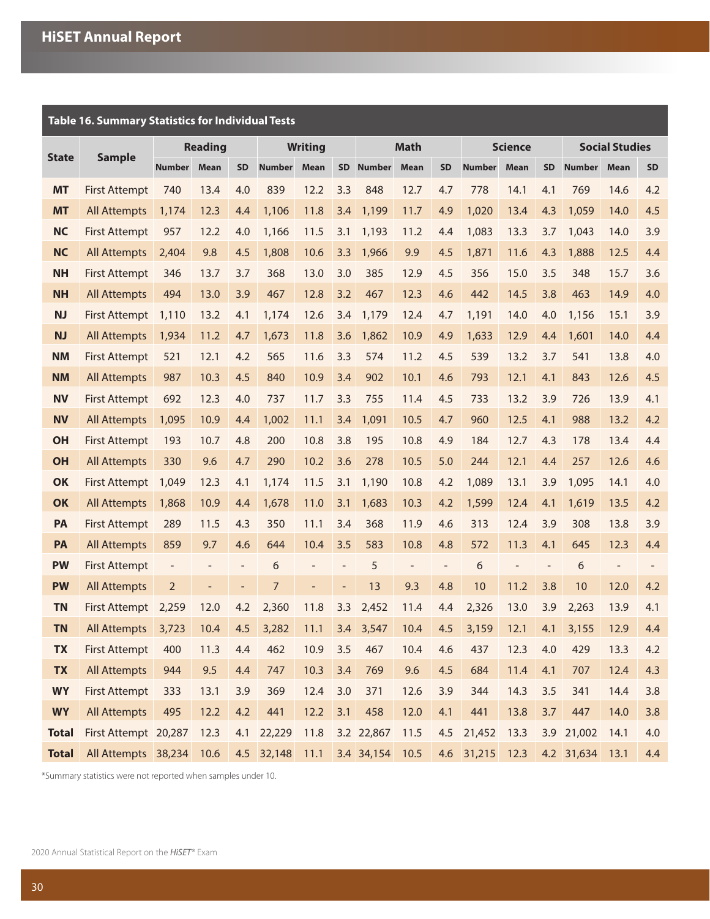### Table 16. Summary Statistics for Individual Tests

| State | Sample | Reading | | | Writing | | | Math | | | Science | | | Social Studies | | |
|---|---|---|---|---|---|---|---|---|---|---|---|---|---|---|---|---|
| | | Number | Mean | SD | Number | Mean | SD | Number | Mean | SD | Number | Mean | SD | Number | Mean | SD |
| MT | First Attempt | 740 | 13.4 | 4.0 | 839 | 12.2 | 3.3 | 848 | 12.7 | 4.7 | 778 | 14.1 | 4.1 | 769 | 14.6 | 4.2 |
| MT | All Attempts | 1,174 | 12.3 | 4.4 | 1,106 | 11.8 | 3.4 | 1,199 | 11.7 | 4.9 | 1,020 | 13.4 | 4.3 | 1,059 | 14.0 | 4.5 |
| NC | First Attempt | 957 | 12.2 | 4.0 | 1,166 | 11.5 | 3.1 | 1,193 | 11.2 | 4.4 | 1,083 | 13.3 | 3.7 | 1,043 | 14.0 | 3.9 |
| NC | All Attempts | 2,404 | 9.8 | 4.5 | 1,808 | 10.6 | 3.3 | 1,966 | 9.9 | 4.5 | 1,871 | 11.6 | 4.3 | 1,888 | 12.5 | 4.4 |
| NH | First Attempt | 346 | 13.7 | 3.7 | 368 | 13.0 | 3.0 | 385 | 12.9 | 4.5 | 356 | 15.0 | 3.5 | 348 | 15.7 | 3.6 |
| NH | All Attempts | 494 | 13.0 | 3.9 | 467 | 12.8 | 3.2 | 467 | 12.3 | 4.6 | 442 | 14.5 | 3.8 | 463 | 14.9 | 4.0 |
| NJ | First Attempt | 1,110 | 13.2 | 4.1 | 1,174 | 12.6 | 3.4 | 1,179 | 12.4 | 4.7 | 1,191 | 14.0 | 4.0 | 1,156 | 15.1 | 3.9 |
| NJ | All Attempts | 1,934 | 11.2 | 4.7 | 1,673 | 11.8 | 3.6 | 1,862 | 10.9 | 4.9 | 1,633 | 12.9 | 4.4 | 1,601 | 14.0 | 4.4 |
| NM | First Attempt | 521 | 12.1 | 4.2 | 565 | 11.6 | 3.3 | 574 | 11.2 | 4.5 | 539 | 13.2 | 3.7 | 541 | 13.8 | 4.0 |
| NM | All Attempts | 987 | 10.3 | 4.5 | 840 | 10.9 | 3.4 | 902 | 10.1 | 4.6 | 793 | 12.1 | 4.1 | 843 | 12.6 | 4.5 |
| NV | First Attempt | 692 | 12.3 | 4.0 | 737 | 11.7 | 3.3 | 755 | 11.4 | 4.5 | 733 | 13.2 | 3.9 | 726 | 13.9 | 4.1 |
| NV | All Attempts | 1,095 | 10.9 | 4.4 | 1,002 | 11.1 | 3.4 | 1,091 | 10.5 | 4.7 | 960 | 12.5 | 4.1 | 988 | 13.2 | 4.2 |
| OH | First Attempt | 193 | 10.7 | 4.8 | 200 | 10.8 | 3.8 | 195 | 10.8 | 4.9 | 184 | 12.7 | 4.3 | 178 | 13.4 | 4.4 |
| OH | All Attempts | 330 | 9.6 | 4.7 | 290 | 10.2 | 3.6 | 278 | 10.5 | 5.0 | 244 | 12.1 | 4.4 | 257 | 12.6 | 4.6 |
| OK | First Attempt | 1,049 | 12.3 | 4.1 | 1,174 | 11.5 | 3.1 | 1,190 | 10.8 | 4.2 | 1,089 | 13.1 | 3.9 | 1,095 | 14.1 | 4.0 |
| OK | All Attempts | 1,868 | 10.9 | 4.4 | 1,678 | 11.0 | 3.1 | 1,683 | 10.3 | 4.2 | 1,599 | 12.4 | 4.1 | 1,619 | 13.5 | 4.2 |
| PA | First Attempt | 289 | 11.5 | 4.3 | 350 | 11.1 | 3.4 | 368 | 11.9 | 4.6 | 313 | 12.4 | 3.9 | 308 | 13.8 | 3.9 |
| PA | All Attempts | 859 | 9.7 | 4.6 | 644 | 10.4 | 3.5 | 583 | 10.8 | 4.8 | 572 | 11.3 | 4.1 | 645 | 12.3 | 4.4 |
| PW | First Attempt | - | - | - | 6 | - | - | 5 | - | - | 6 | - | - | 6 | - | - |
| PW | All Attempts | 2 | - | - | 7 | - | - | 13 | 9.3 | 4.8 | 10 | 11.2 | 3.8 | 10 | 12.0 | 4.2 |
| TN | First Attempt | 2,259 | 12.0 | 4.2 | 2,360 | 11.8 | 3.3 | 2,452 | 11.4 | 4.4 | 2,326 | 13.0 | 3.9 | 2,263 | 13.9 | 4.1 |
| TN | All Attempts | 3,723 | 10.4 | 4.5 | 3,282 | 11.1 | 3.4 | 3,547 | 10.4 | 4.5 | 3,159 | 12.1 | 4.1 | 3,155 | 12.9 | 4.4 |
| TX | First Attempt | 400 | 11.3 | 4.4 | 462 | 10.9 | 3.5 | 467 | 10.4 | 4.6 | 437 | 12.3 | 4.0 | 429 | 13.3 | 4.2 |
| TX | All Attempts | 944 | 9.5 | 4.4 | 747 | 10.3 | 3.4 | 769 | 9.6 | 4.5 | 684 | 11.4 | 4.1 | 707 | 12.4 | 4.3 |
| WY | First Attempt | 333 | 13.1 | 3.9 | 369 | 12.4 | 3.0 | 371 | 12.6 | 3.9 | 344 | 14.3 | 3.5 | 341 | 14.4 | 3.8 |
| WY | All Attempts | 495 | 12.2 | 4.2 | 441 | 12.2 | 3.1 | 458 | 12.0 | 4.1 | 441 | 13.8 | 3.7 | 447 | 14.0 | 3.8 |
| Total | First Attempt | 20,287 | 12.3 | 4.1 | 22,229 | 11.8 | 3.2 | 22,867 | 11.5 | 4.5 | 21,452 | 13.3 | 3.9 | 21,002 | 14.1 | 4.0 |
| Total | All Attempts | 38,234 | 10.6 | 4.5 | 32,148 | 11.1 | 3.4 | 34,154 | 10.5 | 4.6 | 31,215 | 12.3 | 4.2 | 31,634 | 13.1 | 4.4 |

*Summary statistics were not reported when samples under 10.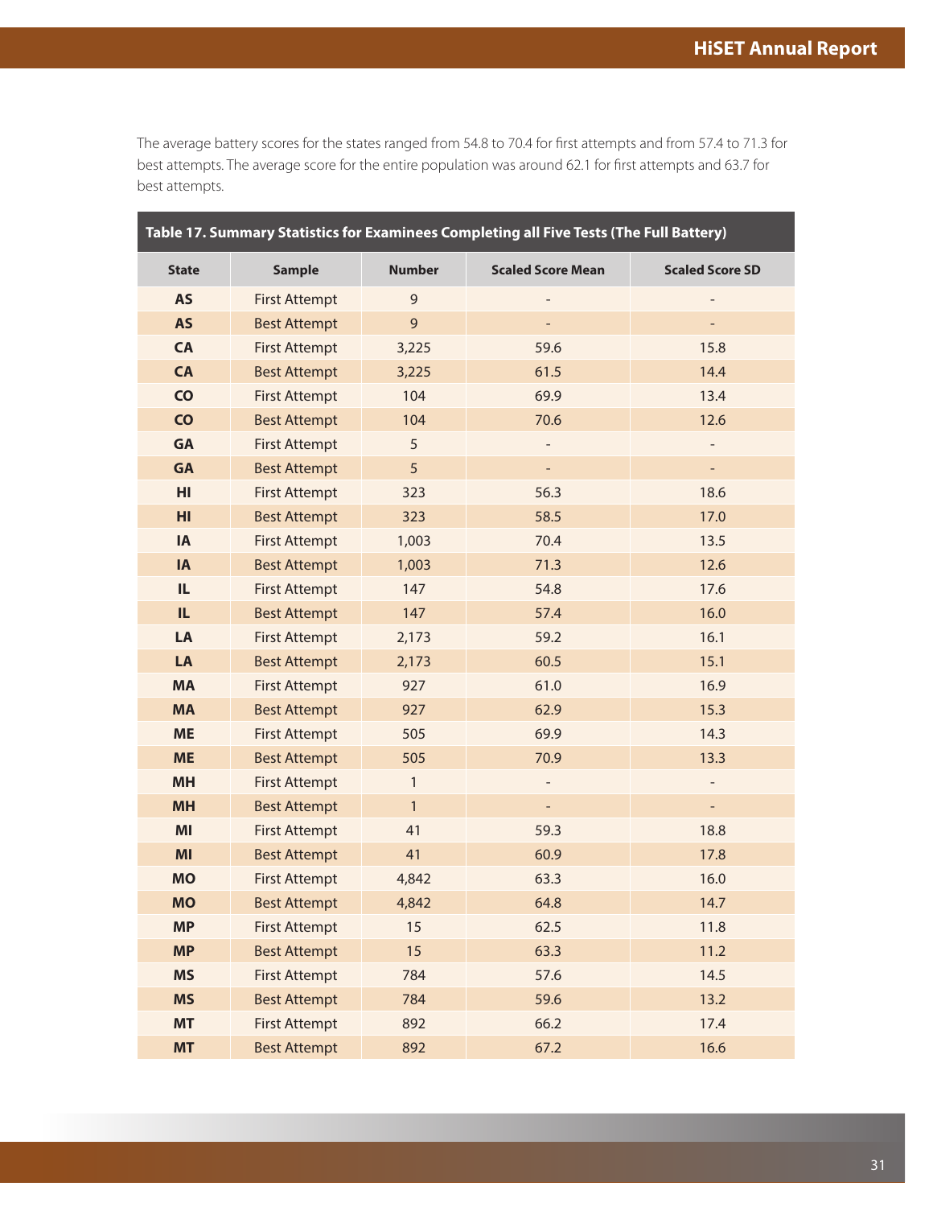The average battery scores for the states ranged from 54.8 to 70.4 for first attempts and from 57.4 to 71.3 for best attempts. The average score for the entire population was around 62.1 for first attempts and 63.7 for best attempts.

**Table 17. Summary Statistics for Examinees Completing all Five Tests (The Full Battery)**

| State | Sample | Number | Scaled Score Mean | Scaled Score SD |
|---|---|---|---|---|
| AS | First Attempt | 9 | - | - |
| AS | Best Attempt | 9 | - | - |
| CA | First Attempt | 3,225 | 59.6 | 15.8 |
| CA | Best Attempt | 3,225 | 61.5 | 14.4 |
| CO | First Attempt | 104 | 69.9 | 13.4 |
| CO | Best Attempt | 104 | 70.6 | 12.6 |
| GA | First Attempt | 5 | - | - |
| GA | Best Attempt | 5 | - | - |
| HI | First Attempt | 323 | 56.3 | 18.6 |
| HI | Best Attempt | 323 | 58.5 | 17.0 |
| IA | First Attempt | 1,003 | 70.4 | 13.5 |
| IA | Best Attempt | 1,003 | 71.3 | 12.6 |
| IL | First Attempt | 147 | 54.8 | 17.6 |
| IL | Best Attempt | 147 | 57.4 | 16.0 |
| LA | First Attempt | 2,173 | 59.2 | 16.1 |
| LA | Best Attempt | 2,173 | 60.5 | 15.1 |
| MA | First Attempt | 927 | 61.0 | 16.9 |
| MA | Best Attempt | 927 | 62.9 | 15.3 |
| ME | First Attempt | 505 | 69.9 | 14.3 |
| ME | Best Attempt | 505 | 70.9 | 13.3 |
| MH | First Attempt | 1 | - | - |
| MH | Best Attempt | 1 | - | - |
| MI | First Attempt | 41 | 59.3 | 18.8 |
| MI | Best Attempt | 41 | 60.9 | 17.8 |
| MO | First Attempt | 4,842 | 63.3 | 16.0 |
| MO | Best Attempt | 4,842 | 64.8 | 14.7 |
| MP | First Attempt | 15 | 62.5 | 11.8 |
| MP | Best Attempt | 15 | 63.3 | 11.2 |
| MS | First Attempt | 784 | 57.6 | 14.5 |
| MS | Best Attempt | 784 | 59.6 | 13.2 |
| MT | First Attempt | 892 | 66.2 | 17.4 |
| MT | Best Attempt | 892 | 67.2 | 16.6 |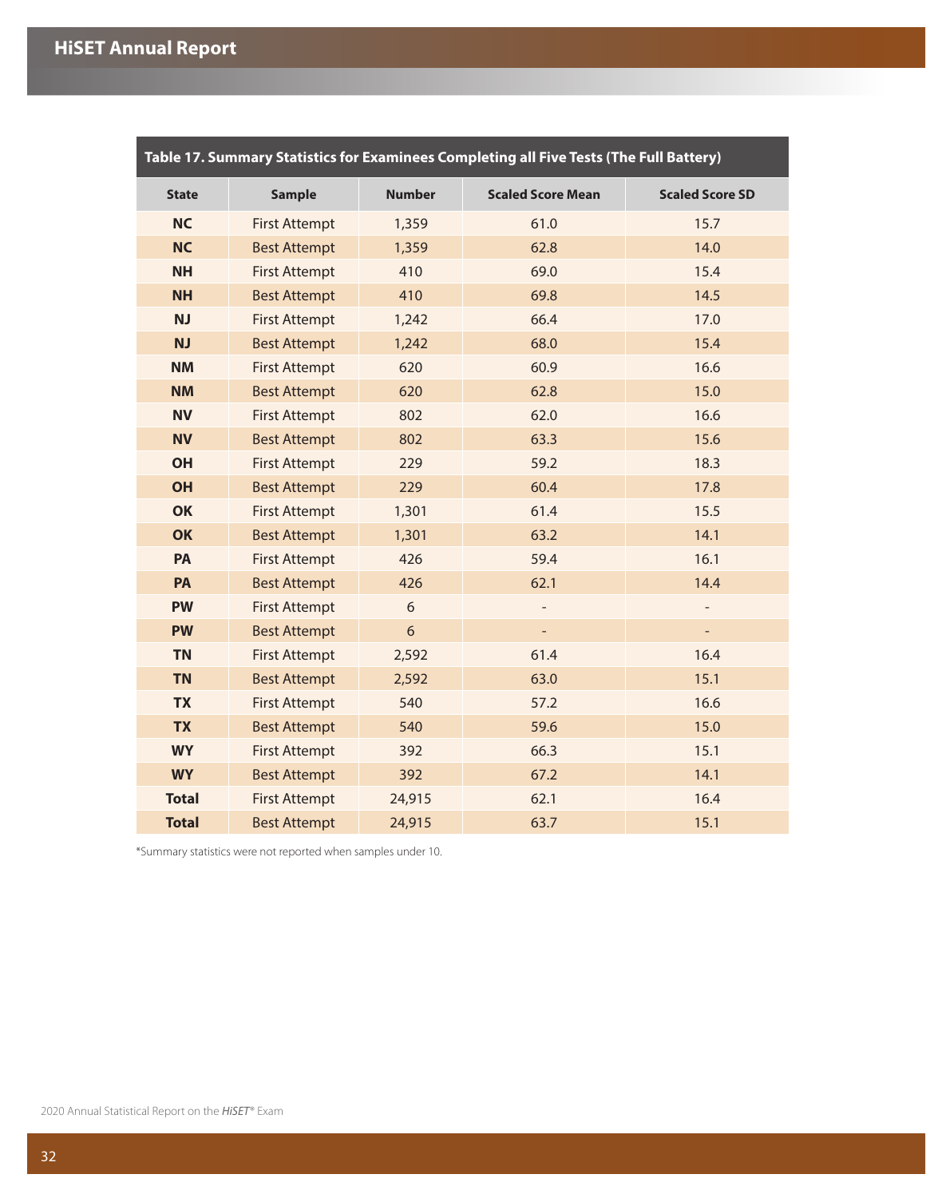**Table 17. Summary Statistics for Examinees Completing all Five Tests (The Full Battery)**

| State | Sample | Number | Scaled Score Mean | Scaled Score SD |
|---|---|---|---|---|
| **NC** | First Attempt | 1,359 | 61.0 | 15.7 |
| **NC** | Best Attempt | 1,359 | 62.8 | 14.0 |
| **NH** | First Attempt | 410 | 69.0 | 15.4 |
| **NH** | Best Attempt | 410 | 69.8 | 14.5 |
| **NJ** | First Attempt | 1,242 | 66.4 | 17.0 |
| **NJ** | Best Attempt | 1,242 | 68.0 | 15.4 |
| **NM** | First Attempt | 620 | 60.9 | 16.6 |
| **NM** | Best Attempt | 620 | 62.8 | 15.0 |
| **NV** | First Attempt | 802 | 62.0 | 16.6 |
| **NV** | Best Attempt | 802 | 63.3 | 15.6 |
| **OH** | First Attempt | 229 | 59.2 | 18.3 |
| **OH** | Best Attempt | 229 | 60.4 | 17.8 |
| **OK** | First Attempt | 1,301 | 61.4 | 15.5 |
| **OK** | Best Attempt | 1,301 | 63.2 | 14.1 |
| **PA** | First Attempt | 426 | 59.4 | 16.1 |
| **PA** | Best Attempt | 426 | 62.1 | 14.4 |
| **PW** | First Attempt | 6 | - | - |
| **PW** | Best Attempt | 6 | - | - |
| **TN** | First Attempt | 2,592 | 61.4 | 16.4 |
| **TN** | Best Attempt | 2,592 | 63.0 | 15.1 |
| **TX** | First Attempt | 540 | 57.2 | 16.6 |
| **TX** | Best Attempt | 540 | 59.6 | 15.0 |
| **WY** | First Attempt | 392 | 66.3 | 15.1 |
| **WY** | Best Attempt | 392 | 67.2 | 14.1 |
| **Total** | First Attempt | 24,915 | 62.1 | 16.4 |
| **Total** | Best Attempt | 24,915 | 63.7 | 15.1 |

*Summary statistics were not reported when samples under 10.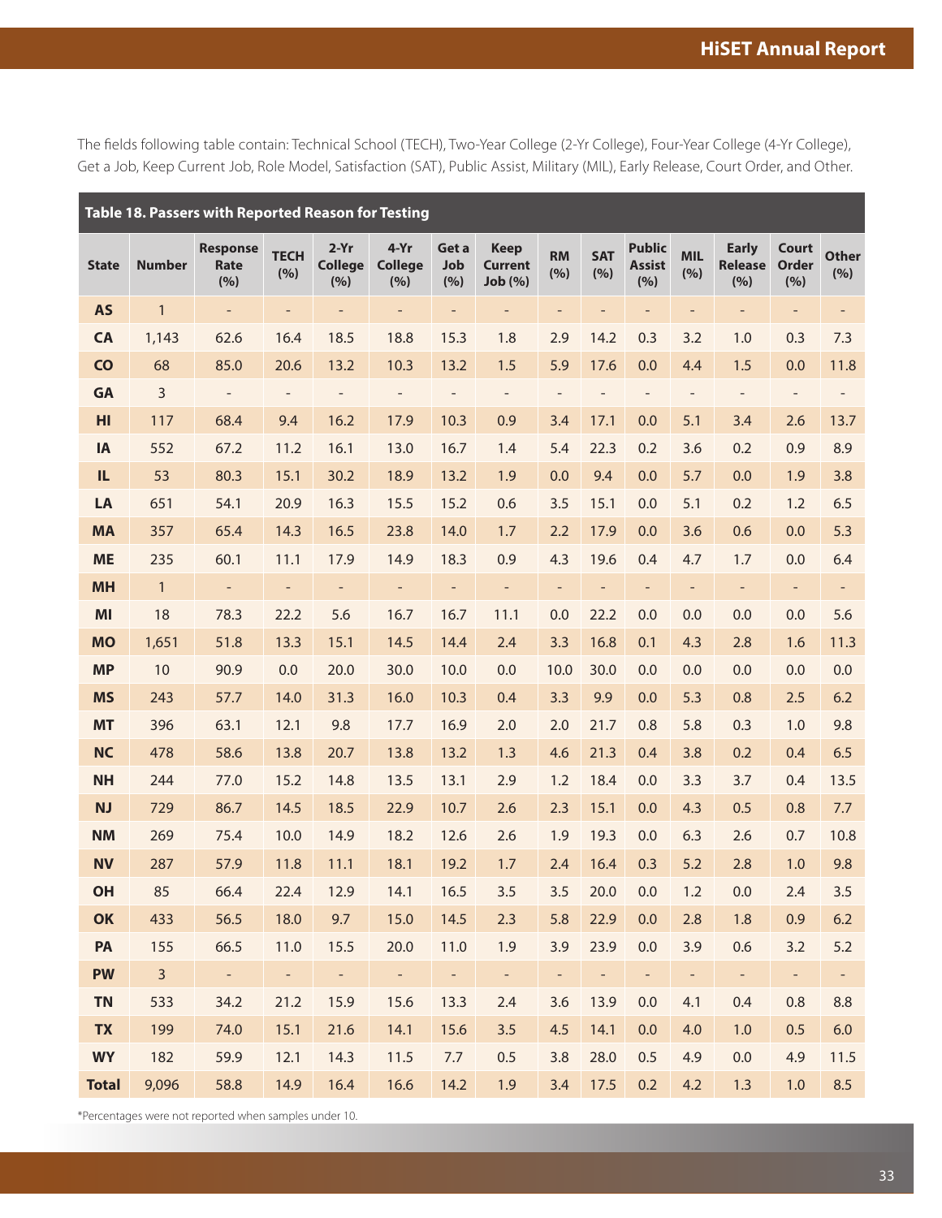The fields following table contain: Technical School (TECH), Two-Year College (2-Yr College), Four-Year College (4-Yr College), Get a Job, Keep Current Job, Role Model, Satisfaction (SAT), Public Assist, Military (MIL), Early Release, Court Order, and Other.

**Table 18. Passers with Reported Reason for Testing**

| State | Number | Response Rate (%) | TECH (%) | 2-Yr College (%) | 4-Yr College (%) | Get a Job (%) | Keep Current Job (%) | RM (%) | SAT (%) | Public Assist (%) | MIL (%) | Early Release (%) | Court Order (%) | Other (%) |
|---|---|---|---|---|---|---|---|---|---|---|---|---|---|---|
| AS | 1 | - | - | - | - | - | - | - | - | - | - | - | - | - |
| CA | 1,143 | 62.6 | 16.4 | 18.5 | 18.8 | 15.3 | 1.8 | 2.9 | 14.2 | 0.3 | 3.2 | 1.0 | 0.3 | 7.3 |
| CO | 68 | 85.0 | 20.6 | 13.2 | 10.3 | 13.2 | 1.5 | 5.9 | 17.6 | 0.0 | 4.4 | 1.5 | 0.0 | 11.8 |
| GA | 3 | - | - | - | - | - | - | - | - | - | - | - | - | - |
| HI | 117 | 68.4 | 9.4 | 16.2 | 17.9 | 10.3 | 0.9 | 3.4 | 17.1 | 0.0 | 5.1 | 3.4 | 2.6 | 13.7 |
| IA | 552 | 67.2 | 11.2 | 16.1 | 13.0 | 16.7 | 1.4 | 5.4 | 22.3 | 0.2 | 3.6 | 0.2 | 0.9 | 8.9 |
| IL | 53 | 80.3 | 15.1 | 30.2 | 18.9 | 13.2 | 1.9 | 0.0 | 9.4 | 0.0 | 5.7 | 0.0 | 1.9 | 3.8 |
| LA | 651 | 54.1 | 20.9 | 16.3 | 15.5 | 15.2 | 0.6 | 3.5 | 15.1 | 0.0 | 5.1 | 0.2 | 1.2 | 6.5 |
| MA | 357 | 65.4 | 14.3 | 16.5 | 23.8 | 14.0 | 1.7 | 2.2 | 17.9 | 0.0 | 3.6 | 0.6 | 0.0 | 5.3 |
| ME | 235 | 60.1 | 11.1 | 17.9 | 14.9 | 18.3 | 0.9 | 4.3 | 19.6 | 0.4 | 4.7 | 1.7 | 0.0 | 6.4 |
| MH | 1 | - | - | - | - | - | - | - | - | - | - | - | - | - |
| MI | 18 | 78.3 | 22.2 | 5.6 | 16.7 | 16.7 | 11.1 | 0.0 | 22.2 | 0.0 | 0.0 | 0.0 | 0.0 | 5.6 |
| MO | 1,651 | 51.8 | 13.3 | 15.1 | 14.5 | 14.4 | 2.4 | 3.3 | 16.8 | 0.1 | 4.3 | 2.8 | 1.6 | 11.3 |
| MP | 10 | 90.9 | 0.0 | 20.0 | 30.0 | 10.0 | 0.0 | 10.0 | 30.0 | 0.0 | 0.0 | 0.0 | 0.0 | 0.0 |
| MS | 243 | 57.7 | 14.0 | 31.3 | 16.0 | 10.3 | 0.4 | 3.3 | 9.9 | 0.0 | 5.3 | 0.8 | 2.5 | 6.2 |
| MT | 396 | 63.1 | 12.1 | 9.8 | 17.7 | 16.9 | 2.0 | 2.0 | 21.7 | 0.8 | 5.8 | 0.3 | 1.0 | 9.8 |
| NC | 478 | 58.6 | 13.8 | 20.7 | 13.8 | 13.2 | 1.3 | 4.6 | 21.3 | 0.4 | 3.8 | 0.2 | 0.4 | 6.5 |
| NH | 244 | 77.0 | 15.2 | 14.8 | 13.5 | 13.1 | 2.9 | 1.2 | 18.4 | 0.0 | 3.3 | 3.7 | 0.4 | 13.5 |
| NJ | 729 | 86.7 | 14.5 | 18.5 | 22.9 | 10.7 | 2.6 | 2.3 | 15.1 | 0.0 | 4.3 | 0.5 | 0.8 | 7.7 |
| NM | 269 | 75.4 | 10.0 | 14.9 | 18.2 | 12.6 | 2.6 | 1.9 | 19.3 | 0.0 | 6.3 | 2.6 | 0.7 | 10.8 |
| NV | 287 | 57.9 | 11.8 | 11.1 | 18.1 | 19.2 | 1.7 | 2.4 | 16.4 | 0.3 | 5.2 | 2.8 | 1.0 | 9.8 |
| OH | 85 | 66.4 | 22.4 | 12.9 | 14.1 | 16.5 | 3.5 | 3.5 | 20.0 | 0.0 | 1.2 | 0.0 | 2.4 | 3.5 |
| OK | 433 | 56.5 | 18.0 | 9.7 | 15.0 | 14.5 | 2.3 | 5.8 | 22.9 | 0.0 | 2.8 | 1.8 | 0.9 | 6.2 |
| PA | 155 | 66.5 | 11.0 | 15.5 | 20.0 | 11.0 | 1.9 | 3.9 | 23.9 | 0.0 | 3.9 | 0.6 | 3.2 | 5.2 |
| PW | 3 | - | - | - | - | - | - | - | - | - | - | - | - | - |
| TN | 533 | 34.2 | 21.2 | 15.9 | 15.6 | 13.3 | 2.4 | 3.6 | 13.9 | 0.0 | 4.1 | 0.4 | 0.8 | 8.8 |
| TX | 199 | 74.0 | 15.1 | 21.6 | 14.1 | 15.6 | 3.5 | 4.5 | 14.1 | 0.0 | 4.0 | 1.0 | 0.5 | 6.0 |
| WY | 182 | 59.9 | 12.1 | 14.3 | 11.5 | 7.7 | 0.5 | 3.8 | 28.0 | 0.5 | 4.9 | 0.0 | 4.9 | 11.5 |
| Total | 9,096 | 58.8 | 14.9 | 16.4 | 16.6 | 14.2 | 1.9 | 3.4 | 17.5 | 0.2 | 4.2 | 1.3 | 1.0 | 8.5 |

*Percentages were not reported when samples under 10.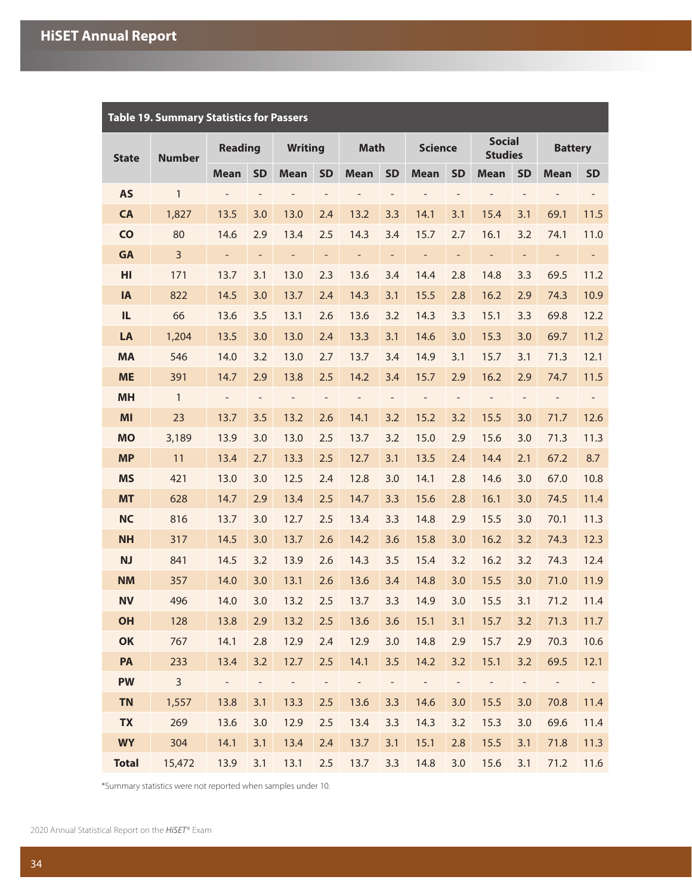**Table 19. Summary Statistics for Passers**

| State | Number | Reading | | Writing | | Math | | Science | | Social Studies | | Battery | |
|---|---|---|---|---|---|---|---|---|---|---|---|---|---|
| | | Mean | SD | Mean | SD | Mean | SD | Mean | SD | Mean | SD | Mean | SD |
| AS | 1 | - | - | - | - | - | - | - | - | - | - | - | - |
| CA | 1,827 | 13.5 | 3.0 | 13.0 | 2.4 | 13.2 | 3.3 | 14.1 | 3.1 | 15.4 | 3.1 | 69.1 | 11.5 |
| CO | 80 | 14.6 | 2.9 | 13.4 | 2.5 | 14.3 | 3.4 | 15.7 | 2.7 | 16.1 | 3.2 | 74.1 | 11.0 |
| GA | 3 | - | - | - | - | - | - | - | - | - | - | - | - |
| HI | 171 | 13.7 | 3.1 | 13.0 | 2.3 | 13.6 | 3.4 | 14.4 | 2.8 | 14.8 | 3.3 | 69.5 | 11.2 |
| IA | 822 | 14.5 | 3.0 | 13.7 | 2.4 | 14.3 | 3.1 | 15.5 | 2.8 | 16.2 | 2.9 | 74.3 | 10.9 |
| IL | 66 | 13.6 | 3.5 | 13.1 | 2.6 | 13.6 | 3.2 | 14.3 | 3.3 | 15.1 | 3.3 | 69.8 | 12.2 |
| LA | 1,204 | 13.5 | 3.0 | 13.0 | 2.4 | 13.3 | 3.1 | 14.6 | 3.0 | 15.3 | 3.0 | 69.7 | 11.2 |
| MA | 546 | 14.0 | 3.2 | 13.0 | 2.7 | 13.7 | 3.4 | 14.9 | 3.1 | 15.7 | 3.1 | 71.3 | 12.1 |
| ME | 391 | 14.7 | 2.9 | 13.8 | 2.5 | 14.2 | 3.4 | 15.7 | 2.9 | 16.2 | 2.9 | 74.7 | 11.5 |
| MH | 1 | - | - | - | - | - | - | - | - | - | - | - | - |
| MI | 23 | 13.7 | 3.5 | 13.2 | 2.6 | 14.1 | 3.2 | 15.2 | 3.2 | 15.5 | 3.0 | 71.7 | 12.6 |
| MO | 3,189 | 13.9 | 3.0 | 13.0 | 2.5 | 13.7 | 3.2 | 15.0 | 2.9 | 15.6 | 3.0 | 71.3 | 11.3 |
| MP | 11 | 13.4 | 2.7 | 13.3 | 2.5 | 12.7 | 3.1 | 13.5 | 2.4 | 14.4 | 2.1 | 67.2 | 8.7 |
| MS | 421 | 13.0 | 3.0 | 12.5 | 2.4 | 12.8 | 3.0 | 14.1 | 2.8 | 14.6 | 3.0 | 67.0 | 10.8 |
| MT | 628 | 14.7 | 2.9 | 13.4 | 2.5 | 14.7 | 3.3 | 15.6 | 2.8 | 16.1 | 3.0 | 74.5 | 11.4 |
| NC | 816 | 13.7 | 3.0 | 12.7 | 2.5 | 13.4 | 3.3 | 14.8 | 2.9 | 15.5 | 3.0 | 70.1 | 11.3 |
| NH | 317 | 14.5 | 3.0 | 13.7 | 2.6 | 14.2 | 3.6 | 15.8 | 3.0 | 16.2 | 3.2 | 74.3 | 12.3 |
| NJ | 841 | 14.5 | 3.2 | 13.9 | 2.6 | 14.3 | 3.5 | 15.4 | 3.2 | 16.2 | 3.2 | 74.3 | 12.4 |
| NM | 357 | 14.0 | 3.0 | 13.1 | 2.6 | 13.6 | 3.4 | 14.8 | 3.0 | 15.5 | 3.0 | 71.0 | 11.9 |
| NV | 496 | 14.0 | 3.0 | 13.2 | 2.5 | 13.7 | 3.3 | 14.9 | 3.0 | 15.5 | 3.1 | 71.2 | 11.4 |
| OH | 128 | 13.8 | 2.9 | 13.2 | 2.5 | 13.6 | 3.6 | 15.1 | 3.1 | 15.7 | 3.2 | 71.3 | 11.7 |
| OK | 767 | 14.1 | 2.8 | 12.9 | 2.4 | 12.9 | 3.0 | 14.8 | 2.9 | 15.7 | 2.9 | 70.3 | 10.6 |
| PA | 233 | 13.4 | 3.2 | 12.7 | 2.5 | 14.1 | 3.5 | 14.2 | 3.2 | 15.1 | 3.2 | 69.5 | 12.1 |
| PW | 3 | - | - | - | - | - | - | - | - | - | - | - | - |
| TN | 1,557 | 13.8 | 3.1 | 13.3 | 2.5 | 13.6 | 3.3 | 14.6 | 3.0 | 15.5 | 3.0 | 70.8 | 11.4 |
| TX | 269 | 13.6 | 3.0 | 12.9 | 2.5 | 13.4 | 3.3 | 14.3 | 3.2 | 15.3 | 3.0 | 69.6 | 11.4 |
| WY | 304 | 14.1 | 3.1 | 13.4 | 2.4 | 13.7 | 3.1 | 15.1 | 2.8 | 15.5 | 3.1 | 71.8 | 11.3 |
| Total | 15,472 | 13.9 | 3.1 | 13.1 | 2.5 | 13.7 | 3.3 | 14.8 | 3.0 | 15.6 | 3.1 | 71.2 | 11.6 |

*Summary statistics were not reported when samples under 10.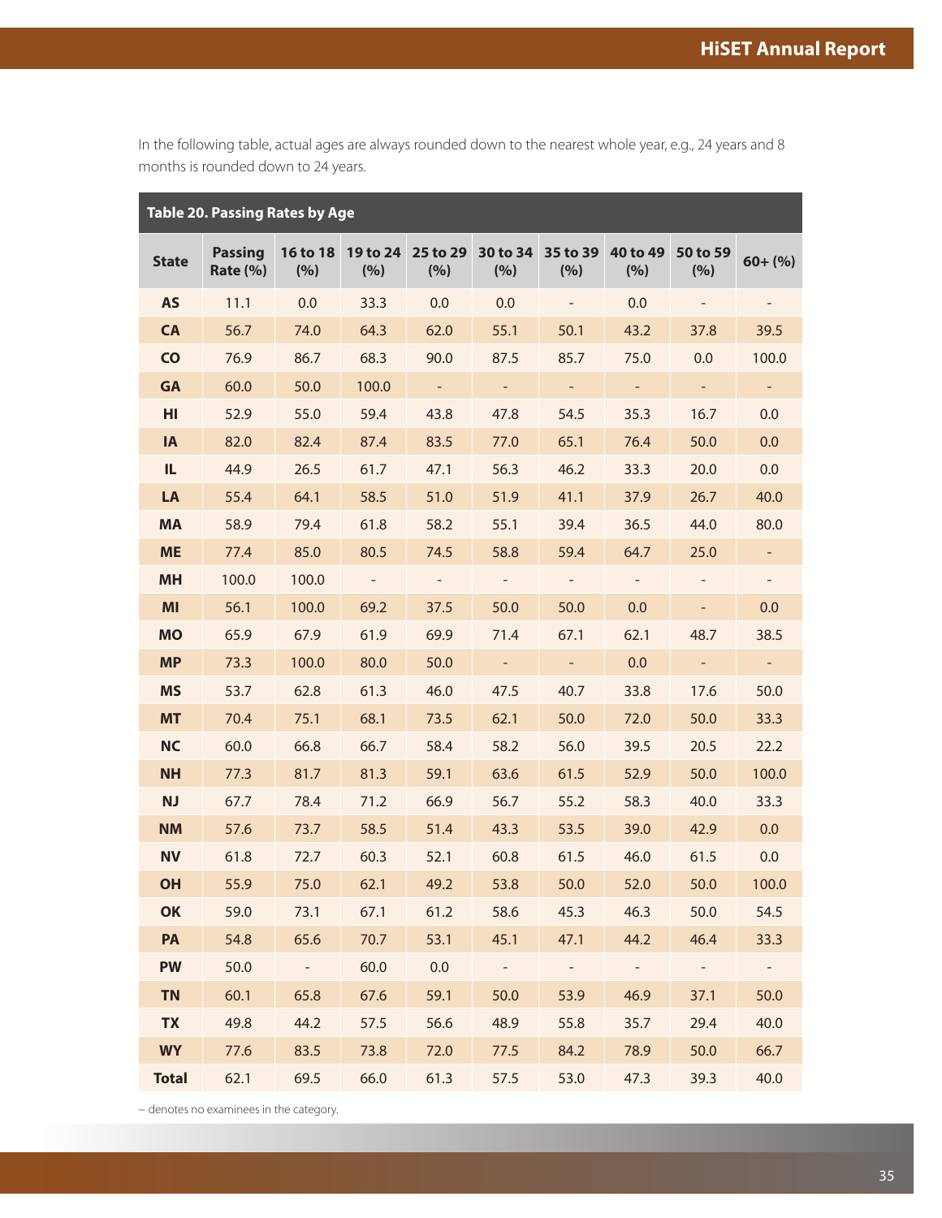In the following table, actual ages are always rounded down to the nearest whole year, e.g., 24 years and 8 months is rounded down to 24 years.

**Table 20. Passing Rates by Age**

| State | Passing Rate (%) | 16 to 18 (%) | 19 to 24 (%) | 25 to 29 (%) | 30 to 34 (%) | 35 to 39 (%) | 40 to 49 (%) | 50 to 59 (%) | 60+ (%) |
|---|---|---|---|---|---|---|---|---|---|
| AS | 11.1 | 0.0 | 33.3 | 0.0 | 0.0 | - | 0.0 | - | - |
| CA | 56.7 | 74.0 | 64.3 | 62.0 | 55.1 | 50.1 | 43.2 | 37.8 | 39.5 |
| CO | 76.9 | 86.7 | 68.3 | 90.0 | 87.5 | 85.7 | 75.0 | 0.0 | 100.0 |
| GA | 60.0 | 50.0 | 100.0 | - | - | - | - | - | - |
| HI | 52.9 | 55.0 | 59.4 | 43.8 | 47.8 | 54.5 | 35.3 | 16.7 | 0.0 |
| IA | 82.0 | 82.4 | 87.4 | 83.5 | 77.0 | 65.1 | 76.4 | 50.0 | 0.0 |
| IL | 44.9 | 26.5 | 61.7 | 47.1 | 56.3 | 46.2 | 33.3 | 20.0 | 0.0 |
| LA | 55.4 | 64.1 | 58.5 | 51.0 | 51.9 | 41.1 | 37.9 | 26.7 | 40.0 |
| MA | 58.9 | 79.4 | 61.8 | 58.2 | 55.1 | 39.4 | 36.5 | 44.0 | 80.0 |
| ME | 77.4 | 85.0 | 80.5 | 74.5 | 58.8 | 59.4 | 64.7 | 25.0 | - |
| MH | 100.0 | 100.0 | - | - | - | - | - | - | - |
| MI | 56.1 | 100.0 | 69.2 | 37.5 | 50.0 | 50.0 | 0.0 | - | 0.0 |
| MO | 65.9 | 67.9 | 61.9 | 69.9 | 71.4 | 67.1 | 62.1 | 48.7 | 38.5 |
| MP | 73.3 | 100.0 | 80.0 | 50.0 | - | - | 0.0 | - | - |
| MS | 53.7 | 62.8 | 61.3 | 46.0 | 47.5 | 40.7 | 33.8 | 17.6 | 50.0 |
| MT | 70.4 | 75.1 | 68.1 | 73.5 | 62.1 | 50.0 | 72.0 | 50.0 | 33.3 |
| NC | 60.0 | 66.8 | 66.7 | 58.4 | 58.2 | 56.0 | 39.5 | 20.5 | 22.2 |
| NH | 77.3 | 81.7 | 81.3 | 59.1 | 63.6 | 61.5 | 52.9 | 50.0 | 100.0 |
| NJ | 67.7 | 78.4 | 71.2 | 66.9 | 56.7 | 55.2 | 58.3 | 40.0 | 33.3 |
| NM | 57.6 | 73.7 | 58.5 | 51.4 | 43.3 | 53.5 | 39.0 | 42.9 | 0.0 |
| NV | 61.8 | 72.7 | 60.3 | 52.1 | 60.8 | 61.5 | 46.0 | 61.5 | 0.0 |
| OH | 55.9 | 75.0 | 62.1 | 49.2 | 53.8 | 50.0 | 52.0 | 50.0 | 100.0 |
| OK | 59.0 | 73.1 | 67.1 | 61.2 | 58.6 | 45.3 | 46.3 | 50.0 | 54.5 |
| PA | 54.8 | 65.6 | 70.7 | 53.1 | 45.1 | 47.1 | 44.2 | 46.4 | 33.3 |
| PW | 50.0 | - | 60.0 | 0.0 | - | - | - | - | - |
| TN | 60.1 | 65.8 | 67.6 | 59.1 | 50.0 | 53.9 | 46.9 | 37.1 | 50.0 |
| TX | 49.8 | 44.2 | 57.5 | 56.6 | 48.9 | 55.8 | 35.7 | 29.4 | 40.0 |
| WY | 77.6 | 83.5 | 73.8 | 72.0 | 77.5 | 84.2 | 78.9 | 50.0 | 66.7 |
| **Total** | 62.1 | 69.5 | 66.0 | 61.3 | 57.5 | 53.0 | 47.3 | 39.3 | 40.0 |

– denotes no examinees in the category.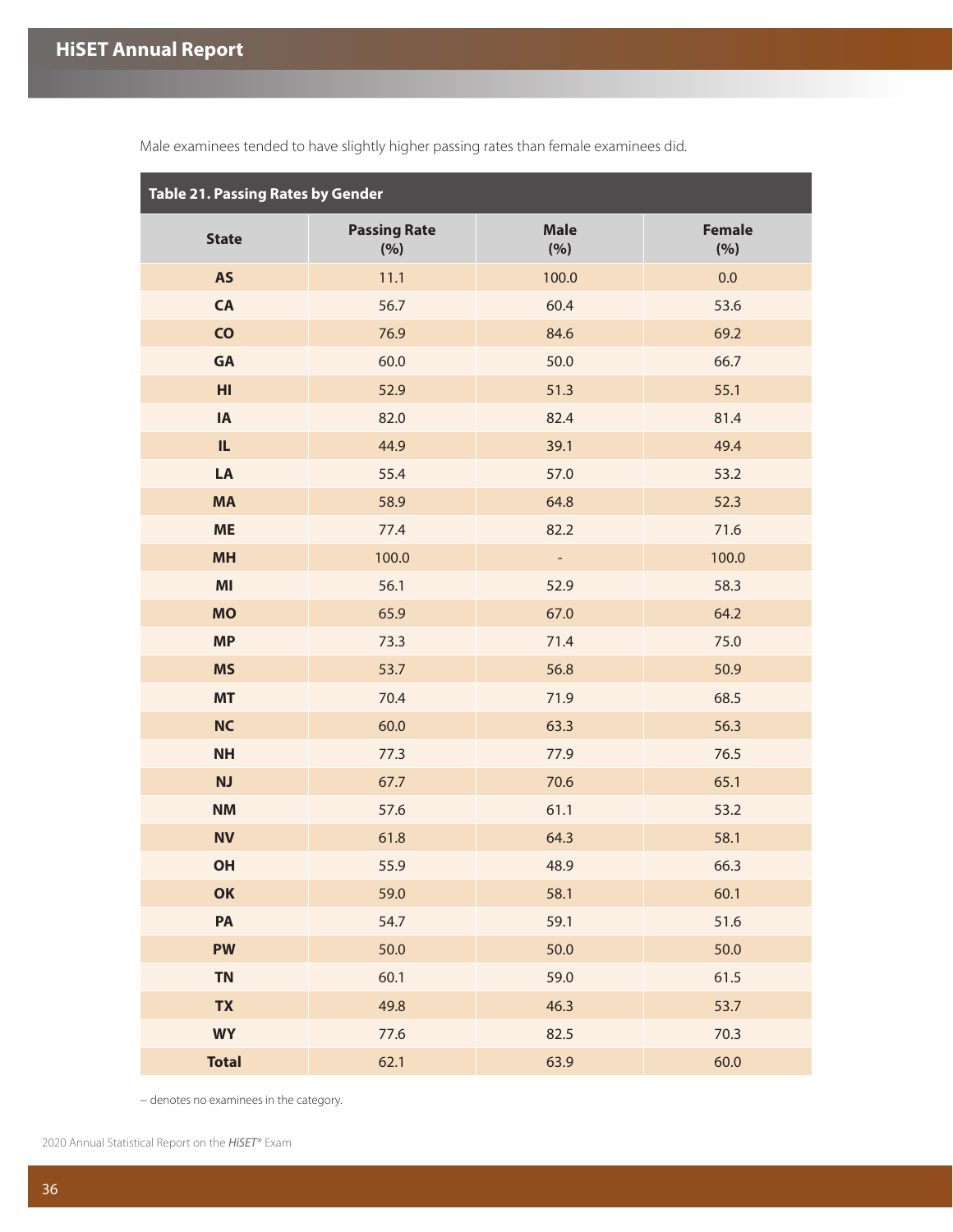Male examinees tended to have slightly higher passing rates than female examinees did.

**Table 21. Passing Rates by Gender**

| State | Passing Rate (%) | Male (%) | Female (%) |
|---|---|---|---|
| **AS** | 11.1 | 100.0 | 0.0 |
| **CA** | 56.7 | 60.4 | 53.6 |
| **CO** | 76.9 | 84.6 | 69.2 |
| **GA** | 60.0 | 50.0 | 66.7 |
| **HI** | 52.9 | 51.3 | 55.1 |
| **IA** | 82.0 | 82.4 | 81.4 |
| **IL** | 44.9 | 39.1 | 49.4 |
| **LA** | 55.4 | 57.0 | 53.2 |
| **MA** | 58.9 | 64.8 | 52.3 |
| **ME** | 77.4 | 82.2 | 71.6 |
| **MH** | 100.0 | - | 100.0 |
| **MI** | 56.1 | 52.9 | 58.3 |
| **MO** | 65.9 | 67.0 | 64.2 |
| **MP** | 73.3 | 71.4 | 75.0 |
| **MS** | 53.7 | 56.8 | 50.9 |
| **MT** | 70.4 | 71.9 | 68.5 |
| **NC** | 60.0 | 63.3 | 56.3 |
| **NH** | 77.3 | 77.9 | 76.5 |
| **NJ** | 67.7 | 70.6 | 65.1 |
| **NM** | 57.6 | 61.1 | 53.2 |
| **NV** | 61.8 | 64.3 | 58.1 |
| **OH** | 55.9 | 48.9 | 66.3 |
| **OK** | 59.0 | 58.1 | 60.1 |
| **PA** | 54.7 | 59.1 | 51.6 |
| **PW** | 50.0 | 50.0 | 50.0 |
| **TN** | 60.1 | 59.0 | 61.5 |
| **TX** | 49.8 | 46.3 | 53.7 |
| **WY** | 77.6 | 82.5 | 70.3 |
| **Total** | 62.1 | 63.9 | 60.0 |

– denotes no examinees in the category.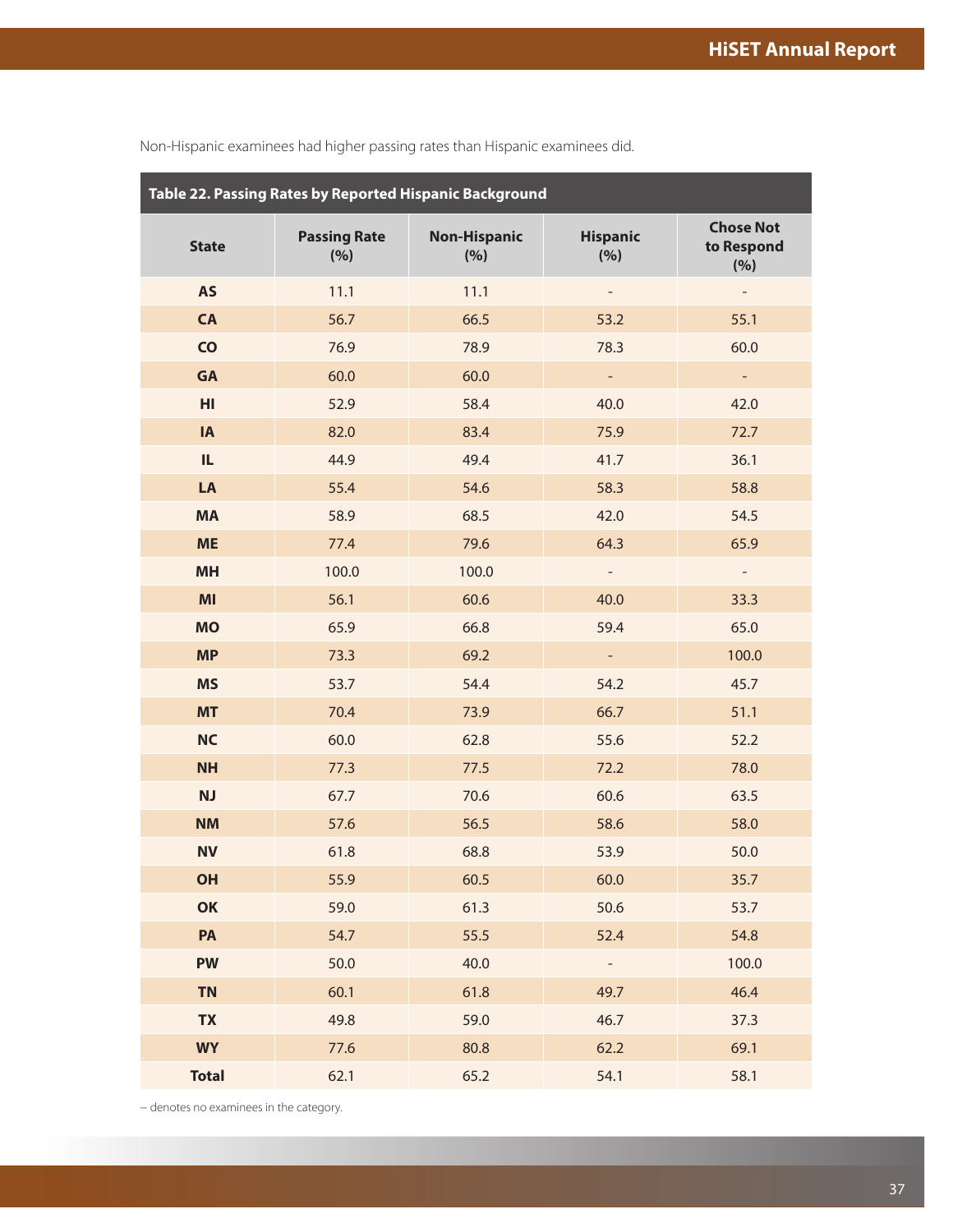Non-Hispanic examinees had higher passing rates than Hispanic examinees did.

**Table 22. Passing Rates by Reported Hispanic Background**

| State | Passing Rate (%) | Non-Hispanic (%) | Hispanic (%) | Chose Not to Respond (%) |
|---|---|---|---|---|
| AS | 11.1 | 11.1 | - | - |
| CA | 56.7 | 66.5 | 53.2 | 55.1 |
| CO | 76.9 | 78.9 | 78.3 | 60.0 |
| GA | 60.0 | 60.0 | - | - |
| HI | 52.9 | 58.4 | 40.0 | 42.0 |
| IA | 82.0 | 83.4 | 75.9 | 72.7 |
| IL | 44.9 | 49.4 | 41.7 | 36.1 |
| LA | 55.4 | 54.6 | 58.3 | 58.8 |
| MA | 58.9 | 68.5 | 42.0 | 54.5 |
| ME | 77.4 | 79.6 | 64.3 | 65.9 |
| MH | 100.0 | 100.0 | - | - |
| MI | 56.1 | 60.6 | 40.0 | 33.3 |
| MO | 65.9 | 66.8 | 59.4 | 65.0 |
| MP | 73.3 | 69.2 | - | 100.0 |
| MS | 53.7 | 54.4 | 54.2 | 45.7 |
| MT | 70.4 | 73.9 | 66.7 | 51.1 |
| NC | 60.0 | 62.8 | 55.6 | 52.2 |
| NH | 77.3 | 77.5 | 72.2 | 78.0 |
| NJ | 67.7 | 70.6 | 60.6 | 63.5 |
| NM | 57.6 | 56.5 | 58.6 | 58.0 |
| NV | 61.8 | 68.8 | 53.9 | 50.0 |
| OH | 55.9 | 60.5 | 60.0 | 35.7 |
| OK | 59.0 | 61.3 | 50.6 | 53.7 |
| PA | 54.7 | 55.5 | 52.4 | 54.8 |
| PW | 50.0 | 40.0 | - | 100.0 |
| TN | 60.1 | 61.8 | 49.7 | 46.4 |
| TX | 49.8 | 59.0 | 46.7 | 37.3 |
| WY | 77.6 | 80.8 | 62.2 | 69.1 |
| Total | 62.1 | 65.2 | 54.1 | 58.1 |

– denotes no examinees in the category.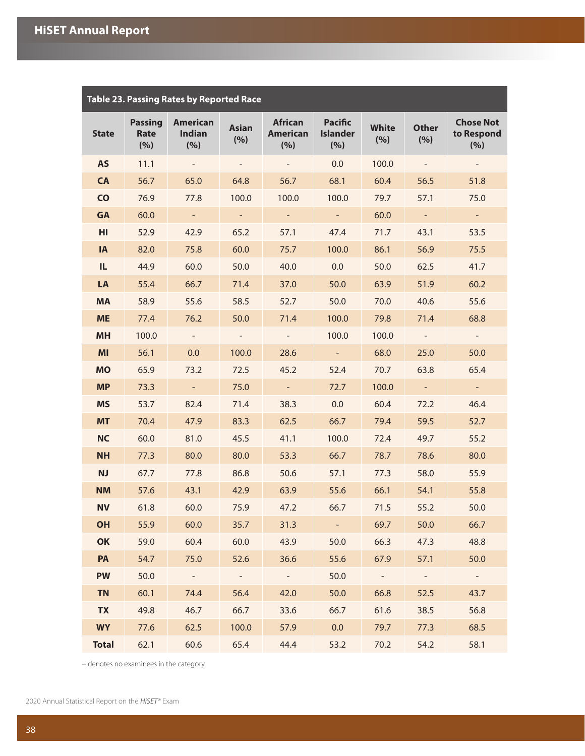**Table 23. Passing Rates by Reported Race**

| State | Passing Rate (%) | American Indian (%) | Asian (%) | African American (%) | Pacific Islander (%) | White (%) | Other (%) | Chose Not to Respond (%) |
|---|---|---|---|---|---|---|---|---|
| AS | 11.1 | - | - | - | 0.0 | 100.0 | - | - |
| CA | 56.7 | 65.0 | 64.8 | 56.7 | 68.1 | 60.4 | 56.5 | 51.8 |
| CO | 76.9 | 77.8 | 100.0 | 100.0 | 100.0 | 79.7 | 57.1 | 75.0 |
| GA | 60.0 | - | - | - | - | 60.0 | - | - |
| HI | 52.9 | 42.9 | 65.2 | 57.1 | 47.4 | 71.7 | 43.1 | 53.5 |
| IA | 82.0 | 75.8 | 60.0 | 75.7 | 100.0 | 86.1 | 56.9 | 75.5 |
| IL | 44.9 | 60.0 | 50.0 | 40.0 | 0.0 | 50.0 | 62.5 | 41.7 |
| LA | 55.4 | 66.7 | 71.4 | 37.0 | 50.0 | 63.9 | 51.9 | 60.2 |
| MA | 58.9 | 55.6 | 58.5 | 52.7 | 50.0 | 70.0 | 40.6 | 55.6 |
| ME | 77.4 | 76.2 | 50.0 | 71.4 | 100.0 | 79.8 | 71.4 | 68.8 |
| MH | 100.0 | - | - | - | 100.0 | 100.0 | - | - |
| MI | 56.1 | 0.0 | 100.0 | 28.6 | - | 68.0 | 25.0 | 50.0 |
| MO | 65.9 | 73.2 | 72.5 | 45.2 | 52.4 | 70.7 | 63.8 | 65.4 |
| MP | 73.3 | - | 75.0 | - | 72.7 | 100.0 | - | - |
| MS | 53.7 | 82.4 | 71.4 | 38.3 | 0.0 | 60.4 | 72.2 | 46.4 |
| MT | 70.4 | 47.9 | 83.3 | 62.5 | 66.7 | 79.4 | 59.5 | 52.7 |
| NC | 60.0 | 81.0 | 45.5 | 41.1 | 100.0 | 72.4 | 49.7 | 55.2 |
| NH | 77.3 | 80.0 | 80.0 | 53.3 | 66.7 | 78.7 | 78.6 | 80.0 |
| NJ | 67.7 | 77.8 | 86.8 | 50.6 | 57.1 | 77.3 | 58.0 | 55.9 |
| NM | 57.6 | 43.1 | 42.9 | 63.9 | 55.6 | 66.1 | 54.1 | 55.8 |
| NV | 61.8 | 60.0 | 75.9 | 47.2 | 66.7 | 71.5 | 55.2 | 50.0 |
| OH | 55.9 | 60.0 | 35.7 | 31.3 | - | 69.7 | 50.0 | 66.7 |
| OK | 59.0 | 60.4 | 60.0 | 43.9 | 50.0 | 66.3 | 47.3 | 48.8 |
| PA | 54.7 | 75.0 | 52.6 | 36.6 | 55.6 | 67.9 | 57.1 | 50.0 |
| PW | 50.0 | - | - | - | 50.0 | - | - | - |
| TN | 60.1 | 74.4 | 56.4 | 42.0 | 50.0 | 66.8 | 52.5 | 43.7 |
| TX | 49.8 | 46.7 | 66.7 | 33.6 | 66.7 | 61.6 | 38.5 | 56.8 |
| WY | 77.6 | 62.5 | 100.0 | 57.9 | 0.0 | 79.7 | 77.3 | 68.5 |
| Total | 62.1 | 60.6 | 65.4 | 44.4 | 53.2 | 70.2 | 54.2 | 58.1 |

– denotes no examinees in the category.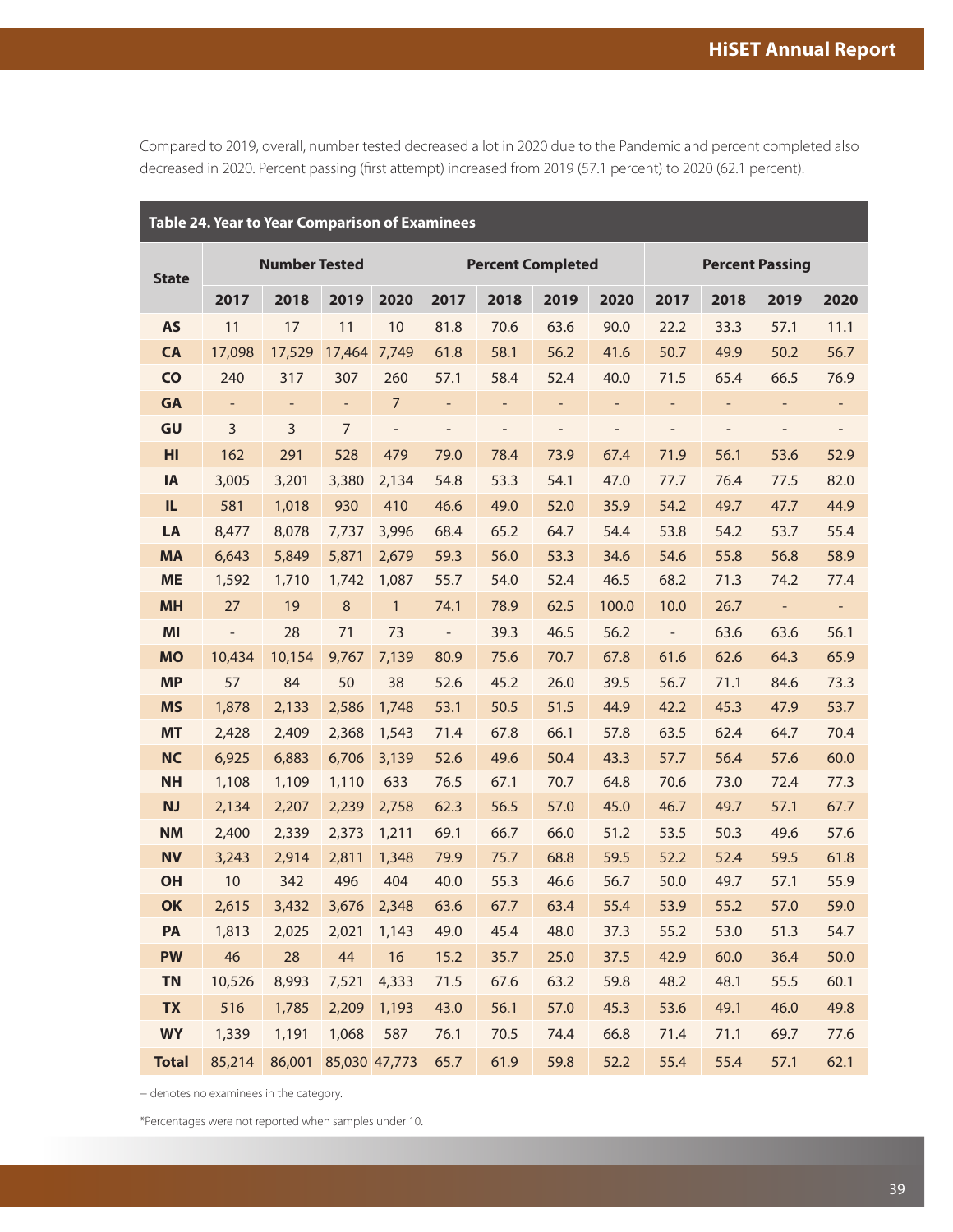Compared to 2019, overall, number tested decreased a lot in 2020 due to the Pandemic and percent completed also decreased in 2020. Percent passing (first attempt) increased from 2019 (57.1 percent) to 2020 (62.1 percent).

**Table 24. Year to Year Comparison of Examinees**

| State | Number Tested | | | | Percent Completed | | | | Percent Passing | | | |
|---|---|---|---|---|---|---|---|---|---|---|---|---|
| | 2017 | 2018 | 2019 | 2020 | 2017 | 2018 | 2019 | 2020 | 2017 | 2018 | 2019 | 2020 |
| AS | 11 | 17 | 11 | 10 | 81.8 | 70.6 | 63.6 | 90.0 | 22.2 | 33.3 | 57.1 | 11.1 |
| CA | 17,098 | 17,529 | 17,464 | 7,749 | 61.8 | 58.1 | 56.2 | 41.6 | 50.7 | 49.9 | 50.2 | 56.7 |
| CO | 240 | 317 | 307 | 260 | 57.1 | 58.4 | 52.4 | 40.0 | 71.5 | 65.4 | 66.5 | 76.9 |
| GA | - | - | - | 7 | - | - | - | - | - | - | - | - |
| GU | 3 | 3 | 7 | - | - | - | - | - | - | - | - | - |
| HI | 162 | 291 | 528 | 479 | 79.0 | 78.4 | 73.9 | 67.4 | 71.9 | 56.1 | 53.6 | 52.9 |
| IA | 3,005 | 3,201 | 3,380 | 2,134 | 54.8 | 53.3 | 54.1 | 47.0 | 77.7 | 76.4 | 77.5 | 82.0 |
| IL | 581 | 1,018 | 930 | 410 | 46.6 | 49.0 | 52.0 | 35.9 | 54.2 | 49.7 | 47.7 | 44.9 |
| LA | 8,477 | 8,078 | 7,737 | 3,996 | 68.4 | 65.2 | 64.7 | 54.4 | 53.8 | 54.2 | 53.7 | 55.4 |
| MA | 6,643 | 5,849 | 5,871 | 2,679 | 59.3 | 56.0 | 53.3 | 34.6 | 54.6 | 55.8 | 56.8 | 58.9 |
| ME | 1,592 | 1,710 | 1,742 | 1,087 | 55.7 | 54.0 | 52.4 | 46.5 | 68.2 | 71.3 | 74.2 | 77.4 |
| MH | 27 | 19 | 8 | 1 | 74.1 | 78.9 | 62.5 | 100.0 | 10.0 | 26.7 | - | - |
| MI | - | 28 | 71 | 73 | - | 39.3 | 46.5 | 56.2 | - | 63.6 | 63.6 | 56.1 |
| MO | 10,434 | 10,154 | 9,767 | 7,139 | 80.9 | 75.6 | 70.7 | 67.8 | 61.6 | 62.6 | 64.3 | 65.9 |
| MP | 57 | 84 | 50 | 38 | 52.6 | 45.2 | 26.0 | 39.5 | 56.7 | 71.1 | 84.6 | 73.3 |
| MS | 1,878 | 2,133 | 2,586 | 1,748 | 53.1 | 50.5 | 51.5 | 44.9 | 42.2 | 45.3 | 47.9 | 53.7 |
| MT | 2,428 | 2,409 | 2,368 | 1,543 | 71.4 | 67.8 | 66.1 | 57.8 | 63.5 | 62.4 | 64.7 | 70.4 |
| NC | 6,925 | 6,883 | 6,706 | 3,139 | 52.6 | 49.6 | 50.4 | 43.3 | 57.7 | 56.4 | 57.6 | 60.0 |
| NH | 1,108 | 1,109 | 1,110 | 633 | 76.5 | 67.1 | 70.7 | 64.8 | 70.6 | 73.0 | 72.4 | 77.3 |
| NJ | 2,134 | 2,207 | 2,239 | 2,758 | 62.3 | 56.5 | 57.0 | 45.0 | 46.7 | 49.7 | 57.1 | 67.7 |
| NM | 2,400 | 2,339 | 2,373 | 1,211 | 69.1 | 66.7 | 66.0 | 51.2 | 53.5 | 50.3 | 49.6 | 57.6 |
| NV | 3,243 | 2,914 | 2,811 | 1,348 | 79.9 | 75.7 | 68.8 | 59.5 | 52.2 | 52.4 | 59.5 | 61.8 |
| OH | 10 | 342 | 496 | 404 | 40.0 | 55.3 | 46.6 | 56.7 | 50.0 | 49.7 | 57.1 | 55.9 |
| OK | 2,615 | 3,432 | 3,676 | 2,348 | 63.6 | 67.7 | 63.4 | 55.4 | 53.9 | 55.2 | 57.0 | 59.0 |
| PA | 1,813 | 2,025 | 2,021 | 1,143 | 49.0 | 45.4 | 48.0 | 37.3 | 55.2 | 53.0 | 51.3 | 54.7 |
| PW | 46 | 28 | 44 | 16 | 15.2 | 35.7 | 25.0 | 37.5 | 42.9 | 60.0 | 36.4 | 50.0 |
| TN | 10,526 | 8,993 | 7,521 | 4,333 | 71.5 | 67.6 | 63.2 | 59.8 | 48.2 | 48.1 | 55.5 | 60.1 |
| TX | 516 | 1,785 | 2,209 | 1,193 | 43.0 | 56.1 | 57.0 | 45.3 | 53.6 | 49.1 | 46.0 | 49.8 |
| WY | 1,339 | 1,191 | 1,068 | 587 | 76.1 | 70.5 | 74.4 | 66.8 | 71.4 | 71.1 | 69.7 | 77.6 |
| **Total** | 85,214 | 86,001 | 85,030 | 47,773 | 65.7 | 61.9 | 59.8 | 52.2 | 55.4 | 55.4 | 57.1 | 62.1 |

– denotes no examinees in the category.

*Percentages were not reported when samples under 10.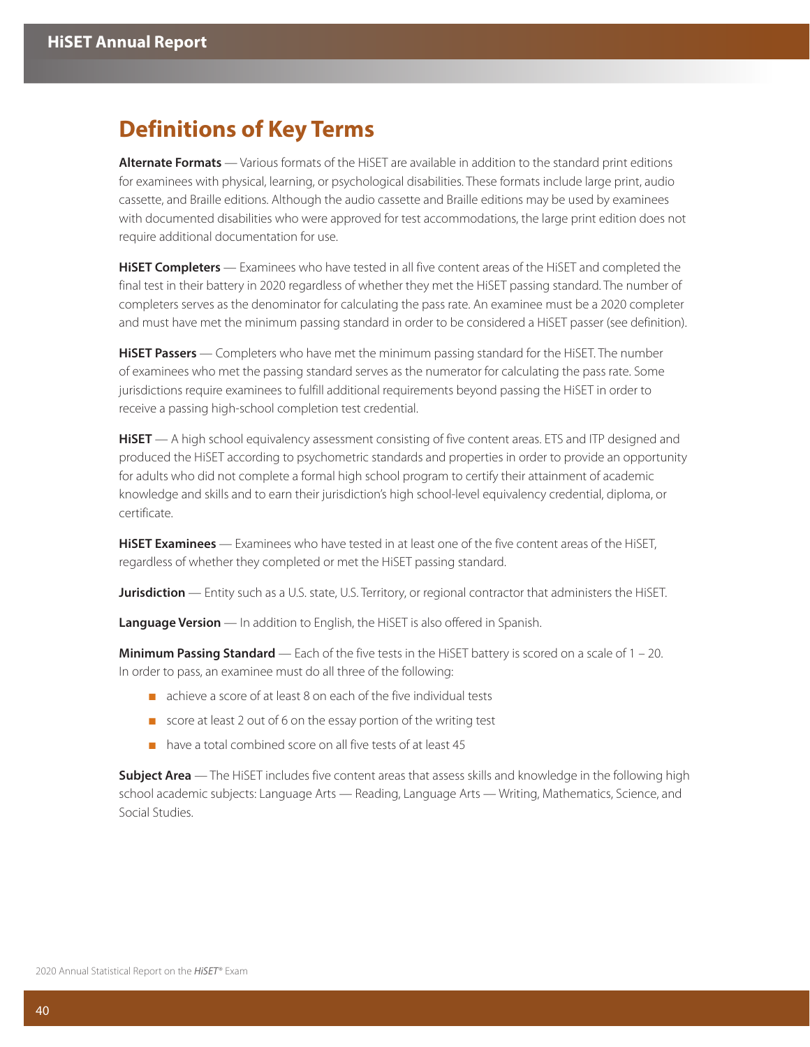# Definitions of Key Terms

**Alternate Formats** — Various formats of the HiSET are available in addition to the standard print editions for examinees with physical, learning, or psychological disabilities. These formats include large print, audio cassette, and Braille editions. Although the audio cassette and Braille editions may be used by examinees with documented disabilities who were approved for test accommodations, the large print edition does not require additional documentation for use.

**HiSET Completers** — Examinees who have tested in all five content areas of the HiSET and completed the final test in their battery in 2020 regardless of whether they met the HiSET passing standard. The number of completers serves as the denominator for calculating the pass rate. An examinee must be a 2020 completer and must have met the minimum passing standard in order to be considered a HiSET passer (see definition).

**HiSET Passers** — Completers who have met the minimum passing standard for the HiSET. The number of examinees who met the passing standard serves as the numerator for calculating the pass rate. Some jurisdictions require examinees to fulfill additional requirements beyond passing the HiSET in order to receive a passing high-school completion test credential.

**HiSET** — A high school equivalency assessment consisting of five content areas. ETS and ITP designed and produced the HiSET according to psychometric standards and properties in order to provide an opportunity for adults who did not complete a formal high school program to certify their attainment of academic knowledge and skills and to earn their jurisdiction's high school-level equivalency credential, diploma, or certificate.

**HiSET Examinees** — Examinees who have tested in at least one of the five content areas of the HiSET, regardless of whether they completed or met the HiSET passing standard.

**Jurisdiction** — Entity such as a U.S. state, U.S. Territory, or regional contractor that administers the HiSET.

**Language Version** — In addition to English, the HiSET is also offered in Spanish.

**Minimum Passing Standard** — Each of the five tests in the HiSET battery is scored on a scale of 1 – 20. In order to pass, an examinee must do all three of the following:

- achieve a score of at least 8 on each of the five individual tests
- score at least 2 out of 6 on the essay portion of the writing test
- have a total combined score on all five tests of at least 45

**Subject Area** — The HiSET includes five content areas that assess skills and knowledge in the following high school academic subjects: Language Arts — Reading, Language Arts — Writing, Mathematics, Science, and Social Studies.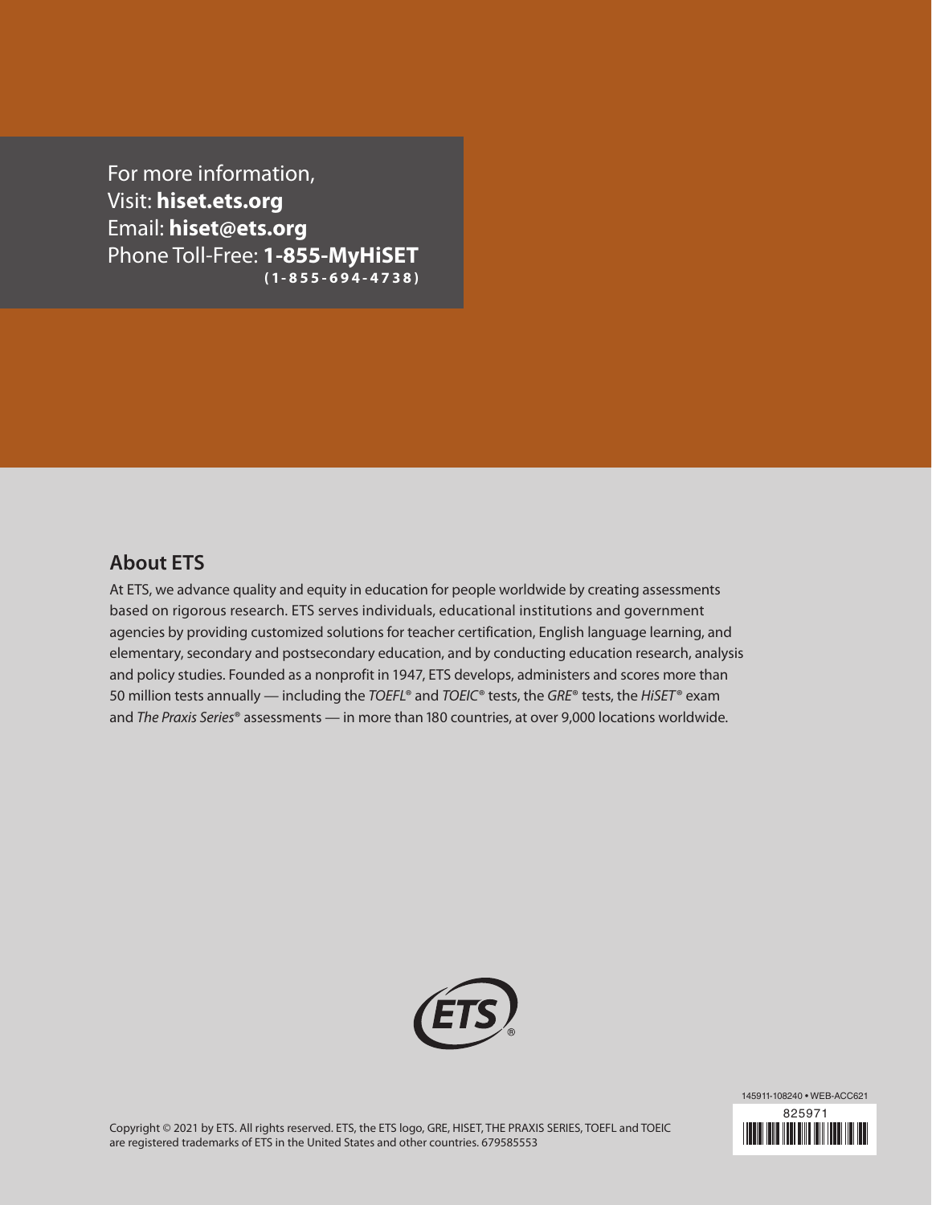For more information,
Visit: **hiset.ets.org**
Email: **hiset@ets.org**
Phone Toll-Free: **1-855-MyHiSET**
**(1-855-694-4738)**

## About ETS

At ETS, we advance quality and equity in education for people worldwide by creating assessments based on rigorous research. ETS serves individuals, educational institutions and government agencies by providing customized solutions for teacher certification, English language learning, and elementary, secondary and postsecondary education, and by conducting education research, analysis and policy studies. Founded as a nonprofit in 1947, ETS develops, administers and scores more than 50 million tests annually — including the *TOEFL*® and *TOEIC*® tests, the *GRE*® tests, the *HiSET*® exam and *The Praxis Series*® assessments — in more than 180 countries, at over 9,000 locations worldwide.

145911-108240 • WEB-ACC621

825971

Copyright © 2021 by ETS. All rights reserved. ETS, the ETS logo, GRE, HISET, THE PRAXIS SERIES, TOEFL and TOEIC are registered trademarks of ETS in the United States and other countries. 679585553